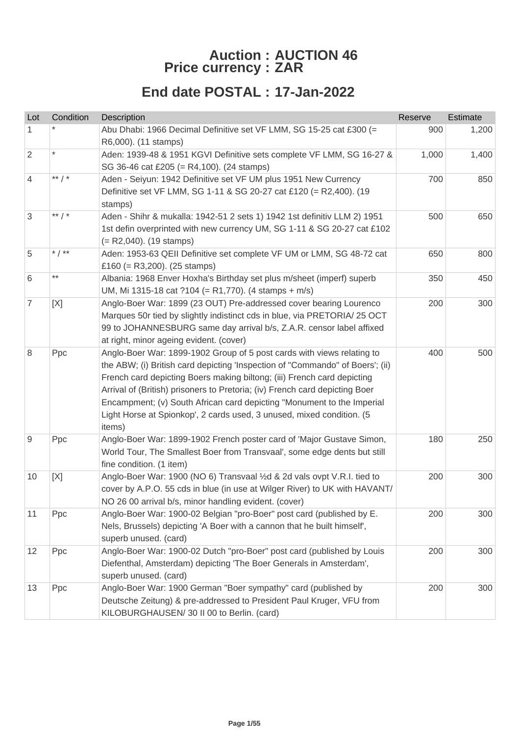# Auction : AUCTION 46
## Price currency : ZAR

## End date POSTAL : 17-Jan-2022

| Lot | Condition | Description | Reserve | Estimate |
|---|---|---|---|---|
| 1 | * | Abu Dhabi: 1966 Decimal Definitive set VF LMM, SG 15-25 cat £300 (= R6,000). (11 stamps) | 900 | 1,200 |
| 2 | * | Aden: 1939-48 & 1951 KGVI Definitive sets complete VF LMM, SG 16-27 & SG 36-46 cat £205 (= R4,100). (24 stamps) | 1,000 | 1,400 |
| 4 | ** / * | Aden - Seiyun: 1942 Definitive set VF UM plus 1951 New Currency Definitive set VF LMM, SG 1-11 & SG 20-27 cat £120 (= R2,400). (19 stamps) | 700 | 850 |
| 3 | ** / * | Aden - Shihr & mukalla: 1942-51 2 sets 1) 1942 1st definitiv LLM 2) 1951 1st defin overprinted with new currency UM, SG 1-11 & SG 20-27 cat £102 (= R2,040). (19 stamps) | 500 | 650 |
| 5 | * / ** | Aden: 1953-63 QEII Definitive set complete VF UM or LMM, SG 48-72 cat £160 (= R3,200). (25 stamps) | 650 | 800 |
| 6 | ** | Albania: 1968 Enver Hoxha's Birthday set plus m/sheet (imperf) superb UM, Mi 1315-18 cat ?104 (= R1,770). (4 stamps + m/s) | 350 | 450 |
| 7 | [X] | Anglo-Boer War: 1899 (23 OUT) Pre-addressed cover bearing Lourenco Marques 50r tied by slightly indistinct cds in blue, via PRETORIA/ 25 OCT 99 to JOHANNESBURG same day arrival b/s, Z.A.R. censor label affixed at right, minor ageing evident. (cover) | 200 | 300 |
| 8 | Ppc | Anglo-Boer War: 1899-1902 Group of 5 post cards with views relating to the ABW; (i) British card depicting 'Inspection of "Commando" of Boers'; (ii) French card depicting Boers making biltong; (iii) French card depicting Arrival of (British) prisoners to Pretoria; (iv) French card depicting Boer Encampment; (v) South African card depicting "Monument to the Imperial Light Horse at Spionkop', 2 cards used, 3 unused, mixed condition. (5 items) | 400 | 500 |
| 9 | Ppc | Anglo-Boer War: 1899-1902 French poster card of 'Major Gustave Simon, World Tour, The Smallest Boer from Transvaal', some edge dents but still fine condition. (1 item) | 180 | 250 |
| 10 | [X] | Anglo-Boer War: 1900 (NO 6) Transvaal ½d & 2d vals ovpt V.R.I. tied to cover by A.P.O. 55 cds in blue (in use at Wilger River) to UK with HAVANT/ NO 26 00 arrival b/s, minor handling evident. (cover) | 200 | 300 |
| 11 | Ppc | Anglo-Boer War: 1900-02 Belgian "pro-Boer" post card (published by E. Nels, Brussels) depicting 'A Boer with a cannon that he built himself', superb unused. (card) | 200 | 300 |
| 12 | Ppc | Anglo-Boer War: 1900-02 Dutch "pro-Boer" post card (published by Louis Diefenthal, Amsterdam) depicting 'The Boer Generals in Amsterdam', superb unused. (card) | 200 | 300 |
| 13 | Ppc | Anglo-Boer War: 1900 German "Boer sympathy" card (published by Deutsche Zeitung) & pre-addressed to President Paul Kruger, VFU from KILOBURGHAUSEN/ 30 II 00 to Berlin. (card) | 200 | 300 |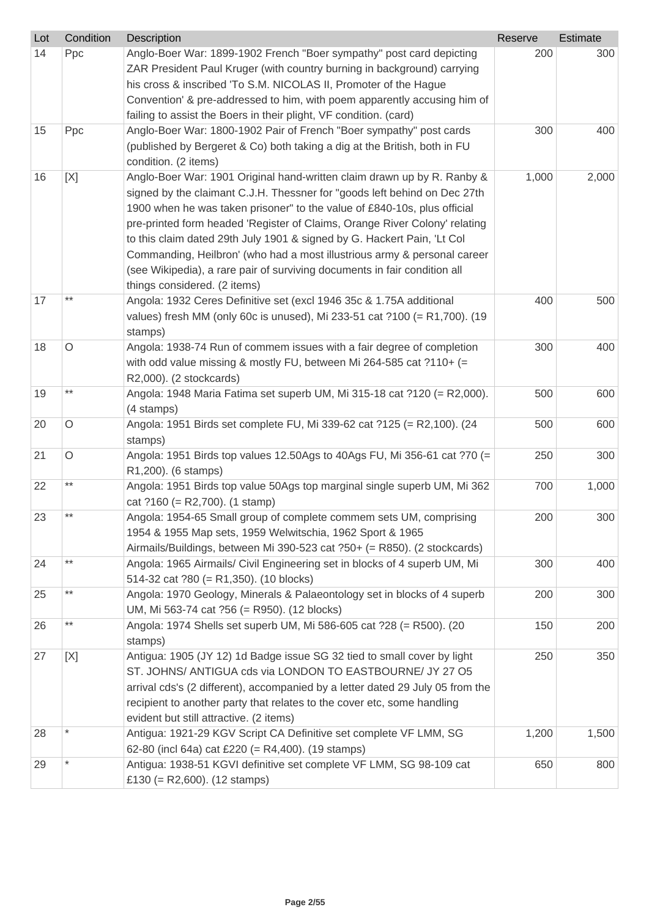| Lot | Condition | Description | Reserve | Estimate |
|---|---|---|---|---|
| 14 | Ppc | Anglo-Boer War: 1899-1902 French "Boer sympathy" post card depicting ZAR President Paul Kruger (with country burning in background) carrying his cross & inscribed 'To S.M. NICOLAS II, Promoter of the Hague Convention' & pre-addressed to him, with poem apparently accusing him of failing to assist the Boers in their plight, VF condition. (card) | 200 | 300 |
| 15 | Ppc | Anglo-Boer War: 1800-1902 Pair of French "Boer sympathy" post cards (published by Bergeret & Co) both taking a dig at the British, both in FU condition. (2 items) | 300 | 400 |
| 16 | [X] | Anglo-Boer War: 1901 Original hand-written claim drawn up by R. Ranby & signed by the claimant C.J.H. Thessner for "goods left behind on Dec 27th 1900 when he was taken prisoner" to the value of £840-10s, plus official pre-printed form headed 'Register of Claims, Orange River Colony' relating to this claim dated 29th July 1901 & signed by G. Hackert Pain, 'Lt Col Commanding, Heilbron' (who had a most illustrious army & personal career (see Wikipedia), a rare pair of surviving documents in fair condition all things considered. (2 items) | 1,000 | 2,000 |
| 17 | ** | Angola: 1932 Ceres Definitive set (excl 1946 35c & 1.75A additional values) fresh MM (only 60c is unused), Mi 233-51 cat ?100 (= R1,700). (19 stamps) | 400 | 500 |
| 18 | O | Angola: 1938-74 Run of commem issues with a fair degree of completion with odd value missing & mostly FU, between Mi 264-585 cat ?110+ (= R2,000). (2 stockcards) | 300 | 400 |
| 19 | ** | Angola: 1948 Maria Fatima set superb UM, Mi 315-18 cat ?120 (= R2,000). (4 stamps) | 500 | 600 |
| 20 | O | Angola: 1951 Birds set complete FU, Mi 339-62 cat ?125 (= R2,100). (24 stamps) | 500 | 600 |
| 21 | O | Angola: 1951 Birds top values 12.50Ags to 40Ags FU, Mi 356-61 cat ?70 (= R1,200). (6 stamps) | 250 | 300 |
| 22 | ** | Angola: 1951 Birds top value 50Ags top marginal single superb UM, Mi 362 cat ?160 (= R2,700). (1 stamp) | 700 | 1,000 |
| 23 | ** | Angola: 1954-65 Small group of complete commem sets UM, comprising 1954 & 1955 Map sets, 1959 Welwitschia, 1962 Sport & 1965 Airmails/Buildings, between Mi 390-523 cat ?50+ (= R850). (2 stockcards) | 200 | 300 |
| 24 | ** | Angola: 1965 Airmails/ Civil Engineering set in blocks of 4 superb UM, Mi 514-32 cat ?80 (= R1,350). (10 blocks) | 300 | 400 |
| 25 | ** | Angola: 1970 Geology, Minerals & Palaeontology set in blocks of 4 superb UM, Mi 563-74 cat ?56 (= R950). (12 blocks) | 200 | 300 |
| 26 | ** | Angola: 1974 Shells set superb UM, Mi 586-605 cat ?28 (= R500). (20 stamps) | 150 | 200 |
| 27 | [X] | Antigua: 1905 (JY 12) 1d Badge issue SG 32 tied to small cover by light ST. JOHNS/ ANTIGUA cds via LONDON TO EASTBOURNE/ JY 27 O5 arrival cds's (2 different), accompanied by a letter dated 29 July 05 from the recipient to another party that relates to the cover etc, some handling evident but still attractive. (2 items) | 250 | 350 |
| 28 | * | Antigua: 1921-29 KGV Script CA Definitive set complete VF LMM, SG 62-80 (incl 64a) cat £220 (= R4,400). (19 stamps) | 1,200 | 1,500 |
| 29 | * | Antigua: 1938-51 KGVI definitive set complete VF LMM, SG 98-109 cat £130 (= R2,600). (12 stamps) | 650 | 800 |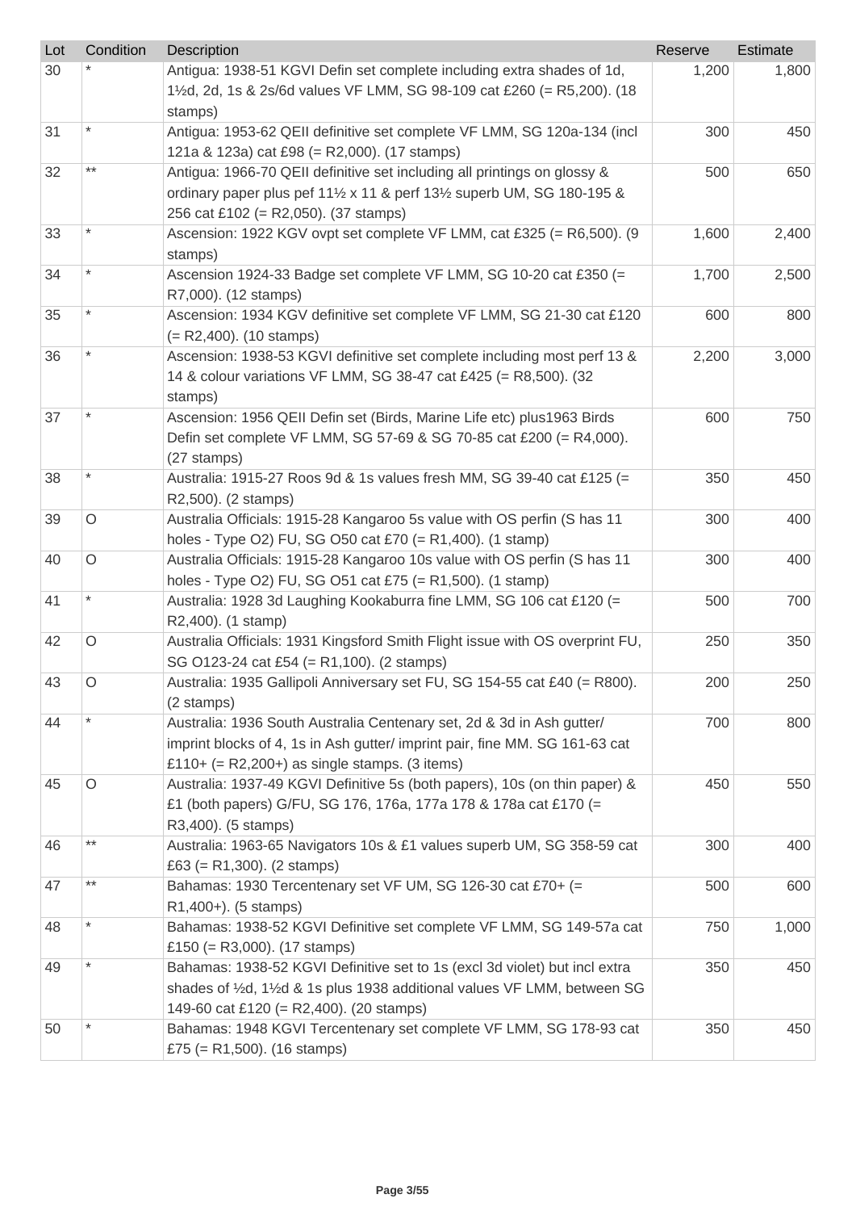| Lot | Condition | Description | Reserve | Estimate |
|---|---|---|---|---|
| 30 | * | Antigua: 1938-51 KGVI Defin set complete including extra shades of 1d, 1½d, 2d, 1s & 2s/6d values VF LMM, SG 98-109 cat £260 (= R5,200). (18 stamps) | 1,200 | 1,800 |
| 31 | * | Antigua: 1953-62 QEII definitive set complete VF LMM, SG 120a-134 (incl 121a & 123a) cat £98 (= R2,000). (17 stamps) | 300 | 450 |
| 32 | ** | Antigua: 1966-70 QEII definitive set including all printings on glossy & ordinary paper plus pef 11½ x 11 & perf 13½ superb UM, SG 180-195 & 256 cat £102 (= R2,050). (37 stamps) | 500 | 650 |
| 33 | * | Ascension: 1922 KGV ovpt set complete VF LMM, cat £325 (= R6,500). (9 stamps) | 1,600 | 2,400 |
| 34 | * | Ascension 1924-33 Badge set complete VF LMM, SG 10-20 cat £350 (= R7,000). (12 stamps) | 1,700 | 2,500 |
| 35 | * | Ascension: 1934 KGV definitive set complete VF LMM, SG 21-30 cat £120 (= R2,400). (10 stamps) | 600 | 800 |
| 36 | * | Ascension: 1938-53 KGVI definitive set complete including most perf 13 & 14 & colour variations VF LMM, SG 38-47 cat £425 (= R8,500). (32 stamps) | 2,200 | 3,000 |
| 37 | * | Ascension: 1956 QEII Defin set (Birds, Marine Life etc) plus1963 Birds Defin set complete VF LMM, SG 57-69 & SG 70-85 cat £200 (= R4,000). (27 stamps) | 600 | 750 |
| 38 | * | Australia: 1915-27 Roos 9d & 1s values fresh MM, SG 39-40 cat £125 (= R2,500). (2 stamps) | 350 | 450 |
| 39 | O | Australia Officials: 1915-28 Kangaroo 5s value with OS perfin (S has 11 holes - Type O2) FU, SG O50 cat £70 (= R1,400). (1 stamp) | 300 | 400 |
| 40 | O | Australia Officials: 1915-28 Kangaroo 10s value with OS perfin (S has 11 holes - Type O2) FU, SG O51 cat £75 (= R1,500). (1 stamp) | 300 | 400 |
| 41 | * | Australia: 1928 3d Laughing Kookaburra fine LMM, SG 106 cat £120 (= R2,400). (1 stamp) | 500 | 700 |
| 42 | O | Australia Officials: 1931 Kingsford Smith Flight issue with OS overprint FU, SG O123-24 cat £54 (= R1,100). (2 stamps) | 250 | 350 |
| 43 | O | Australia: 1935 Gallipoli Anniversary set FU, SG 154-55 cat £40 (= R800). (2 stamps) | 200 | 250 |
| 44 | * | Australia: 1936 South Australia Centenary set, 2d & 3d in Ash gutter/ imprint blocks of 4, 1s in Ash gutter/ imprint pair, fine MM. SG 161-63 cat £110+ (= R2,200+) as single stamps. (3 items) | 700 | 800 |
| 45 | O | Australia: 1937-49 KGVI Definitive 5s (both papers), 10s (on thin paper) & £1 (both papers) G/FU, SG 176, 176a, 177a 178 & 178a cat £170 (= R3,400). (5 stamps) | 450 | 550 |
| 46 | ** | Australia: 1963-65 Navigators 10s & £1 values superb UM, SG 358-59 cat £63 (= R1,300). (2 stamps) | 300 | 400 |
| 47 | ** | Bahamas: 1930 Tercentenary set VF UM, SG 126-30 cat £70+ (= R1,400+). (5 stamps) | 500 | 600 |
| 48 | * | Bahamas: 1938-52 KGVI Definitive set complete VF LMM, SG 149-57a cat £150 (= R3,000). (17 stamps) | 750 | 1,000 |
| 49 | * | Bahamas: 1938-52 KGVI Definitive set to 1s (excl 3d violet) but incl extra shades of ½d, 1½d & 1s plus 1938 additional values VF LMM, between SG 149-60 cat £120 (= R2,400). (20 stamps) | 350 | 450 |
| 50 | * | Bahamas: 1948 KGVI Tercentenary set complete VF LMM, SG 178-93 cat £75 (= R1,500). (16 stamps) | 350 | 450 |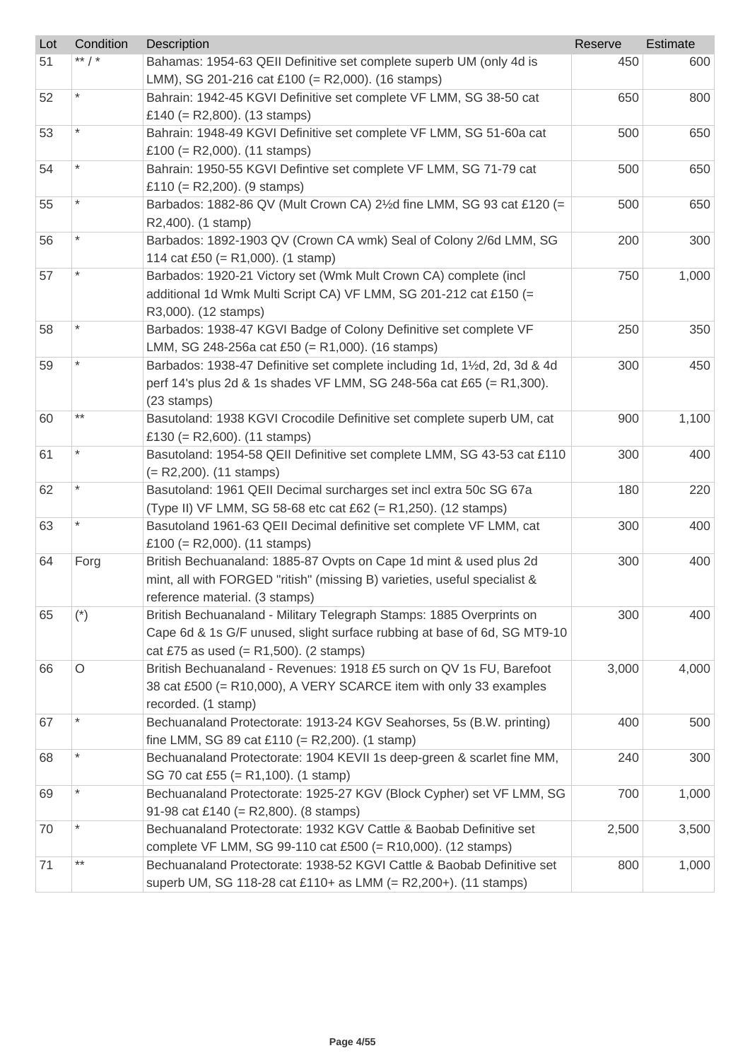| Lot | Condition | Description | Reserve | Estimate |
|---|---|---|---|---|
| 51 | ** / * | Bahamas: 1954-63 QEII Definitive set complete superb UM (only 4d is LMM), SG 201-216 cat £100 (= R2,000). (16 stamps) | 450 | 600 |
| 52 | * | Bahrain: 1942-45 KGVI Definitive set complete VF LMM, SG 38-50 cat £140 (= R2,800). (13 stamps) | 650 | 800 |
| 53 | * | Bahrain: 1948-49 KGVI Definitive set complete VF LMM, SG 51-60a cat £100 (= R2,000). (11 stamps) | 500 | 650 |
| 54 | * | Bahrain: 1950-55 KGVI Defintive set complete VF LMM, SG 71-79 cat £110 (= R2,200). (9 stamps) | 500 | 650 |
| 55 | * | Barbados: 1882-86 QV (Mult Crown CA) 2½d fine LMM, SG 93 cat £120 (= R2,400). (1 stamp) | 500 | 650 |
| 56 | * | Barbados: 1892-1903 QV (Crown CA wmk) Seal of Colony 2/6d LMM, SG 114 cat £50 (= R1,000). (1 stamp) | 200 | 300 |
| 57 | * | Barbados: 1920-21 Victory set (Wmk Mult Crown CA) complete (incl additional 1d Wmk Multi Script CA) VF LMM, SG 201-212 cat £150 (= R3,000). (12 stamps) | 750 | 1,000 |
| 58 | * | Barbados: 1938-47 KGVI Badge of Colony Definitive set complete VF LMM, SG 248-256a cat £50 (= R1,000). (16 stamps) | 250 | 350 |
| 59 | * | Barbados: 1938-47 Definitive set complete including 1d, 1½d, 2d, 3d & 4d perf 14's plus 2d & 1s shades VF LMM, SG 248-56a cat £65 (= R1,300). (23 stamps) | 300 | 450 |
| 60 | ** | Basutoland: 1938 KGVI Crocodile Definitive set complete superb UM, cat £130 (= R2,600). (11 stamps) | 900 | 1,100 |
| 61 | * | Basutoland: 1954-58 QEII Definitive set complete LMM, SG 43-53 cat £110 (= R2,200). (11 stamps) | 300 | 400 |
| 62 | * | Basutoland: 1961 QEII Decimal surcharges set incl extra 50c SG 67a (Type II) VF LMM, SG 58-68 etc cat £62 (= R1,250). (12 stamps) | 180 | 220 |
| 63 | * | Basutoland 1961-63 QEII Decimal definitive set complete VF LMM, cat £100 (= R2,000). (11 stamps) | 300 | 400 |
| 64 | Forg | British Bechuanaland: 1885-87 Ovpts on Cape 1d mint & used plus 2d mint, all with FORGED "ritish" (missing B) varieties, useful specialist & reference material. (3 stamps) | 300 | 400 |
| 65 | (*) | British Bechuanaland - Military Telegraph Stamps: 1885 Overprints on Cape 6d & 1s G/F unused, slight surface rubbing at base of 6d, SG MT9-10 cat £75 as used (= R1,500). (2 stamps) | 300 | 400 |
| 66 | O | British Bechuanaland - Revenues: 1918 £5 surch on QV 1s FU, Barefoot 38 cat £500 (= R10,000), A VERY SCARCE item with only 33 examples recorded. (1 stamp) | 3,000 | 4,000 |
| 67 | * | Bechuanaland Protectorate: 1913-24 KGV Seahorses, 5s (B.W. printing) fine LMM, SG 89 cat £110 (= R2,200). (1 stamp) | 400 | 500 |
| 68 | * | Bechuanaland Protectorate: 1904 KEVII 1s deep-green & scarlet fine MM, SG 70 cat £55 (= R1,100). (1 stamp) | 240 | 300 |
| 69 | * | Bechuanaland Protectorate: 1925-27 KGV (Block Cypher) set VF LMM, SG 91-98 cat £140 (= R2,800). (8 stamps) | 700 | 1,000 |
| 70 | * | Bechuanaland Protectorate: 1932 KGV Cattle & Baobab Definitive set complete VF LMM, SG 99-110 cat £500 (= R10,000). (12 stamps) | 2,500 | 3,500 |
| 71 | ** | Bechuanaland Protectorate: 1938-52 KGVI Cattle & Baobab Definitive set superb UM, SG 118-28 cat £110+ as LMM (= R2,200+). (11 stamps) | 800 | 1,000 |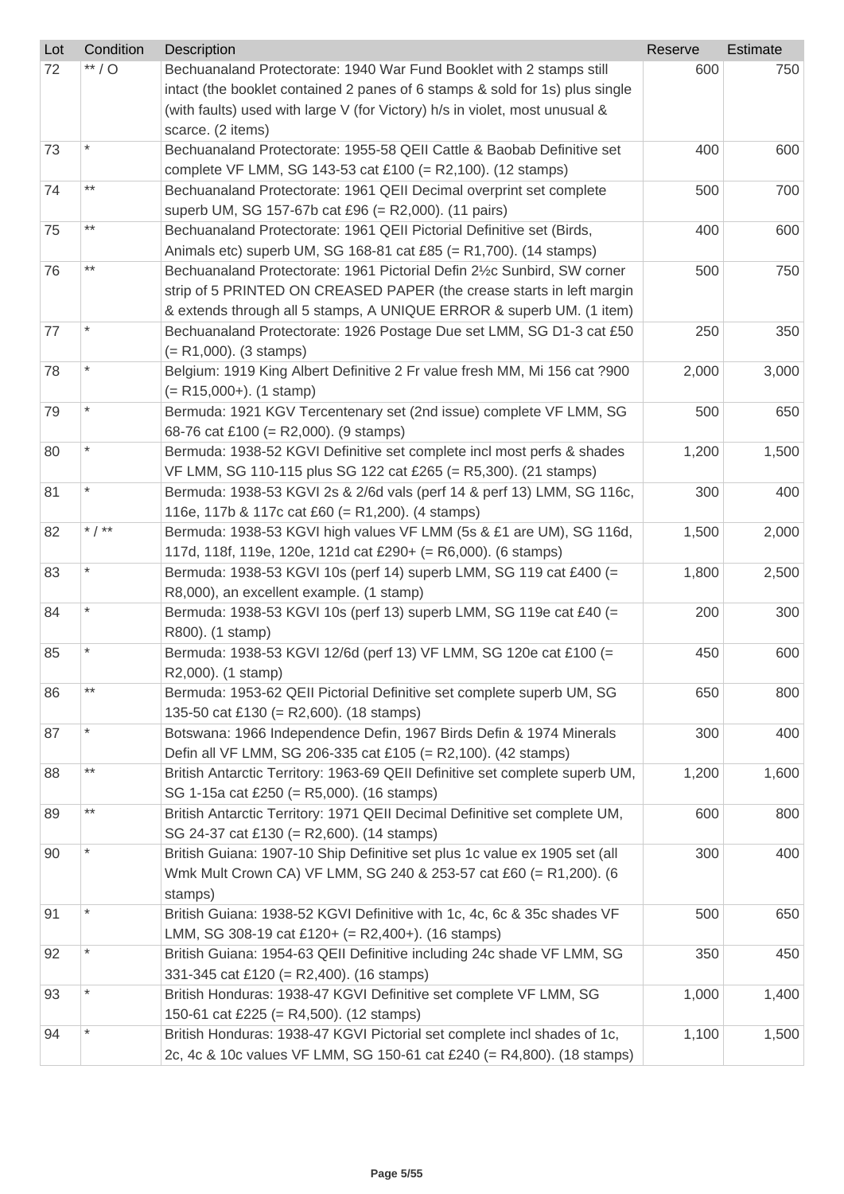| Lot | Condition | Description | Reserve | Estimate |
|---|---|---|---|---|
| 72 | ** / O | Bechuanaland Protectorate: 1940 War Fund Booklet with 2 stamps still intact (the booklet contained 2 panes of 6 stamps & sold for 1s) plus single (with faults) used with large V (for Victory) h/s in violet, most unusual & scarce. (2 items) | 600 | 750 |
| 73 | * | Bechuanaland Protectorate: 1955-58 QEII Cattle & Baobab Definitive set complete VF LMM, SG 143-53 cat £100 (= R2,100). (12 stamps) | 400 | 600 |
| 74 | ** | Bechuanaland Protectorate: 1961 QEII Decimal overprint set complete superb UM, SG 157-67b cat £96 (= R2,000). (11 pairs) | 500 | 700 |
| 75 | ** | Bechuanaland Protectorate: 1961 QEII Pictorial Definitive set (Birds, Animals etc) superb UM, SG 168-81 cat £85 (= R1,700). (14 stamps) | 400 | 600 |
| 76 | ** | Bechuanaland Protectorate: 1961 Pictorial Defin 2½c Sunbird, SW corner strip of 5 PRINTED ON CREASED PAPER (the crease starts in left margin & extends through all 5 stamps, A UNIQUE ERROR & superb UM. (1 item) | 500 | 750 |
| 77 | * | Bechuanaland Protectorate: 1926 Postage Due set LMM, SG D1-3 cat £50 (= R1,000). (3 stamps) | 250 | 350 |
| 78 | * | Belgium: 1919 King Albert Definitive 2 Fr value fresh MM, Mi 156 cat ?900 (= R15,000+). (1 stamp) | 2,000 | 3,000 |
| 79 | * | Bermuda: 1921 KGV Tercentenary set (2nd issue) complete VF LMM, SG 68-76 cat £100 (= R2,000). (9 stamps) | 500 | 650 |
| 80 | * | Bermuda: 1938-52 KGVI Definitive set complete incl most perfs & shades VF LMM, SG 110-115 plus SG 122 cat £265 (= R5,300). (21 stamps) | 1,200 | 1,500 |
| 81 | * | Bermuda: 1938-53 KGVI 2s & 2/6d vals (perf 14 & perf 13) LMM, SG 116c, 116e, 117b & 117c cat £60 (= R1,200). (4 stamps) | 300 | 400 |
| 82 | * / ** | Bermuda: 1938-53 KGVI high values VF LMM (5s & £1 are UM), SG 116d, 117d, 118f, 119e, 120e, 121d cat £290+ (= R6,000). (6 stamps) | 1,500 | 2,000 |
| 83 | * | Bermuda: 1938-53 KGVI 10s (perf 14) superb LMM, SG 119 cat £400 (= R8,000), an excellent example. (1 stamp) | 1,800 | 2,500 |
| 84 | * | Bermuda: 1938-53 KGVI 10s (perf 13) superb LMM, SG 119e cat £40 (= R800). (1 stamp) | 200 | 300 |
| 85 | * | Bermuda: 1938-53 KGVI 12/6d (perf 13) VF LMM, SG 120e cat £100 (= R2,000). (1 stamp) | 450 | 600 |
| 86 | ** | Bermuda: 1953-62 QEII Pictorial Definitive set complete superb UM, SG 135-50 cat £130 (= R2,600). (18 stamps) | 650 | 800 |
| 87 | * | Botswana: 1966 Independence Defin, 1967 Birds Defin & 1974 Minerals Defin all VF LMM, SG 206-335 cat £105 (= R2,100). (42 stamps) | 300 | 400 |
| 88 | ** | British Antarctic Territory: 1963-69 QEII Definitive set complete superb UM, SG 1-15a cat £250 (= R5,000). (16 stamps) | 1,200 | 1,600 |
| 89 | ** | British Antarctic Territory: 1971 QEII Decimal Definitive set complete UM, SG 24-37 cat £130 (= R2,600). (14 stamps) | 600 | 800 |
| 90 | * | British Guiana: 1907-10 Ship Definitive set plus 1c value ex 1905 set (all Wmk Mult Crown CA) VF LMM, SG 240 & 253-57 cat £60 (= R1,200). (6 stamps) | 300 | 400 |
| 91 | * | British Guiana: 1938-52 KGVI Definitive with 1c, 4c, 6c & 35c shades VF LMM, SG 308-19 cat £120+ (= R2,400+). (16 stamps) | 500 | 650 |
| 92 | * | British Guiana: 1954-63 QEII Definitive including 24c shade VF LMM, SG 331-345 cat £120 (= R2,400). (16 stamps) | 350 | 450 |
| 93 | * | British Honduras: 1938-47 KGVI Definitive set complete VF LMM, SG 150-61 cat £225 (= R4,500). (12 stamps) | 1,000 | 1,400 |
| 94 | * | British Honduras: 1938-47 KGVI Pictorial set complete incl shades of 1c, 2c, 4c & 10c values VF LMM, SG 150-61 cat £240 (= R4,800). (18 stamps) | 1,100 | 1,500 |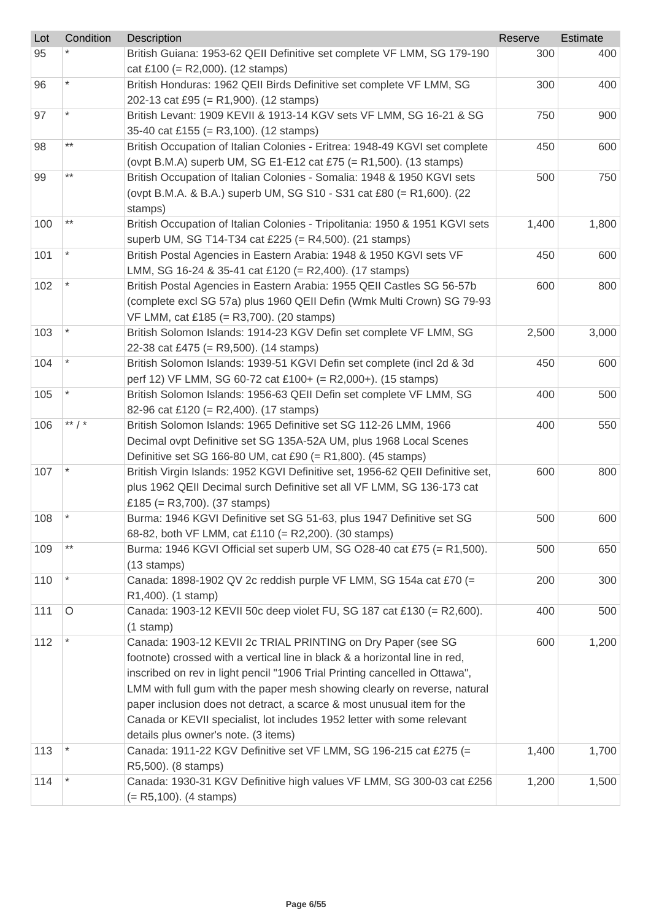| Lot | Condition | Description | Reserve | Estimate |
|---|---|---|---|---|
| 95 | * | British Guiana: 1953-62 QEII Definitive set complete VF LMM, SG 179-190 cat £100 (= R2,000). (12 stamps) | 300 | 400 |
| 96 | * | British Honduras: 1962 QEII Birds Definitive set complete VF LMM, SG 202-13 cat £95 (= R1,900). (12 stamps) | 300 | 400 |
| 97 | * | British Levant: 1909 KEVII & 1913-14 KGV sets VF LMM, SG 16-21 & SG 35-40 cat £155 (= R3,100). (12 stamps) | 750 | 900 |
| 98 | ** | British Occupation of Italian Colonies - Eritrea: 1948-49 KGVI set complete (ovpt B.M.A) superb UM, SG E1-E12 cat £75 (= R1,500). (13 stamps) | 450 | 600 |
| 99 | ** | British Occupation of Italian Colonies - Somalia: 1948 & 1950 KGVI sets (ovpt B.M.A. & B.A.) superb UM, SG S10 - S31 cat £80 (= R1,600). (22 stamps) | 500 | 750 |
| 100 | ** | British Occupation of Italian Colonies - Tripolitania: 1950 & 1951 KGVI sets superb UM, SG T14-T34 cat £225 (= R4,500). (21 stamps) | 1,400 | 1,800 |
| 101 | * | British Postal Agencies in Eastern Arabia: 1948 & 1950 KGVI sets VF LMM, SG 16-24 & 35-41 cat £120 (= R2,400). (17 stamps) | 450 | 600 |
| 102 | * | British Postal Agencies in Eastern Arabia: 1955 QEII Castles SG 56-57b (complete excl SG 57a) plus 1960 QEII Defin (Wmk Multi Crown) SG 79-93 VF LMM, cat £185 (= R3,700). (20 stamps) | 600 | 800 |
| 103 | * | British Solomon Islands: 1914-23 KGV Defin set complete VF LMM, SG 22-38 cat £475 (= R9,500). (14 stamps) | 2,500 | 3,000 |
| 104 | * | British Solomon Islands: 1939-51 KGVI Defin set complete (incl 2d & 3d perf 12) VF LMM, SG 60-72 cat £100+ (= R2,000+). (15 stamps) | 450 | 600 |
| 105 | * | British Solomon Islands: 1956-63 QEII Defin set complete VF LMM, SG 82-96 cat £120 (= R2,400). (17 stamps) | 400 | 500 |
| 106 | ** / * | British Solomon Islands: 1965 Definitive set SG 112-26 LMM, 1966 Decimal ovpt Definitive set SG 135A-52A UM, plus 1968 Local Scenes Definitive set SG 166-80 UM, cat £90 (= R1,800). (45 stamps) | 400 | 550 |
| 107 | * | British Virgin Islands: 1952 KGVI Definitive set, 1956-62 QEII Definitive set, plus 1962 QEII Decimal surch Definitive set all VF LMM, SG 136-173 cat £185 (= R3,700). (37 stamps) | 600 | 800 |
| 108 | * | Burma: 1946 KGVI Definitive set SG 51-63, plus 1947 Definitive set SG 68-82, both VF LMM, cat £110 (= R2,200). (30 stamps) | 500 | 600 |
| 109 | ** | Burma: 1946 KGVI Official set superb UM, SG O28-40 cat £75 (= R1,500). (13 stamps) | 500 | 650 |
| 110 | * | Canada: 1898-1902 QV 2c reddish purple VF LMM, SG 154a cat £70 (= R1,400). (1 stamp) | 200 | 300 |
| 111 | O | Canada: 1903-12 KEVII 50c deep violet FU, SG 187 cat £130 (= R2,600). (1 stamp) | 400 | 500 |
| 112 | * | Canada: 1903-12 KEVII 2c TRIAL PRINTING on Dry Paper (see SG footnote) crossed with a vertical line in black & a horizontal line in red, inscribed on rev in light pencil "1906 Trial Printing cancelled in Ottawa", LMM with full gum with the paper mesh showing clearly on reverse, natural paper inclusion does not detract, a scarce & most unusual item for the Canada or KEVII specialist, lot includes 1952 letter with some relevant details plus owner's note. (3 items) | 600 | 1,200 |
| 113 | * | Canada: 1911-22 KGV Definitive set VF LMM, SG 196-215 cat £275 (= R5,500). (8 stamps) | 1,400 | 1,700 |
| 114 | * | Canada: 1930-31 KGV Definitive high values VF LMM, SG 300-03 cat £256 (= R5,100). (4 stamps) | 1,200 | 1,500 |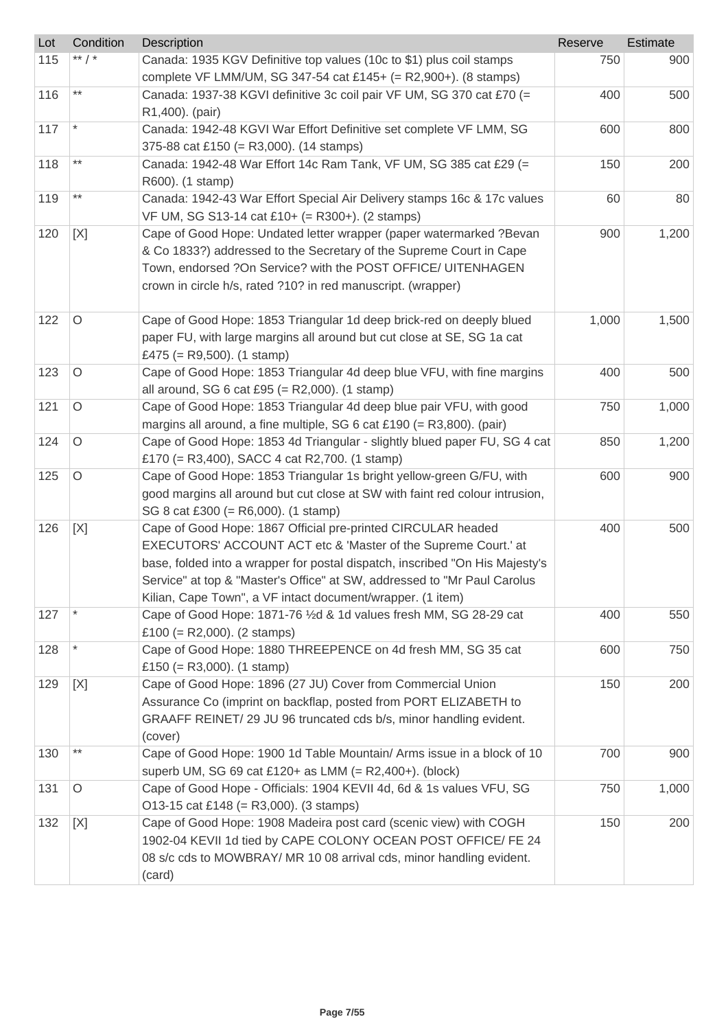| Lot | Condition | Description | Reserve | Estimate |
|---|---|---|---|---|
| 115 | ** / * | Canada: 1935 KGV Definitive top values (10c to $1) plus coil stamps complete VF LMM/UM, SG 347-54 cat £145+ (= R2,900+). (8 stamps) | 750 | 900 |
| 116 | ** | Canada: 1937-38 KGVI definitive 3c coil pair VF UM, SG 370 cat £70 (= R1,400). (pair) | 400 | 500 |
| 117 | * | Canada: 1942-48 KGVI War Effort Definitive set complete VF LMM, SG 375-88 cat £150 (= R3,000). (14 stamps) | 600 | 800 |
| 118 | ** | Canada: 1942-48 War Effort 14c Ram Tank, VF UM, SG 385 cat £29 (= R600). (1 stamp) | 150 | 200 |
| 119 | ** | Canada: 1942-43 War Effort Special Air Delivery stamps 16c & 17c values VF UM, SG S13-14 cat £10+ (= R300+). (2 stamps) | 60 | 80 |
| 120 | [X] | Cape of Good Hope: Undated letter wrapper (paper watermarked ?Bevan & Co 1833?) addressed to the Secretary of the Supreme Court in Cape Town, endorsed ?On Service? with the POST OFFICE/ UITENHAGEN crown in circle h/s, rated ?10? in red manuscript. (wrapper) | 900 | 1,200 |
| 122 | O | Cape of Good Hope: 1853 Triangular 1d deep brick-red on deeply blued paper FU, with large margins all around but cut close at SE, SG 1a cat £475 (= R9,500). (1 stamp) | 1,000 | 1,500 |
| 123 | O | Cape of Good Hope: 1853 Triangular 4d deep blue VFU, with fine margins all around, SG 6 cat £95 (= R2,000). (1 stamp) | 400 | 500 |
| 121 | O | Cape of Good Hope: 1853 Triangular 4d deep blue pair VFU, with good margins all around, a fine multiple, SG 6 cat £190 (= R3,800). (pair) | 750 | 1,000 |
| 124 | O | Cape of Good Hope: 1853 4d Triangular - slightly blued paper FU, SG 4 cat £170 (= R3,400), SACC 4 cat R2,700. (1 stamp) | 850 | 1,200 |
| 125 | O | Cape of Good Hope: 1853 Triangular 1s bright yellow-green G/FU, with good margins all around but cut close at SW with faint red colour intrusion, SG 8 cat £300 (= R6,000). (1 stamp) | 600 | 900 |
| 126 | [X] | Cape of Good Hope: 1867 Official pre-printed CIRCULAR headed EXECUTORS' ACCOUNT ACT etc & 'Master of the Supreme Court.' at base, folded into a wrapper for postal dispatch, inscribed "On His Majesty's Service" at top & "Master's Office" at SW, addressed to "Mr Paul Carolus Kilian, Cape Town", a VF intact document/wrapper. (1 item) | 400 | 500 |
| 127 | * | Cape of Good Hope: 1871-76 ½d & 1d values fresh MM, SG 28-29 cat £100 (= R2,000). (2 stamps) | 400 | 550 |
| 128 | * | Cape of Good Hope: 1880 THREEPENCE on 4d fresh MM, SG 35 cat £150 (= R3,000). (1 stamp) | 600 | 750 |
| 129 | [X] | Cape of Good Hope: 1896 (27 JU) Cover from Commercial Union Assurance Co (imprint on backflap, posted from PORT ELIZABETH to GRAAFF REINET/ 29 JU 96 truncated cds b/s, minor handling evident. (cover) | 150 | 200 |
| 130 | ** | Cape of Good Hope: 1900 1d Table Mountain/ Arms issue in a block of 10 superb UM, SG 69 cat £120+ as LMM (= R2,400+). (block) | 700 | 900 |
| 131 | O | Cape of Good Hope - Officials: 1904 KEVII 4d, 6d & 1s values VFU, SG O13-15 cat £148 (= R3,000). (3 stamps) | 750 | 1,000 |
| 132 | [X] | Cape of Good Hope: 1908 Madeira post card (scenic view) with COGH 1902-04 KEVII 1d tied by CAPE COLONY OCEAN POST OFFICE/ FE 24 08 s/c cds to MOWBRAY/ MR 10 08 arrival cds, minor handling evident. (card) | 150 | 200 |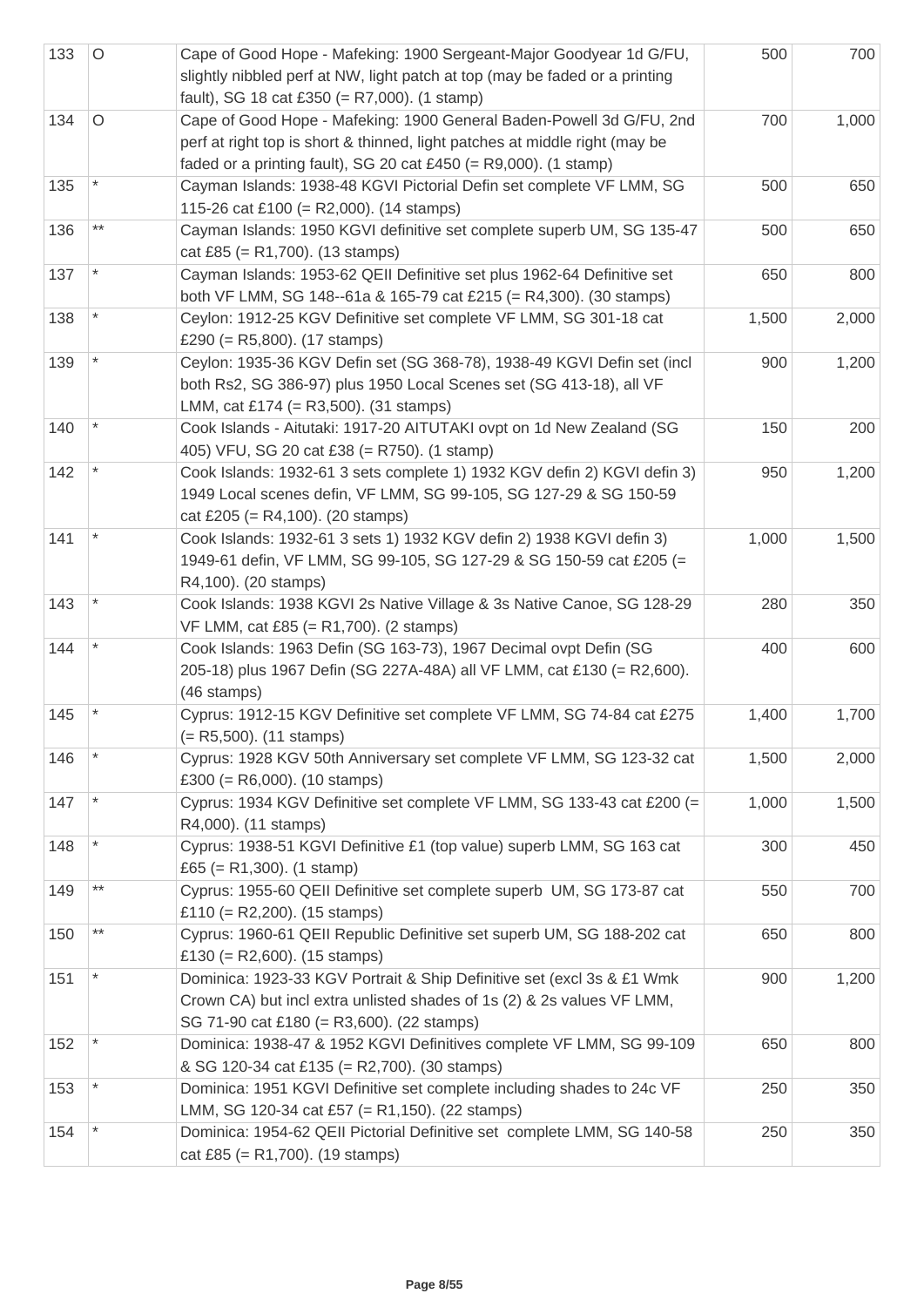| 133 | O | Cape of Good Hope - Mafeking: 1900 Sergeant-Major Goodyear 1d G/FU, slightly nibbled perf at NW, light patch at top (may be faded or a printing fault), SG 18 cat £350 (= R7,000). (1 stamp) | 500 | 700 |
|---|---|---|---|---|
| 134 | O | Cape of Good Hope - Mafeking: 1900 General Baden-Powell 3d G/FU, 2nd perf at right top is short & thinned, light patches at middle right (may be faded or a printing fault), SG 20 cat £450 (= R9,000). (1 stamp) | 700 | 1,000 |
| 135 | * | Cayman Islands: 1938-48 KGVI Pictorial Defin set complete VF LMM, SG 115-26 cat £100 (= R2,000). (14 stamps) | 500 | 650 |
| 136 | ** | Cayman Islands: 1950 KGVI definitive set complete superb UM, SG 135-47 cat £85 (= R1,700). (13 stamps) | 500 | 650 |
| 137 | * | Cayman Islands: 1953-62 QEII Definitive set plus 1962-64 Definitive set both VF LMM, SG 148--61a & 165-79 cat £215 (= R4,300). (30 stamps) | 650 | 800 |
| 138 | * | Ceylon: 1912-25 KGV Definitive set complete VF LMM, SG 301-18 cat £290 (= R5,800). (17 stamps) | 1,500 | 2,000 |
| 139 | * | Ceylon: 1935-36 KGV Defin set (SG 368-78), 1938-49 KGVI Defin set (incl both Rs2, SG 386-97) plus 1950 Local Scenes set (SG 413-18), all VF LMM, cat £174 (= R3,500). (31 stamps) | 900 | 1,200 |
| 140 | * | Cook Islands - Aitutaki: 1917-20 AITUTAKI ovpt on 1d New Zealand (SG 405) VFU, SG 20 cat £38 (= R750). (1 stamp) | 150 | 200 |
| 142 | * | Cook Islands: 1932-61 3 sets complete 1) 1932 KGV defin 2) KGVI defin 3) 1949 Local scenes defin, VF LMM, SG 99-105, SG 127-29 & SG 150-59 cat £205 (= R4,100). (20 stamps) | 950 | 1,200 |
| 141 | * | Cook Islands: 1932-61 3 sets 1) 1932 KGV defin 2) 1938 KGVI defin 3) 1949-61 defin, VF LMM, SG 99-105, SG 127-29 & SG 150-59 cat £205 (= R4,100). (20 stamps) | 1,000 | 1,500 |
| 143 | * | Cook Islands: 1938 KGVI 2s Native Village & 3s Native Canoe, SG 128-29 VF LMM, cat £85 (= R1,700). (2 stamps) | 280 | 350 |
| 144 | * | Cook Islands: 1963 Defin (SG 163-73), 1967 Decimal ovpt Defin (SG 205-18) plus 1967 Defin (SG 227A-48A) all VF LMM, cat £130 (= R2,600). (46 stamps) | 400 | 600 |
| 145 | * | Cyprus: 1912-15 KGV Definitive set complete VF LMM, SG 74-84 cat £275 (= R5,500). (11 stamps) | 1,400 | 1,700 |
| 146 | * | Cyprus: 1928 KGV 50th Anniversary set complete VF LMM, SG 123-32 cat £300 (= R6,000). (10 stamps) | 1,500 | 2,000 |
| 147 | * | Cyprus: 1934 KGV Definitive set complete VF LMM, SG 133-43 cat £200 (= R4,000). (11 stamps) | 1,000 | 1,500 |
| 148 | * | Cyprus: 1938-51 KGVI Definitive £1 (top value) superb LMM, SG 163 cat £65 (= R1,300). (1 stamp) | 300 | 450 |
| 149 | ** | Cyprus: 1955-60 QEII Definitive set complete superb UM, SG 173-87 cat £110 (= R2,200). (15 stamps) | 550 | 700 |
| 150 | ** | Cyprus: 1960-61 QEII Republic Definitive set superb UM, SG 188-202 cat £130 (= R2,600). (15 stamps) | 650 | 800 |
| 151 | * | Dominica: 1923-33 KGV Portrait & Ship Definitive set (excl 3s & £1 Wmk Crown CA) but incl extra unlisted shades of 1s (2) & 2s values VF LMM, SG 71-90 cat £180 (= R3,600). (22 stamps) | 900 | 1,200 |
| 152 | * | Dominica: 1938-47 & 1952 KGVI Definitives complete VF LMM, SG 99-109 & SG 120-34 cat £135 (= R2,700). (30 stamps) | 650 | 800 |
| 153 | * | Dominica: 1951 KGVI Definitive set complete including shades to 24c VF LMM, SG 120-34 cat £57 (= R1,150). (22 stamps) | 250 | 350 |
| 154 | * | Dominica: 1954-62 QEII Pictorial Definitive set complete LMM, SG 140-58 cat £85 (= R1,700). (19 stamps) | 250 | 350 |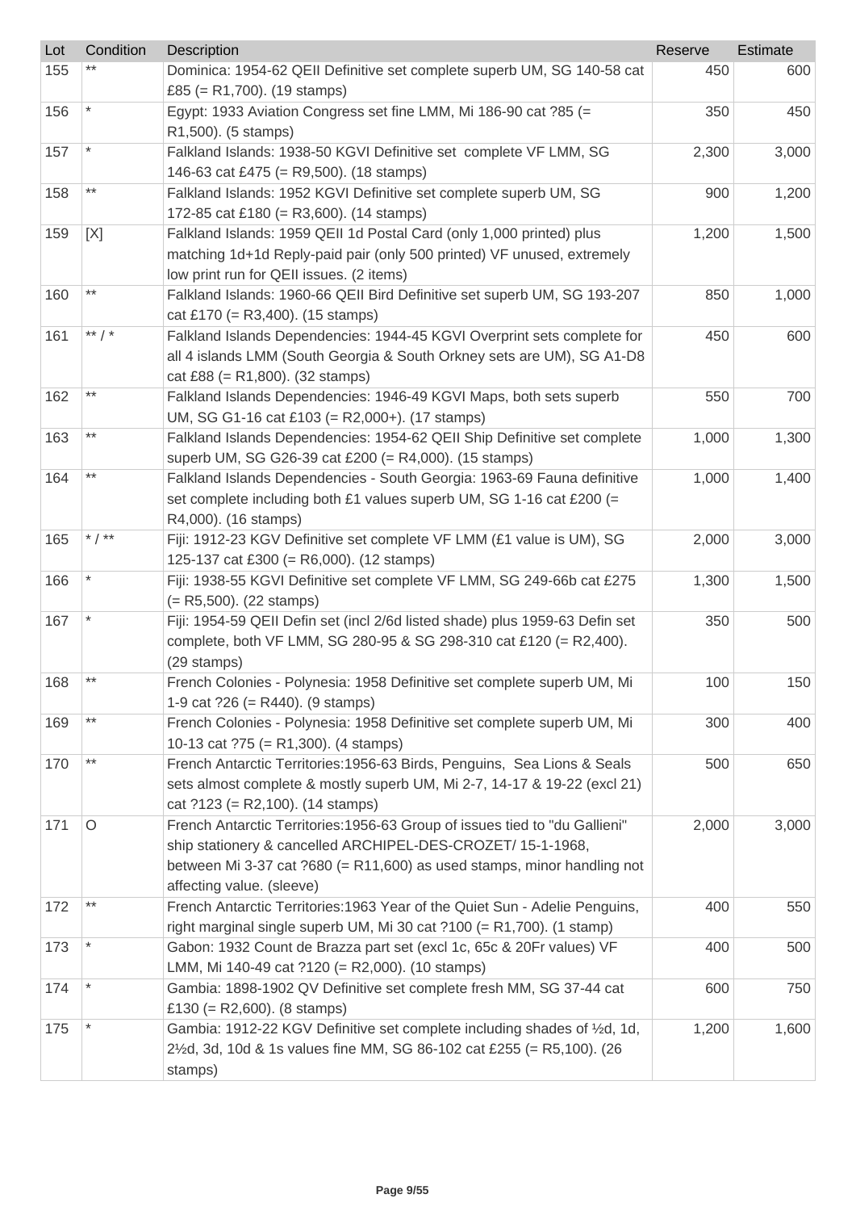| Lot | Condition | Description | Reserve | Estimate |
|---|---|---|---|---|
| 155 | ** | Dominica: 1954-62 QEII Definitive set complete superb UM, SG 140-58 cat £85 (= R1,700). (19 stamps) | 450 | 600 |
| 156 | * | Egypt: 1933 Aviation Congress set fine LMM, Mi 186-90 cat ?85 (= R1,500). (5 stamps) | 350 | 450 |
| 157 | * | Falkland Islands: 1938-50 KGVI Definitive set complete VF LMM, SG 146-63 cat £475 (= R9,500). (18 stamps) | 2,300 | 3,000 |
| 158 | ** | Falkland Islands: 1952 KGVI Definitive set complete superb UM, SG 172-85 cat £180 (= R3,600). (14 stamps) | 900 | 1,200 |
| 159 | [X] | Falkland Islands: 1959 QEII 1d Postal Card (only 1,000 printed) plus matching 1d+1d Reply-paid pair (only 500 printed) VF unused, extremely low print run for QEII issues. (2 items) | 1,200 | 1,500 |
| 160 | ** | Falkland Islands: 1960-66 QEII Bird Definitive set superb UM, SG 193-207 cat £170 (= R3,400). (15 stamps) | 850 | 1,000 |
| 161 | ** / * | Falkland Islands Dependencies: 1944-45 KGVI Overprint sets complete for all 4 islands LMM (South Georgia & South Orkney sets are UM), SG A1-D8 cat £88 (= R1,800). (32 stamps) | 450 | 600 |
| 162 | ** | Falkland Islands Dependencies: 1946-49 KGVI Maps, both sets superb UM, SG G1-16 cat £103 (= R2,000+). (17 stamps) | 550 | 700 |
| 163 | ** | Falkland Islands Dependencies: 1954-62 QEII Ship Definitive set complete superb UM, SG G26-39 cat £200 (= R4,000). (15 stamps) | 1,000 | 1,300 |
| 164 | ** | Falkland Islands Dependencies - South Georgia: 1963-69 Fauna definitive set complete including both £1 values superb UM, SG 1-16 cat £200 (= R4,000). (16 stamps) | 1,000 | 1,400 |
| 165 | * / ** | Fiji: 1912-23 KGV Definitive set complete VF LMM (£1 value is UM), SG 125-137 cat £300 (= R6,000). (12 stamps) | 2,000 | 3,000 |
| 166 | * | Fiji: 1938-55 KGVI Definitive set complete VF LMM, SG 249-66b cat £275 (= R5,500). (22 stamps) | 1,300 | 1,500 |
| 167 | * | Fiji: 1954-59 QEII Defin set (incl 2/6d listed shade) plus 1959-63 Defin set complete, both VF LMM, SG 280-95 & SG 298-310 cat £120 (= R2,400). (29 stamps) | 350 | 500 |
| 168 | ** | French Colonies - Polynesia: 1958 Definitive set complete superb UM, Mi 1-9 cat ?26 (= R440). (9 stamps) | 100 | 150 |
| 169 | ** | French Colonies - Polynesia: 1958 Definitive set complete superb UM, Mi 10-13 cat ?75 (= R1,300). (4 stamps) | 300 | 400 |
| 170 | ** | French Antarctic Territories:1956-63 Birds, Penguins, Sea Lions & Seals sets almost complete & mostly superb UM, Mi 2-7, 14-17 & 19-22 (excl 21) cat ?123 (= R2,100). (14 stamps) | 500 | 650 |
| 171 | O | French Antarctic Territories:1956-63 Group of issues tied to "du Gallieni" ship stationery & cancelled ARCHIPEL-DES-CROZET/ 15-1-1968, between Mi 3-37 cat ?680 (= R11,600) as used stamps, minor handling not affecting value. (sleeve) | 2,000 | 3,000 |
| 172 | ** | French Antarctic Territories:1963 Year of the Quiet Sun - Adelie Penguins, right marginal single superb UM, Mi 30 cat ?100 (= R1,700). (1 stamp) | 400 | 550 |
| 173 | * | Gabon: 1932 Count de Brazza part set (excl 1c, 65c & 20Fr values) VF LMM, Mi 140-49 cat ?120 (= R2,000). (10 stamps) | 400 | 500 |
| 174 | * | Gambia: 1898-1902 QV Definitive set complete fresh MM, SG 37-44 cat £130 (= R2,600). (8 stamps) | 600 | 750 |
| 175 | * | Gambia: 1912-22 KGV Definitive set complete including shades of ½d, 1d, 2½d, 3d, 10d & 1s values fine MM, SG 86-102 cat £255 (= R5,100). (26 stamps) | 1,200 | 1,600 |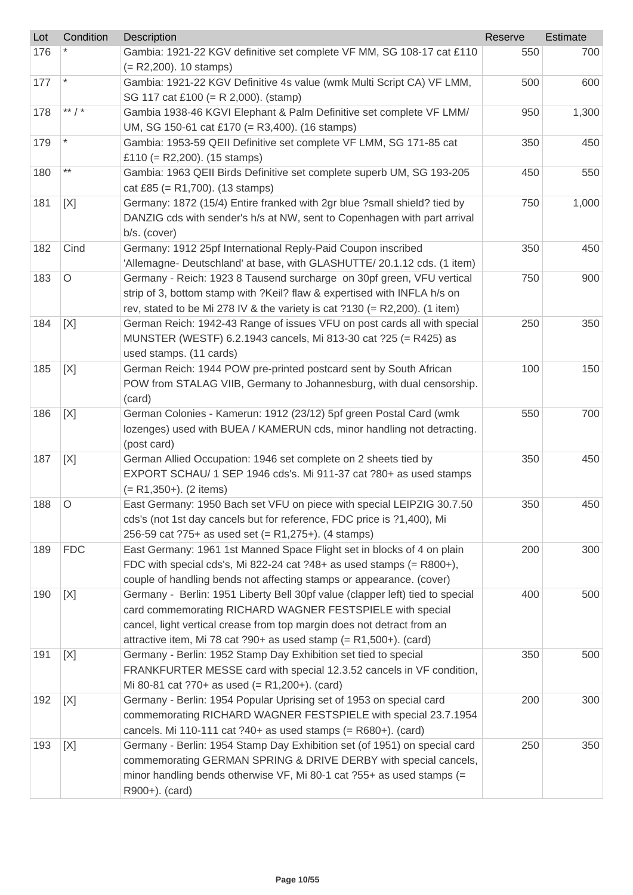| Lot | Condition | Description | Reserve | Estimate |
|---|---|---|---|---|
| 176 | * | Gambia: 1921-22 KGV definitive set complete VF MM, SG 108-17 cat £110 (= R2,200). 10 stamps) | 550 | 700 |
| 177 | * | Gambia: 1921-22 KGV Definitive 4s value (wmk Multi Script CA) VF LMM, SG 117 cat £100 (= R 2,000). (stamp) | 500 | 600 |
| 178 | ** / * | Gambia 1938-46 KGVI Elephant & Palm Definitive set complete VF LMM/ UM, SG 150-61 cat £170 (= R3,400). (16 stamps) | 950 | 1,300 |
| 179 | * | Gambia: 1953-59 QEII Definitive set complete VF LMM, SG 171-85 cat £110 (= R2,200). (15 stamps) | 350 | 450 |
| 180 | ** | Gambia: 1963 QEII Birds Definitive set complete superb UM, SG 193-205 cat £85 (= R1,700). (13 stamps) | 450 | 550 |
| 181 | [X] | Germany: 1872 (15/4) Entire franked with 2gr blue ?small shield? tied by DANZIG cds with sender's h/s at NW, sent to Copenhagen with part arrival b/s. (cover) | 750 | 1,000 |
| 182 | Cind | Germany: 1912 25pf International Reply-Paid Coupon inscribed 'Allemagne- Deutschland' at base, with GLASHUTTE/ 20.1.12 cds. (1 item) | 350 | 450 |
| 183 | O | Germany - Reich: 1923 8 Tausend surcharge on 30pf green, VFU vertical strip of 3, bottom stamp with ?Keil? flaw & expertised with INFLA h/s on rev, stated to be Mi 278 IV & the variety is cat ?130 (= R2,200). (1 item) | 750 | 900 |
| 184 | [X] | German Reich: 1942-43 Range of issues VFU on post cards all with special MUNSTER (WESTF) 6.2.1943 cancels, Mi 813-30 cat ?25 (= R425) as used stamps. (11 cards) | 250 | 350 |
| 185 | [X] | German Reich: 1944 POW pre-printed postcard sent by South African POW from STALAG VIIB, Germany to Johannesburg, with dual censorship. (card) | 100 | 150 |
| 186 | [X] | German Colonies - Kamerun: 1912 (23/12) 5pf green Postal Card (wmk lozenges) used with BUEA / KAMERUN cds, minor handling not detracting. (post card) | 550 | 700 |
| 187 | [X] | German Allied Occupation: 1946 set complete on 2 sheets tied by EXPORT SCHAU/ 1 SEP 1946 cds's. Mi 911-37 cat ?80+ as used stamps (= R1,350+). (2 items) | 350 | 450 |
| 188 | O | East Germany: 1950 Bach set VFU on piece with special LEIPZIG 30.7.50 cds's (not 1st day cancels but for reference, FDC price is ?1,400), Mi 256-59 cat ?75+ as used set (= R1,275+). (4 stamps) | 350 | 450 |
| 189 | FDC | East Germany: 1961 1st Manned Space Flight set in blocks of 4 on plain FDC with special cds's, Mi 822-24 cat ?48+ as used stamps (= R800+), couple of handling bends not affecting stamps or appearance. (cover) | 200 | 300 |
| 190 | [X] | Germany - Berlin: 1951 Liberty Bell 30pf value (clapper left) tied to special card commemorating RICHARD WAGNER FESTSPIELE with special cancel, light vertical crease from top margin does not detract from an attractive item, Mi 78 cat ?90+ as used stamp (= R1,500+). (card) | 400 | 500 |
| 191 | [X] | Germany - Berlin: 1952 Stamp Day Exhibition set tied to special FRANKFURTER MESSE card with special 12.3.52 cancels in VF condition, Mi 80-81 cat ?70+ as used (= R1,200+). (card) | 350 | 500 |
| 192 | [X] | Germany - Berlin: 1954 Popular Uprising set of 1953 on special card commemorating RICHARD WAGNER FESTSPIELE with special 23.7.1954 cancels. Mi 110-111 cat ?40+ as used stamps (= R680+). (card) | 200 | 300 |
| 193 | [X] | Germany - Berlin: 1954 Stamp Day Exhibition set (of 1951) on special card commemorating GERMAN SPRING & DRIVE DERBY with special cancels, minor handling bends otherwise VF, Mi 80-1 cat ?55+ as used stamps (= R900+). (card) | 250 | 350 |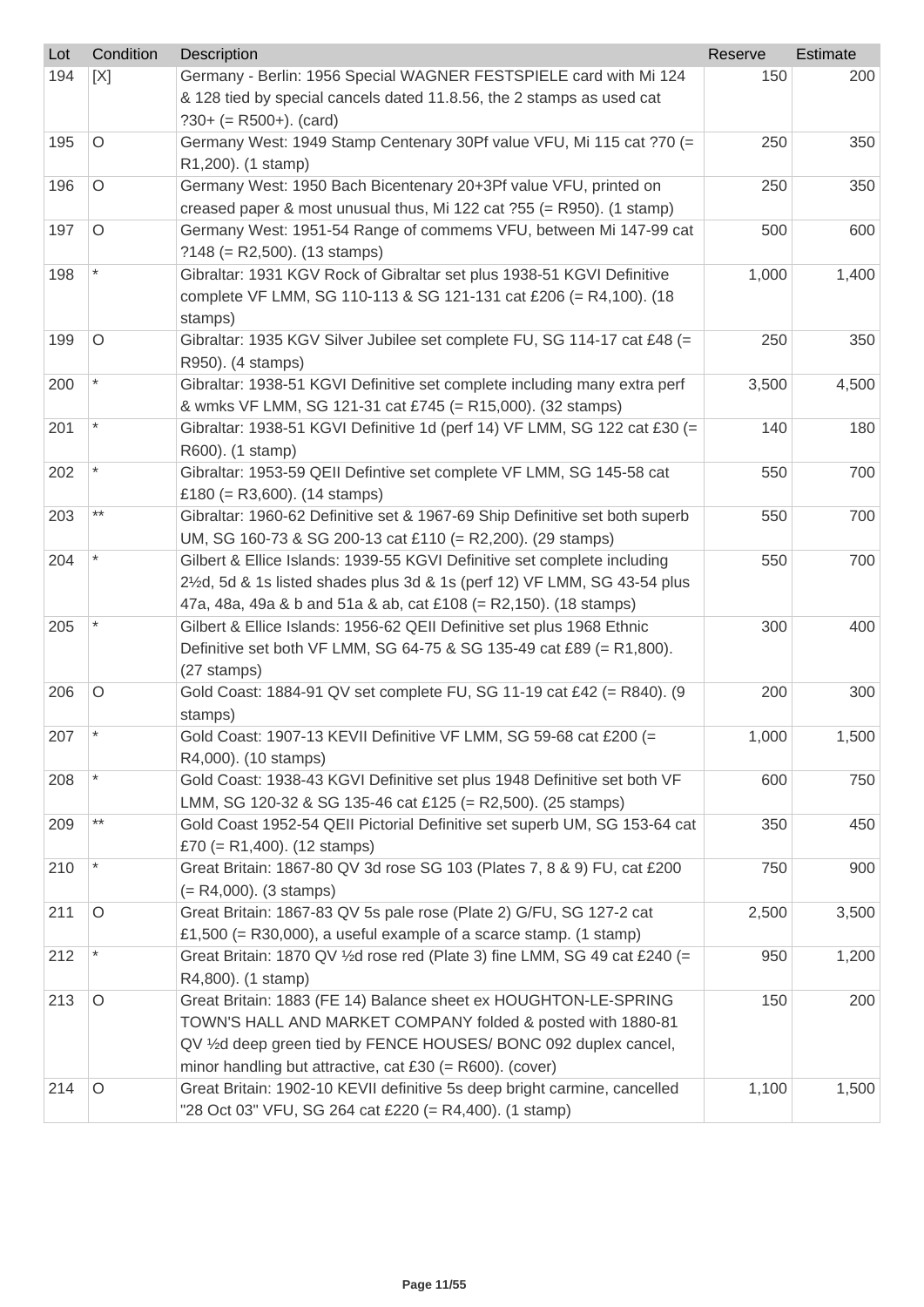| Lot | Condition | Description | Reserve | Estimate |
|---|---|---|---|---|
| 194 | [X] | Germany - Berlin: 1956 Special WAGNER FESTSPIELE card with Mi 124 & 128 tied by special cancels dated 11.8.56, the 2 stamps as used cat ?30+ (= R500+). (card) | 150 | 200 |
| 195 | O | Germany West: 1949 Stamp Centenary 30Pf value VFU, Mi 115 cat ?70 (= R1,200). (1 stamp) | 250 | 350 |
| 196 | O | Germany West: 1950 Bach Bicentenary 20+3Pf value VFU, printed on creased paper & most unusual thus, Mi 122 cat ?55 (= R950). (1 stamp) | 250 | 350 |
| 197 | O | Germany West: 1951-54 Range of commems VFU, between Mi 147-99 cat ?148 (= R2,500). (13 stamps) | 500 | 600 |
| 198 | * | Gibraltar: 1931 KGV Rock of Gibraltar set plus 1938-51 KGVI Definitive complete VF LMM, SG 110-113 & SG 121-131 cat £206 (= R4,100). (18 stamps) | 1,000 | 1,400 |
| 199 | O | Gibraltar: 1935 KGV Silver Jubilee set complete FU, SG 114-17 cat £48 (= R950). (4 stamps) | 250 | 350 |
| 200 | * | Gibraltar: 1938-51 KGVI Definitive set complete including many extra perf & wmks VF LMM, SG 121-31 cat £745 (= R15,000). (32 stamps) | 3,500 | 4,500 |
| 201 | * | Gibraltar: 1938-51 KGVI Definitive 1d (perf 14) VF LMM, SG 122 cat £30 (= R600). (1 stamp) | 140 | 180 |
| 202 | * | Gibraltar: 1953-59 QEII Defintive set complete VF LMM, SG 145-58 cat £180 (= R3,600). (14 stamps) | 550 | 700 |
| 203 | ** | Gibraltar: 1960-62 Definitive set & 1967-69 Ship Definitive set both superb UM, SG 160-73 & SG 200-13 cat £110 (= R2,200). (29 stamps) | 550 | 700 |
| 204 | * | Gilbert & Ellice Islands: 1939-55 KGVI Definitive set complete including 2½d, 5d & 1s listed shades plus 3d & 1s (perf 12) VF LMM, SG 43-54 plus 47a, 48a, 49a & b and 51a & ab, cat £108 (= R2,150). (18 stamps) | 550 | 700 |
| 205 | * | Gilbert & Ellice Islands: 1956-62 QEII Definitive set plus 1968 Ethnic Definitive set both VF LMM, SG 64-75 & SG 135-49 cat £89 (= R1,800). (27 stamps) | 300 | 400 |
| 206 | O | Gold Coast: 1884-91 QV set complete FU, SG 11-19 cat £42 (= R840). (9 stamps) | 200 | 300 |
| 207 | * | Gold Coast: 1907-13 KEVII Definitive VF LMM, SG 59-68 cat £200 (= R4,000). (10 stamps) | 1,000 | 1,500 |
| 208 | * | Gold Coast: 1938-43 KGVI Definitive set plus 1948 Definitive set both VF LMM, SG 120-32 & SG 135-46 cat £125 (= R2,500). (25 stamps) | 600 | 750 |
| 209 | ** | Gold Coast 1952-54 QEII Pictorial Definitive set superb UM, SG 153-64 cat £70 (= R1,400). (12 stamps) | 350 | 450 |
| 210 | * | Great Britain: 1867-80 QV 3d rose SG 103 (Plates 7, 8 & 9) FU, cat £200 (= R4,000). (3 stamps) | 750 | 900 |
| 211 | O | Great Britain: 1867-83 QV 5s pale rose (Plate 2) G/FU, SG 127-2 cat £1,500 (= R30,000), a useful example of a scarce stamp. (1 stamp) | 2,500 | 3,500 |
| 212 | * | Great Britain: 1870 QV ½d rose red (Plate 3) fine LMM, SG 49 cat £240 (= R4,800). (1 stamp) | 950 | 1,200 |
| 213 | O | Great Britain: 1883 (FE 14) Balance sheet ex HOUGHTON-LE-SPRING TOWN'S HALL AND MARKET COMPANY folded & posted with 1880-81 QV ½d deep green tied by FENCE HOUSES/ BONC 092 duplex cancel, minor handling but attractive, cat £30 (= R600). (cover) | 150 | 200 |
| 214 | O | Great Britain: 1902-10 KEVII definitive 5s deep bright carmine, cancelled "28 Oct 03" VFU, SG 264 cat £220 (= R4,400). (1 stamp) | 1,100 | 1,500 |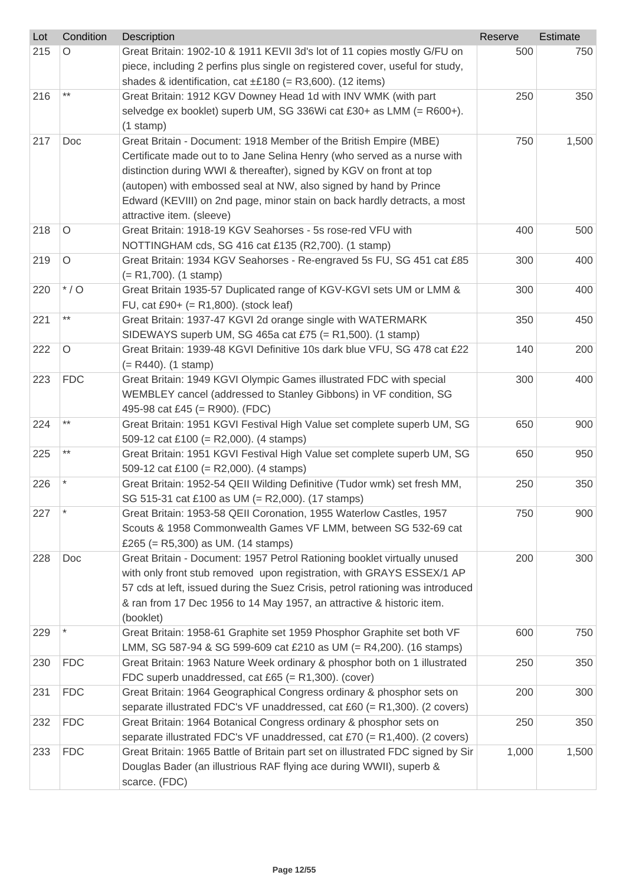| Lot | Condition | Description | Reserve | Estimate |
| --- | --- | --- | --- | --- |
| 215 | O | Great Britain: 1902-10 & 1911 KEVII 3d's lot of 11 copies mostly G/FU on piece, including 2 perfins plus single on registered cover, useful for study, shades & identification, cat ±£180 (= R3,600). (12 items) | 500 | 750 |
| 216 | ** | Great Britain: 1912 KGV Downey Head 1d with INV WMK (with part selvedge ex booklet) superb UM, SG 336Wi cat £30+ as LMM (= R600+). (1 stamp) | 250 | 350 |
| 217 | Doc | Great Britain - Document: 1918 Member of the British Empire (MBE) Certificate made out to to Jane Selina Henry (who served as a nurse with distinction during WWI & thereafter), signed by KGV on front at top (autopen) with embossed seal at NW, also signed by hand by Prince Edward (KEVIII) on 2nd page, minor stain on back hardly detracts, a most attractive item. (sleeve) | 750 | 1,500 |
| 218 | O | Great Britain: 1918-19 KGV Seahorses - 5s rose-red VFU with NOTTINGHAM cds, SG 416 cat £135 (R2,700). (1 stamp) | 400 | 500 |
| 219 | O | Great Britain: 1934 KGV Seahorses - Re-engraved 5s FU, SG 451 cat £85 (= R1,700). (1 stamp) | 300 | 400 |
| 220 | * / O | Great Britain 1935-57 Duplicated range of KGV-KGVI sets UM or LMM & FU, cat £90+ (= R1,800). (stock leaf) | 300 | 400 |
| 221 | ** | Great Britain: 1937-47 KGVI 2d orange single with WATERMARK SIDEWAYS superb UM, SG 465a cat £75 (= R1,500). (1 stamp) | 350 | 450 |
| 222 | O | Great Britain: 1939-48 KGVI Definitive 10s dark blue VFU, SG 478 cat £22 (= R440). (1 stamp) | 140 | 200 |
| 223 | FDC | Great Britain: 1949 KGVI Olympic Games illustrated FDC with special WEMBLEY cancel (addressed to Stanley Gibbons) in VF condition, SG 495-98 cat £45 (= R900). (FDC) | 300 | 400 |
| 224 | ** | Great Britain: 1951 KGVI Festival High Value set complete superb UM, SG 509-12 cat £100 (= R2,000). (4 stamps) | 650 | 900 |
| 225 | ** | Great Britain: 1951 KGVI Festival High Value set complete superb UM, SG 509-12 cat £100 (= R2,000). (4 stamps) | 650 | 950 |
| 226 | * | Great Britain: 1952-54 QEII Wilding Definitive (Tudor wmk) set fresh MM, SG 515-31 cat £100 as UM (= R2,000). (17 stamps) | 250 | 350 |
| 227 | * | Great Britain: 1953-58 QEII Coronation, 1955 Waterlow Castles, 1957 Scouts & 1958 Commonwealth Games VF LMM, between SG 532-69 cat £265 (= R5,300) as UM. (14 stamps) | 750 | 900 |
| 228 | Doc | Great Britain - Document: 1957 Petrol Rationing booklet virtually unused with only front stub removed upon registration, with GRAYS ESSEX/1 AP 57 cds at left, issued during the Suez Crisis, petrol rationing was introduced & ran from 17 Dec 1956 to 14 May 1957, an attractive & historic item. (booklet) | 200 | 300 |
| 229 | * | Great Britain: 1958-61 Graphite set 1959 Phosphor Graphite set both VF LMM, SG 587-94 & SG 599-609 cat £210 as UM (= R4,200). (16 stamps) | 600 | 750 |
| 230 | FDC | Great Britain: 1963 Nature Week ordinary & phosphor both on 1 illustrated FDC superb unaddressed, cat £65 (= R1,300). (cover) | 250 | 350 |
| 231 | FDC | Great Britain: 1964 Geographical Congress ordinary & phosphor sets on separate illustrated FDC's VF unaddressed, cat £60 (= R1,300). (2 covers) | 200 | 300 |
| 232 | FDC | Great Britain: 1964 Botanical Congress ordinary & phosphor sets on separate illustrated FDC's VF unaddressed, cat £70 (= R1,400). (2 covers) | 250 | 350 |
| 233 | FDC | Great Britain: 1965 Battle of Britain part set on illustrated FDC signed by Sir Douglas Bader (an illustrious RAF flying ace during WWII), superb & scarce. (FDC) | 1,000 | 1,500 |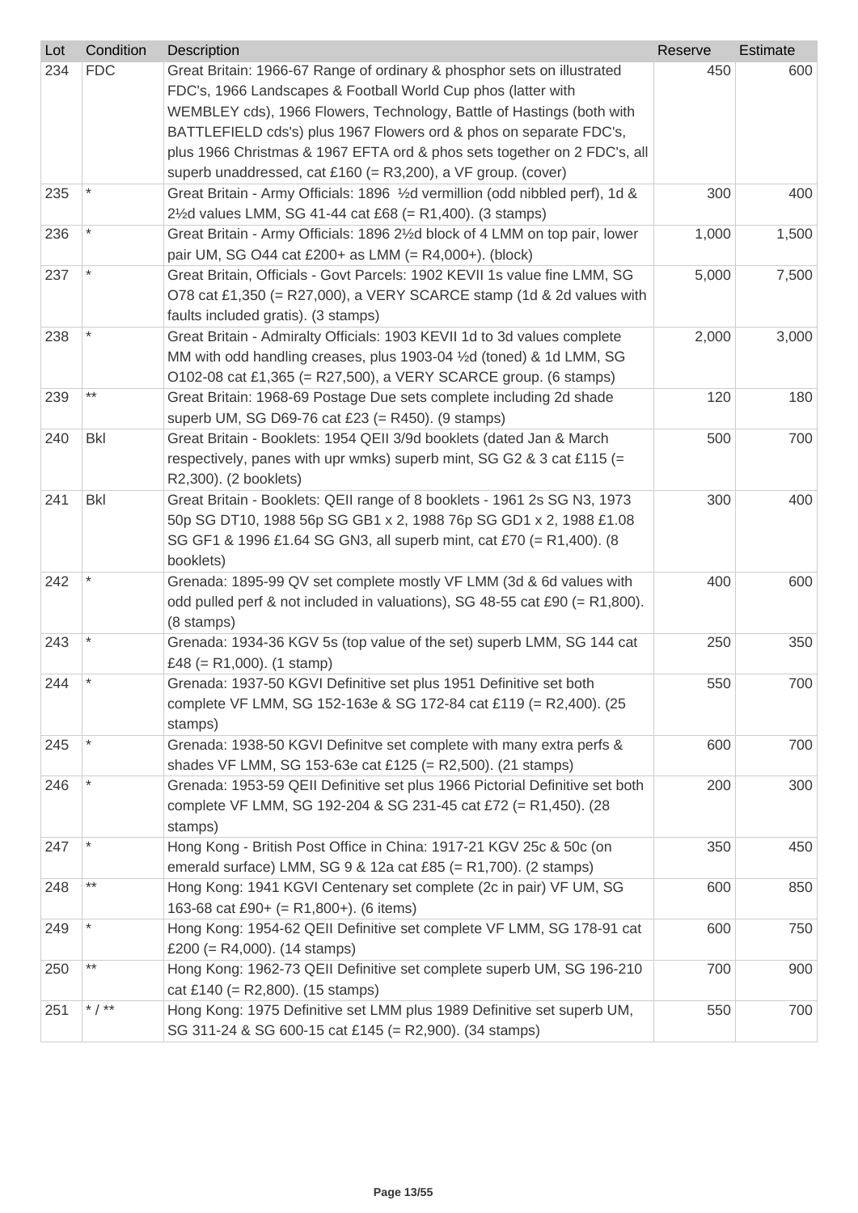| Lot | Condition | Description | Reserve | Estimate |
|---|---|---|---|---|
| 234 | FDC | Great Britain: 1966-67 Range of ordinary & phosphor sets on illustrated FDC's, 1966 Landscapes & Football World Cup phos (latter with WEMBLEY cds), 1966 Flowers, Technology, Battle of Hastings (both with BATTLEFIELD cds's) plus 1967 Flowers ord & phos on separate FDC's, plus 1966 Christmas & 1967 EFTA ord & phos sets together on 2 FDC's, all superb unaddressed, cat £160 (= R3,200), a VF group. (cover) | 450 | 600 |
| 235 | * | Great Britain - Army Officials: 1896 ½d vermillion (odd nibbled perf), 1d & 2½d values LMM, SG 41-44 cat £68 (= R1,400). (3 stamps) | 300 | 400 |
| 236 | * | Great Britain - Army Officials: 1896 2½d block of 4 LMM on top pair, lower pair UM, SG O44 cat £200+ as LMM (= R4,000+). (block) | 1,000 | 1,500 |
| 237 | * | Great Britain, Officials - Govt Parcels: 1902 KEVII 1s value fine LMM, SG O78 cat £1,350 (= R27,000), a VERY SCARCE stamp (1d & 2d values with faults included gratis). (3 stamps) | 5,000 | 7,500 |
| 238 | * | Great Britain - Admiralty Officials: 1903 KEVII 1d to 3d values complete MM with odd handling creases, plus 1903-04 ½d (toned) & 1d LMM, SG O102-08 cat £1,365 (= R27,500), a VERY SCARCE group. (6 stamps) | 2,000 | 3,000 |
| 239 | ** | Great Britain: 1968-69 Postage Due sets complete including 2d shade superb UM, SG D69-76 cat £23 (= R450). (9 stamps) | 120 | 180 |
| 240 | Bkl | Great Britain - Booklets: 1954 QEII 3/9d booklets (dated Jan & March respectively, panes with upr wmks) superb mint, SG G2 & 3 cat £115 (= R2,300). (2 booklets) | 500 | 700 |
| 241 | Bkl | Great Britain - Booklets: QEII range of 8 booklets - 1961 2s SG N3, 1973 50p SG DT10, 1988 56p SG GB1 x 2, 1988 76p SG GD1 x 2, 1988 £1.08 SG GF1 & 1996 £1.64 SG GN3, all superb mint, cat £70 (= R1,400). (8 booklets) | 300 | 400 |
| 242 | * | Grenada: 1895-99 QV set complete mostly VF LMM (3d & 6d values with odd pulled perf & not included in valuations), SG 48-55 cat £90 (= R1,800). (8 stamps) | 400 | 600 |
| 243 | * | Grenada: 1934-36 KGV 5s (top value of the set) superb LMM, SG 144 cat £48 (= R1,000). (1 stamp) | 250 | 350 |
| 244 | * | Grenada: 1937-50 KGVI Definitive set plus 1951 Definitive set both complete VF LMM, SG 152-163e & SG 172-84 cat £119 (= R2,400). (25 stamps) | 550 | 700 |
| 245 | * | Grenada: 1938-50 KGVI Definitve set complete with many extra perfs & shades VF LMM, SG 153-63e cat £125 (= R2,500). (21 stamps) | 600 | 700 |
| 246 | * | Grenada: 1953-59 QEII Definitive set plus 1966 Pictorial Definitive set both complete VF LMM, SG 192-204 & SG 231-45 cat £72 (= R1,450). (28 stamps) | 200 | 300 |
| 247 | * | Hong Kong - British Post Office in China: 1917-21 KGV 25c & 50c (on emerald surface) LMM, SG 9 & 12a cat £85 (= R1,700). (2 stamps) | 350 | 450 |
| 248 | ** | Hong Kong: 1941 KGVI Centenary set complete (2c in pair) VF UM, SG 163-68 cat £90+ (= R1,800+). (6 items) | 600 | 850 |
| 249 | * | Hong Kong: 1954-62 QEII Definitive set complete VF LMM, SG 178-91 cat £200 (= R4,000). (14 stamps) | 600 | 750 |
| 250 | ** | Hong Kong: 1962-73 QEII Definitive set complete superb UM, SG 196-210 cat £140 (= R2,800). (15 stamps) | 700 | 900 |
| 251 | * / ** | Hong Kong: 1975 Definitive set LMM plus 1989 Definitive set superb UM, SG 311-24 & SG 600-15 cat £145 (= R2,900). (34 stamps) | 550 | 700 |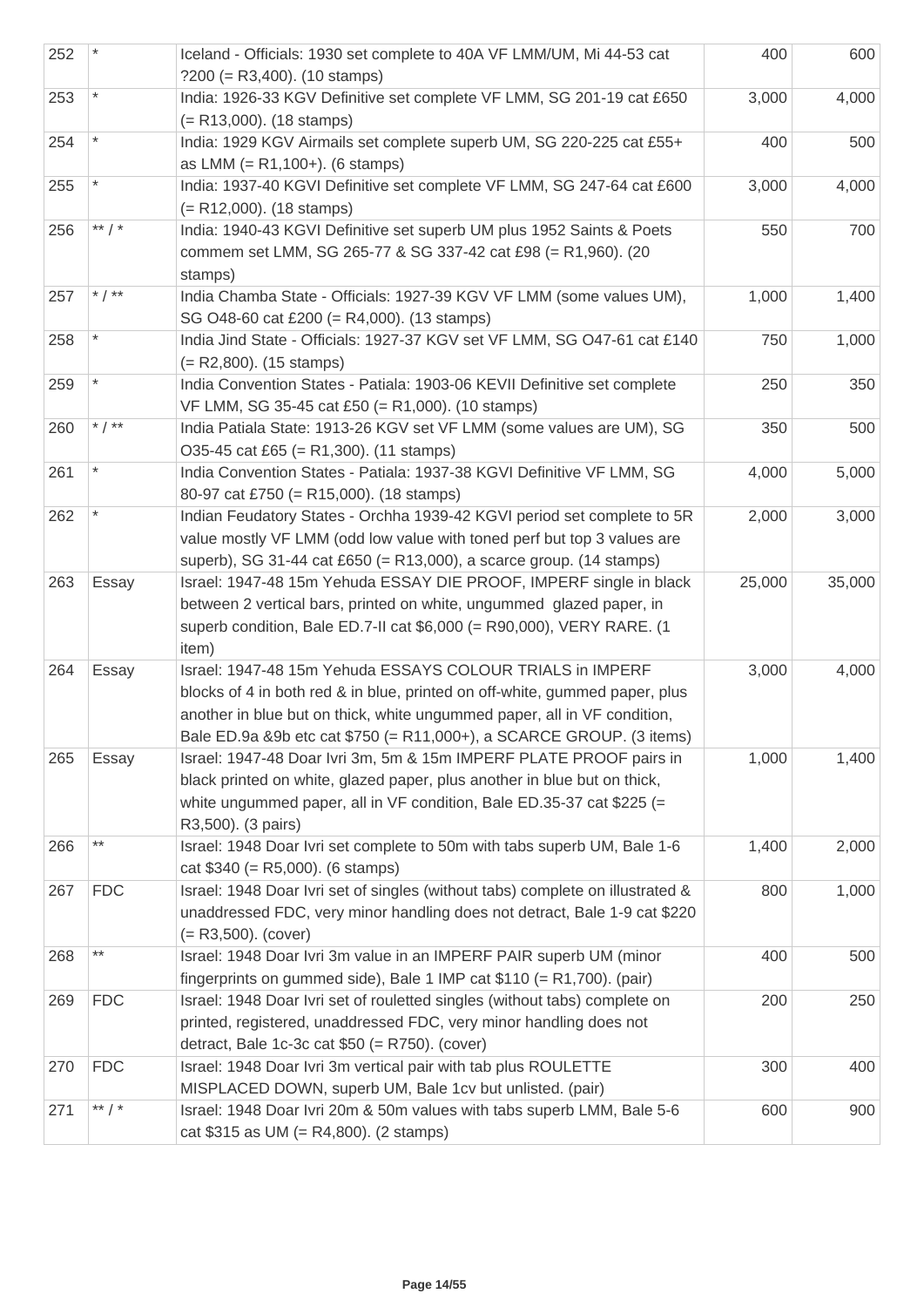| | | | | |
|---|---|---|---|---|
| 252 | * | Iceland - Officials: 1930 set complete to 40A VF LMM/UM, Mi 44-53 cat ?200 (= R3,400). (10 stamps) | 400 | 600 |
| 253 | * | India: 1926-33 KGV Definitive set complete VF LMM, SG 201-19 cat £650 (= R13,000). (18 stamps) | 3,000 | 4,000 |
| 254 | * | India: 1929 KGV Airmails set complete superb UM, SG 220-225 cat £55+ as LMM (= R1,100+). (6 stamps) | 400 | 500 |
| 255 | * | India: 1937-40 KGVI Definitive set complete VF LMM, SG 247-64 cat £600 (= R12,000). (18 stamps) | 3,000 | 4,000 |
| 256 | ** / * | India: 1940-43 KGVI Definitive set superb UM plus 1952 Saints & Poets commem set LMM, SG 265-77 & SG 337-42 cat £98 (= R1,960). (20 stamps) | 550 | 700 |
| 257 | * / ** | India Chamba State - Officials: 1927-39 KGV VF LMM (some values UM), SG O48-60 cat £200 (= R4,000). (13 stamps) | 1,000 | 1,400 |
| 258 | * | India Jind State - Officials: 1927-37 KGV set VF LMM, SG O47-61 cat £140 (= R2,800). (15 stamps) | 750 | 1,000 |
| 259 | * | India Convention States - Patiala: 1903-06 KEVII Definitive set complete VF LMM, SG 35-45 cat £50 (= R1,000). (10 stamps) | 250 | 350 |
| 260 | * / ** | India Patiala State: 1913-26 KGV set VF LMM (some values are UM), SG O35-45 cat £65 (= R1,300). (11 stamps) | 350 | 500 |
| 261 | * | India Convention States - Patiala: 1937-38 KGVI Definitive VF LMM, SG 80-97 cat £750 (= R15,000). (18 stamps) | 4,000 | 5,000 |
| 262 | * | Indian Feudatory States - Orchha 1939-42 KGVI period set complete to 5R value mostly VF LMM (odd low value with toned perf but top 3 values are superb), SG 31-44 cat £650 (= R13,000), a scarce group. (14 stamps) | 2,000 | 3,000 |
| 263 | Essay | Israel: 1947-48 15m Yehuda ESSAY DIE PROOF, IMPERF single in black between 2 vertical bars, printed on white, ungummed glazed paper, in superb condition, Bale ED.7-II cat $6,000 (= R90,000), VERY RARE. (1 item) | 25,000 | 35,000 |
| 264 | Essay | Israel: 1947-48 15m Yehuda ESSAYS COLOUR TRIALS in IMPERF blocks of 4 in both red & in blue, printed on off-white, gummed paper, plus another in blue but on thick, white ungummed paper, all in VF condition, Bale ED.9a &9b etc cat $750 (= R11,000+), a SCARCE GROUP. (3 items) | 3,000 | 4,000 |
| 265 | Essay | Israel: 1947-48 Doar Ivri 3m, 5m & 15m IMPERF PLATE PROOF pairs in black printed on white, glazed paper, plus another in blue but on thick, white ungummed paper, all in VF condition, Bale ED.35-37 cat $225 (= R3,500). (3 pairs) | 1,000 | 1,400 |
| 266 | ** | Israel: 1948 Doar Ivri set complete to 50m with tabs superb UM, Bale 1-6 cat $340 (= R5,000). (6 stamps) | 1,400 | 2,000 |
| 267 | FDC | Israel: 1948 Doar Ivri set of singles (without tabs) complete on illustrated & unaddressed FDC, very minor handling does not detract, Bale 1-9 cat $220 (= R3,500). (cover) | 800 | 1,000 |
| 268 | ** | Israel: 1948 Doar Ivri 3m value in an IMPERF PAIR superb UM (minor fingerprints on gummed side), Bale 1 IMP cat $110 (= R1,700). (pair) | 400 | 500 |
| 269 | FDC | Israel: 1948 Doar Ivri set of rouletted singles (without tabs) complete on printed, registered, unaddressed FDC, very minor handling does not detract, Bale 1c-3c cat $50 (= R750). (cover) | 200 | 250 |
| 270 | FDC | Israel: 1948 Doar Ivri 3m vertical pair with tab plus ROULETTE MISPLACED DOWN, superb UM, Bale 1cv but unlisted. (pair) | 300 | 400 |
| 271 | ** / * | Israel: 1948 Doar Ivri 20m & 50m values with tabs superb LMM, Bale 5-6 cat $315 as UM (= R4,800). (2 stamps) | 600 | 900 |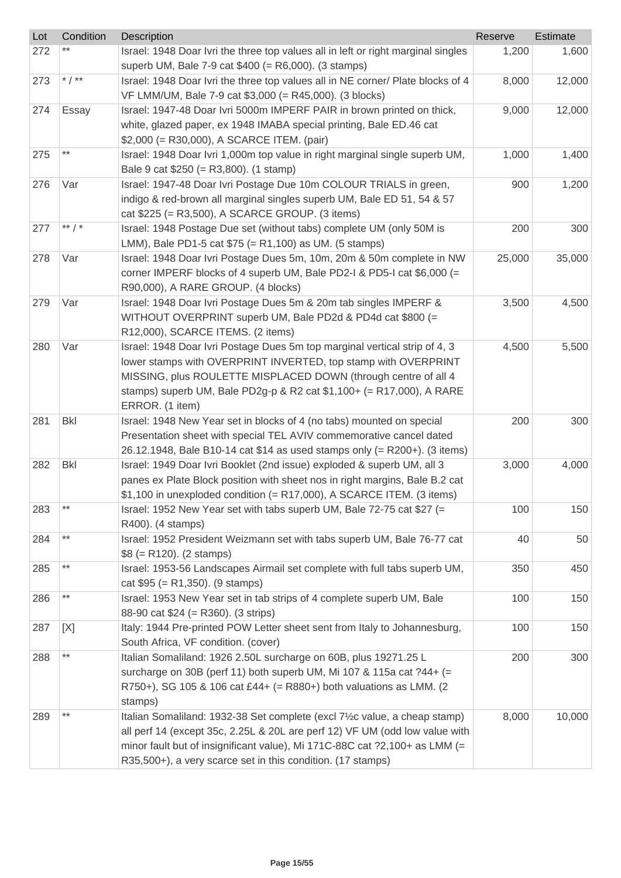| Lot | Condition | Description | Reserve | Estimate |
|---|---|---|---|---|
| 272 | ** | Israel: 1948 Doar Ivri the three top values all in left or right marginal singles superb UM, Bale 7-9 cat $400 (= R6,000). (3 stamps) | 1,200 | 1,600 |
| 273 | * / ** | Israel: 1948 Doar Ivri the three top values all in NE corner/ Plate blocks of 4 VF LMM/UM, Bale 7-9 cat $3,000 (= R45,000). (3 blocks) | 8,000 | 12,000 |
| 274 | Essay | Israel: 1947-48 Doar Ivri 5000m IMPERF PAIR in brown printed on thick, white, glazed paper, ex 1948 IMABA special printing, Bale ED.46 cat $2,000 (= R30,000), A SCARCE ITEM. (pair) | 9,000 | 12,000 |
| 275 | ** | Israel: 1948 Doar Ivri 1,000m top value in right marginal single superb UM, Bale 9 cat $250 (= R3,800). (1 stamp) | 1,000 | 1,400 |
| 276 | Var | Israel: 1947-48 Doar Ivri Postage Due 10m COLOUR TRIALS in green, indigo & red-brown all marginal singles superb UM, Bale ED 51, 54 & 57 cat $225 (= R3,500), A SCARCE GROUP. (3 items) | 900 | 1,200 |
| 277 | ** / * | Israel: 1948 Postage Due set (without tabs) complete UM (only 50M is LMM), Bale PD1-5 cat $75 (= R1,100) as UM. (5 stamps) | 200 | 300 |
| 278 | Var | Israel: 1948 Doar Ivri Postage Dues 5m, 10m, 20m & 50m complete in NW corner IMPERF blocks of 4 superb UM, Bale PD2-I & PD5-I cat $6,000 (= R90,000), A RARE GROUP. (4 blocks) | 25,000 | 35,000 |
| 279 | Var | Israel: 1948 Doar Ivri Postage Dues 5m & 20m tab singles IMPERF & WITHOUT OVERPRINT superb UM, Bale PD2d & PD4d cat $800 (= R12,000), SCARCE ITEMS. (2 items) | 3,500 | 4,500 |
| 280 | Var | Israel: 1948 Doar Ivri Postage Dues 5m top marginal vertical strip of 4, 3 lower stamps with OVERPRINT INVERTED, top stamp with OVERPRINT MISSING, plus ROULETTE MISPLACED DOWN (through centre of all 4 stamps) superb UM, Bale PD2g-p & R2 cat $1,100+ (= R17,000), A RARE ERROR. (1 item) | 4,500 | 5,500 |
| 281 | Bkl | Israel: 1948 New Year set in blocks of 4 (no tabs) mounted on special Presentation sheet with special TEL AVIV commemorative cancel dated 26.12.1948, Bale B10-14 cat $14 as used stamps only (= R200+). (3 items) | 200 | 300 |
| 282 | Bkl | Israel: 1949 Doar Ivri Booklet (2nd issue) exploded & superb UM, all 3 panes ex Plate Block position with sheet nos in right margins, Bale B.2 cat $1,100 in unexploded condition (= R17,000), A SCARCE ITEM. (3 items) | 3,000 | 4,000 |
| 283 | ** | Israel: 1952 New Year set with tabs superb UM, Bale 72-75 cat $27 (= R400). (4 stamps) | 100 | 150 |
| 284 | ** | Israel: 1952 President Weizmann set with tabs superb UM, Bale 76-77 cat $8 (= R120). (2 stamps) | 40 | 50 |
| 285 | ** | Israel: 1953-56 Landscapes Airmail set complete with full tabs superb UM, cat $95 (= R1,350). (9 stamps) | 350 | 450 |
| 286 | ** | Israel: 1953 New Year set in tab strips of 4 complete superb UM, Bale 88-90 cat $24 (= R360). (3 strips) | 100 | 150 |
| 287 | [X] | Italy: 1944 Pre-printed POW Letter sheet sent from Italy to Johannesburg, South Africa, VF condition. (cover) | 100 | 150 |
| 288 | ** | Italian Somaliland: 1926 2.50L surcharge on 60B, plus 19271.25 L surcharge on 30B (perf 11) both superb UM, Mi 107 & 115a cat ?44+ (= R750+), SG 105 & 106 cat £44+ (= R880+) both valuations as LMM. (2 stamps) | 200 | 300 |
| 289 | ** | Italian Somaliland: 1932-38 Set complete (excl 7½c value, a cheap stamp) all perf 14 (except 35c, 2.25L & 20L are perf 12) VF UM (odd low value with minor fault but of insignificant value), Mi 171C-88C cat ?2,100+ as LMM (= R35,500+), a very scarce set in this condition. (17 stamps) | 8,000 | 10,000 |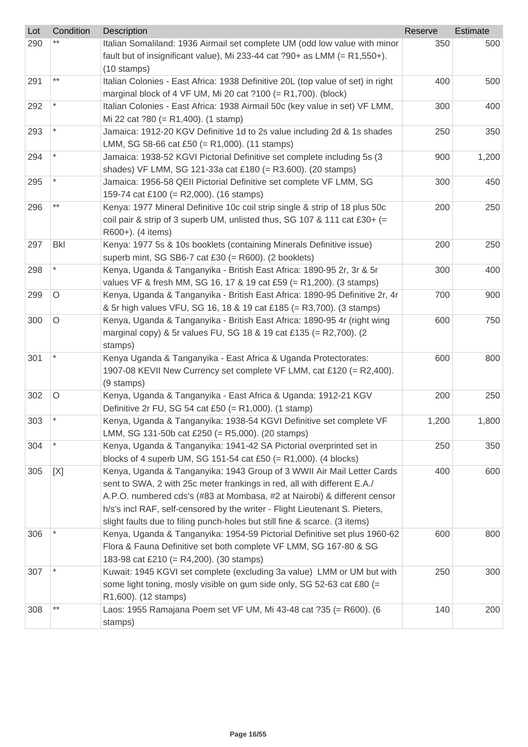| Lot | Condition | Description | Reserve | Estimate |
|---|---|---|---|---|
| 290 | ** | Italian Somaliland: 1936 Airmail set complete UM (odd low value with minor fault but of insignificant value), Mi 233-44 cat ?90+ as LMM (= R1,550+). (10 stamps) | 350 | 500 |
| 291 | ** | Italian Colonies - East Africa: 1938 Definitive 20L (top value of set) in right marginal block of 4 VF UM, Mi 20 cat ?100 (= R1,700). (block) | 400 | 500 |
| 292 | * | Italian Colonies - East Africa: 1938 Airmail 50c (key value in set) VF LMM, Mi 22 cat ?80 (= R1,400). (1 stamp) | 300 | 400 |
| 293 | * | Jamaica: 1912-20 KGV Definitive 1d to 2s value including 2d & 1s shades LMM, SG 58-66 cat £50 (= R1,000). (11 stamps) | 250 | 350 |
| 294 | * | Jamaica: 1938-52 KGVI Pictorial Definitive set complete including 5s (3 shades) VF LMM, SG 121-33a cat £180 (= R3.600). (20 stamps) | 900 | 1,200 |
| 295 | * | Jamaica: 1956-58 QEII Pictorial Definitive set complete VF LMM, SG 159-74 cat £100 (= R2,000). (16 stamps) | 300 | 450 |
| 296 | ** | Kenya: 1977 Mineral Definitive 10c coil strip single & strip of 18 plus 50c coil pair & strip of 3 superb UM, unlisted thus, SG 107 & 111 cat £30+ (= R600+). (4 items) | 200 | 250 |
| 297 | Bkl | Kenya: 1977 5s & 10s booklets (containing Minerals Definitive issue) superb mint, SG SB6-7 cat £30 (= R600). (2 booklets) | 200 | 250 |
| 298 | * | Kenya, Uganda & Tanganyika - British East Africa: 1890-95 2r, 3r & 5r values VF & fresh MM, SG 16, 17 & 19 cat £59 (= R1,200). (3 stamps) | 300 | 400 |
| 299 | O | Kenya, Uganda & Tanganyika - British East Africa: 1890-95 Definitive 2r, 4r & 5r high values VFU, SG 16, 18 & 19 cat £185 (= R3,700). (3 stamps) | 700 | 900 |
| 300 | O | Kenya, Uganda & Tanganyika - British East Africa: 1890-95 4r (right wing marginal copy) & 5r values FU, SG 18 & 19 cat £135 (= R2,700). (2 stamps) | 600 | 750 |
| 301 | * | Kenya Uganda & Tanganyika - East Africa & Uganda Protectorates: 1907-08 KEVII New Currency set complete VF LMM, cat £120 (= R2,400). (9 stamps) | 600 | 800 |
| 302 | O | Kenya, Uganda & Tanganyika - East Africa & Uganda: 1912-21 KGV Definitive 2r FU, SG 54 cat £50 (= R1,000). (1 stamp) | 200 | 250 |
| 303 | * | Kenya, Uganda & Tanganyika: 1938-54 KGVI Definitive set complete VF LMM, SG 131-50b cat £250 (= R5,000). (20 stamps) | 1,200 | 1,800 |
| 304 | * | Kenya, Uganda & Tanganyika: 1941-42 SA Pictorial overprinted set in blocks of 4 superb UM, SG 151-54 cat £50 (= R1,000). (4 blocks) | 250 | 350 |
| 305 | [X] | Kenya, Uganda & Tanganyika: 1943 Group of 3 WWII Air Mail Letter Cards sent to SWA, 2 with 25c meter frankings in red, all with different E.A./ A.P.O. numbered cds's (#83 at Mombasa, #2 at Nairobi) & different censor h/s's incl RAF, self-censored by the writer - Flight Lieutenant S. Pieters, slight faults due to filing punch-holes but still fine & scarce. (3 items) | 400 | 600 |
| 306 | * | Kenya, Uganda & Tanganyika: 1954-59 Pictorial Definitive set plus 1960-62 Flora & Fauna Definitive set both complete VF LMM, SG 167-80 & SG 183-98 cat £210 (= R4,200). (30 stamps) | 600 | 800 |
| 307 | * | Kuwait: 1945 KGVI set complete (excluding 3a value) LMM or UM but with some light toning, mosly visible on gum side only, SG 52-63 cat £80 (= R1,600). (12 stamps) | 250 | 300 |
| 308 | ** | Laos: 1955 Ramajana Poem set VF UM, Mi 43-48 cat ?35 (= R600). (6 stamps) | 140 | 200 |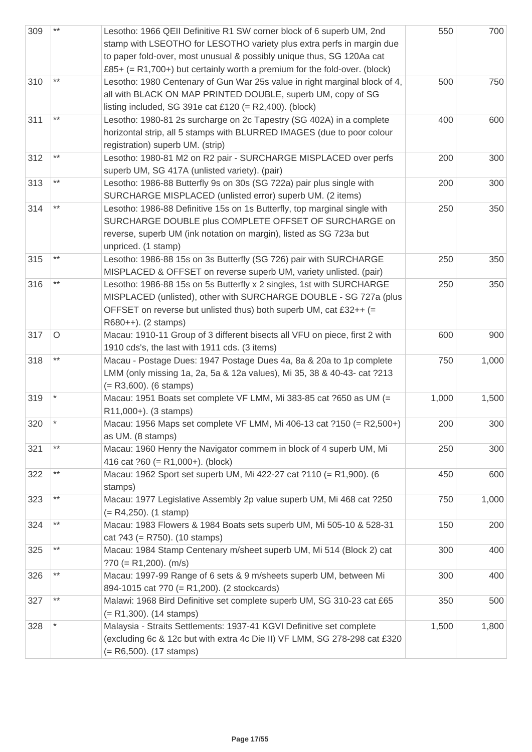| | | | | |
|---|---|---|---|---|
| 309 | ** | Lesotho: 1966 QEII Definitive R1 SW corner block of 6 superb UM, 2nd stamp with LSEOTHO for LESOTHO variety plus extra perfs in margin due to paper fold-over, most unusual & possibly unique thus, SG 120Aa cat £85+ (= R1,700+) but certainly worth a premium for the fold-over. (block) | 550 | 700 |
| 310 | ** | Lesotho: 1980 Centenary of Gun War 25s value in right marginal block of 4, all with BLACK ON MAP PRINTED DOUBLE, superb UM, copy of SG listing included, SG 391e cat £120 (= R2,400). (block) | 500 | 750 |
| 311 | ** | Lesotho: 1980-81 2s surcharge on 2c Tapestry (SG 402A) in a complete horizontal strip, all 5 stamps with BLURRED IMAGES (due to poor colour registration) superb UM. (strip) | 400 | 600 |
| 312 | ** | Lesotho: 1980-81 M2 on R2 pair - SURCHARGE MISPLACED over perfs superb UM, SG 417A (unlisted variety). (pair) | 200 | 300 |
| 313 | ** | Lesotho: 1986-88 Butterfly 9s on 30s (SG 722a) pair plus single with SURCHARGE MISPLACED (unlisted error) superb UM. (2 items) | 200 | 300 |
| 314 | ** | Lesotho: 1986-88 Definitive 15s on 1s Butterfly, top marginal single with SURCHARGE DOUBLE plus COMPLETE OFFSET OF SURCHARGE on reverse, superb UM (ink notation on margin), listed as SG 723a but unpriced. (1 stamp) | 250 | 350 |
| 315 | ** | Lesotho: 1986-88 15s on 3s Butterfly (SG 726) pair with SURCHARGE MISPLACED & OFFSET on reverse superb UM, variety unlisted. (pair) | 250 | 350 |
| 316 | ** | Lesotho: 1986-88 15s on 5s Butterfly x 2 singles, 1st with SURCHARGE MISPLACED (unlisted), other with SURCHARGE DOUBLE - SG 727a (plus OFFSET on reverse but unlisted thus) both superb UM, cat £32++ (= R680++). (2 stamps) | 250 | 350 |
| 317 | O | Macau: 1910-11 Group of 3 different bisects all VFU on piece, first 2 with 1910 cds's, the last with 1911 cds. (3 items) | 600 | 900 |
| 318 | ** | Macau - Postage Dues: 1947 Postage Dues 4a, 8a & 20a to 1p complete LMM (only missing 1a, 2a, 5a & 12a values), Mi 35, 38 & 40-43- cat ?213 (= R3,600). (6 stamps) | 750 | 1,000 |
| 319 | * | Macau: 1951 Boats set complete VF LMM, Mi 383-85 cat ?650 as UM (= R11,000+). (3 stamps) | 1,000 | 1,500 |
| 320 | * | Macau: 1956 Maps set complete VF LMM, Mi 406-13 cat ?150 (= R2,500+) as UM. (8 stamps) | 200 | 300 |
| 321 | ** | Macau: 1960 Henry the Navigator commem in block of 4 superb UM, Mi 416 cat ?60 (= R1,000+). (block) | 250 | 300 |
| 322 | ** | Macau: 1962 Sport set superb UM, Mi 422-27 cat ?110 (= R1,900). (6 stamps) | 450 | 600 |
| 323 | ** | Macau: 1977 Legislative Assembly 2p value superb UM, Mi 468 cat ?250 (= R4,250). (1 stamp) | 750 | 1,000 |
| 324 | ** | Macau: 1983 Flowers & 1984 Boats sets superb UM, Mi 505-10 & 528-31 cat ?43 (= R750). (10 stamps) | 150 | 200 |
| 325 | ** | Macau: 1984 Stamp Centenary m/sheet superb UM, Mi 514 (Block 2) cat ?70 (= R1,200). (m/s) | 300 | 400 |
| 326 | ** | Macau: 1997-99 Range of 6 sets & 9 m/sheets superb UM, between Mi 894-1015 cat ?70 (= R1,200). (2 stockcards) | 300 | 400 |
| 327 | ** | Malawi: 1968 Bird Definitive set complete superb UM, SG 310-23 cat £65 (= R1,300). (14 stamps) | 350 | 500 |
| 328 | * | Malaysia - Straits Settlements: 1937-41 KGVI Definitive set complete (excluding 6c & 12c but with extra 4c Die II) VF LMM, SG 278-298 cat £320 (= R6,500). (17 stamps) | 1,500 | 1,800 |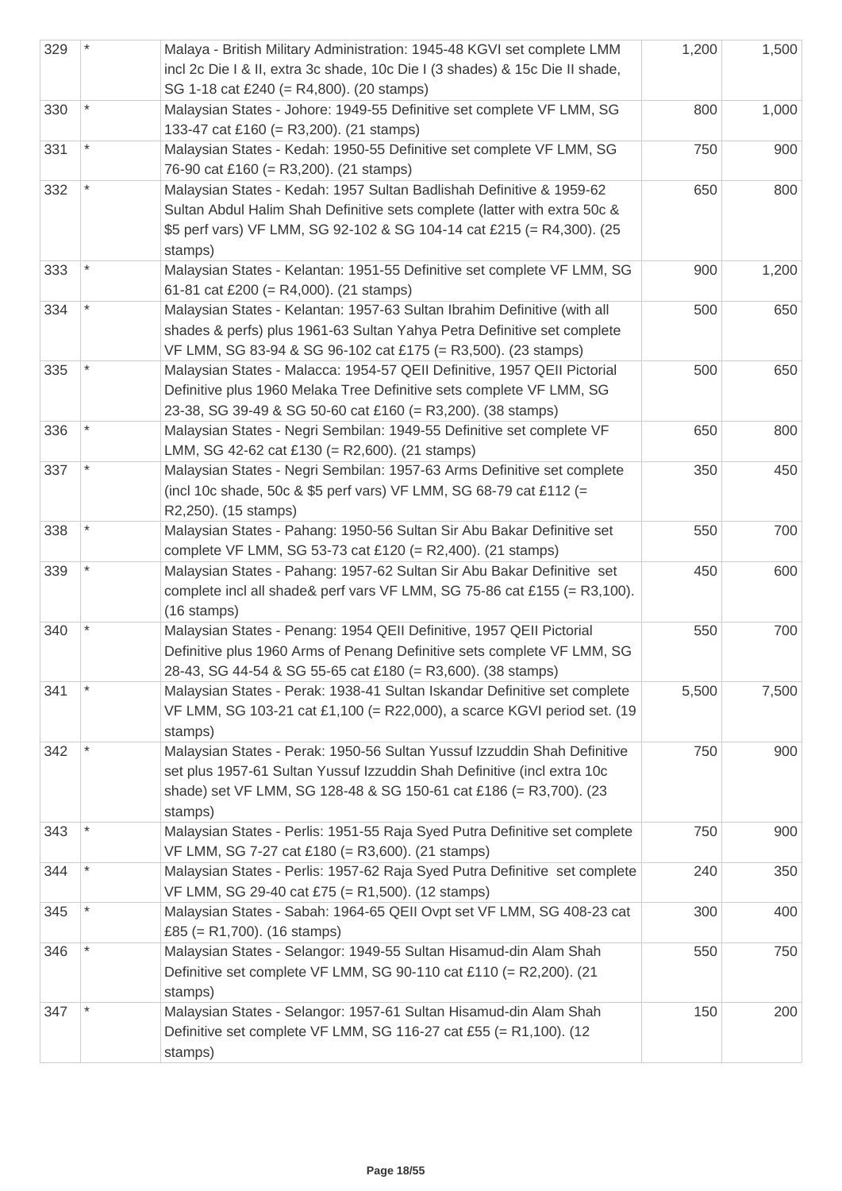| | | | | |
|---|---|---|---|---|
| 329 | * | Malaya - British Military Administration: 1945-48 KGVI set complete LMM incl 2c Die I & II, extra 3c shade, 10c Die I (3 shades) & 15c Die II shade, SG 1-18 cat £240 (= R4,800). (20 stamps) | 1,200 | 1,500 |
| 330 | * | Malaysian States - Johore: 1949-55 Definitive set complete VF LMM, SG 133-47 cat £160 (= R3,200). (21 stamps) | 800 | 1,000 |
| 331 | * | Malaysian States - Kedah: 1950-55 Definitive set complete VF LMM, SG 76-90 cat £160 (= R3,200). (21 stamps) | 750 | 900 |
| 332 | * | Malaysian States - Kedah: 1957 Sultan Badlishah Definitive & 1959-62 Sultan Abdul Halim Shah Definitive sets complete (latter with extra 50c & $5 perf vars) VF LMM, SG 92-102 & SG 104-14 cat £215 (= R4,300). (25 stamps) | 650 | 800 |
| 333 | * | Malaysian States - Kelantan: 1951-55 Definitive set complete VF LMM, SG 61-81 cat £200 (= R4,000). (21 stamps) | 900 | 1,200 |
| 334 | * | Malaysian States - Kelantan: 1957-63 Sultan Ibrahim Definitive (with all shades & perfs) plus 1961-63 Sultan Yahya Petra Definitive set complete VF LMM, SG 83-94 & SG 96-102 cat £175 (= R3,500). (23 stamps) | 500 | 650 |
| 335 | * | Malaysian States - Malacca: 1954-57 QEII Definitive, 1957 QEII Pictorial Definitive plus 1960 Melaka Tree Definitive sets complete VF LMM, SG 23-38, SG 39-49 & SG 50-60 cat £160 (= R3,200). (38 stamps) | 500 | 650 |
| 336 | * | Malaysian States - Negri Sembilan: 1949-55 Definitive set complete VF LMM, SG 42-62 cat £130 (= R2,600). (21 stamps) | 650 | 800 |
| 337 | * | Malaysian States - Negri Sembilan: 1957-63 Arms Definitive set complete (incl 10c shade, 50c & $5 perf vars) VF LMM, SG 68-79 cat £112 (= R2,250). (15 stamps) | 350 | 450 |
| 338 | * | Malaysian States - Pahang: 1950-56 Sultan Sir Abu Bakar Definitive set complete VF LMM, SG 53-73 cat £120 (= R2,400). (21 stamps) | 550 | 700 |
| 339 | * | Malaysian States - Pahang: 1957-62 Sultan Sir Abu Bakar Definitive set complete incl all shade& perf vars VF LMM, SG 75-86 cat £155 (= R3,100). (16 stamps) | 450 | 600 |
| 340 | * | Malaysian States - Penang: 1954 QEII Definitive, 1957 QEII Pictorial Definitive plus 1960 Arms of Penang Definitive sets complete VF LMM, SG 28-43, SG 44-54 & SG 55-65 cat £180 (= R3,600). (38 stamps) | 550 | 700 |
| 341 | * | Malaysian States - Perak: 1938-41 Sultan Iskandar Definitive set complete VF LMM, SG 103-21 cat £1,100 (= R22,000), a scarce KGVI period set. (19 stamps) | 5,500 | 7,500 |
| 342 | * | Malaysian States - Perak: 1950-56 Sultan Yussuf Izzuddin Shah Definitive set plus 1957-61 Sultan Yussuf Izzuddin Shah Definitive (incl extra 10c shade) set VF LMM, SG 128-48 & SG 150-61 cat £186 (= R3,700). (23 stamps) | 750 | 900 |
| 343 | * | Malaysian States - Perlis: 1951-55 Raja Syed Putra Definitive set complete VF LMM, SG 7-27 cat £180 (= R3,600). (21 stamps) | 750 | 900 |
| 344 | * | Malaysian States - Perlis: 1957-62 Raja Syed Putra Definitive set complete VF LMM, SG 29-40 cat £75 (= R1,500). (12 stamps) | 240 | 350 |
| 345 | * | Malaysian States - Sabah: 1964-65 QEII Ovpt set VF LMM, SG 408-23 cat £85 (= R1,700). (16 stamps) | 300 | 400 |
| 346 | * | Malaysian States - Selangor: 1949-55 Sultan Hisamud-din Alam Shah Definitive set complete VF LMM, SG 90-110 cat £110 (= R2,200). (21 stamps) | 550 | 750 |
| 347 | * | Malaysian States - Selangor: 1957-61 Sultan Hisamud-din Alam Shah Definitive set complete VF LMM, SG 116-27 cat £55 (= R1,100). (12 stamps) | 150 | 200 |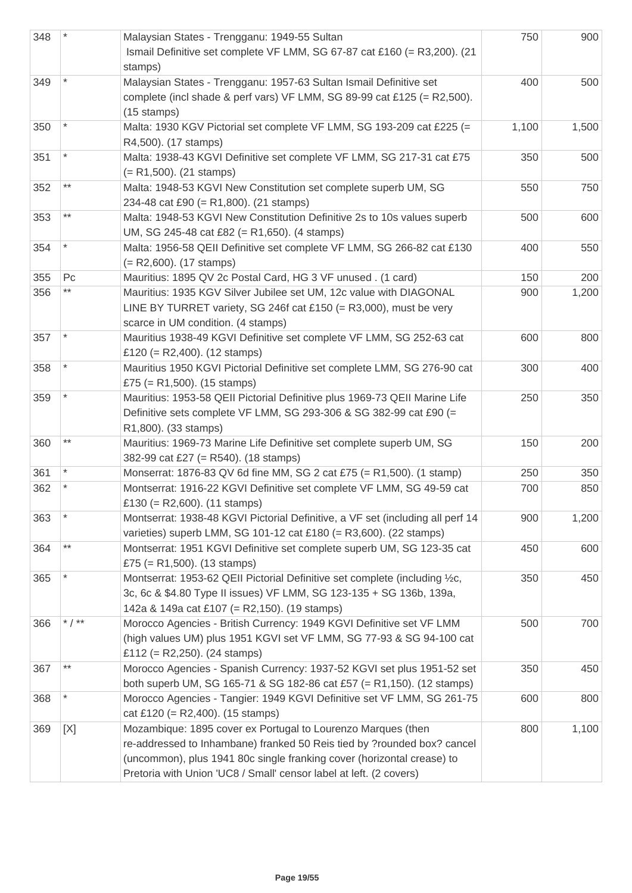| | | | | |
|---|---|---|---|---|
| 348 | * | Malaysian States - Trengganu: 1949-55 Sultan Ismail Definitive set complete VF LMM, SG 67-87 cat £160 (= R3,200). (21 stamps) | 750 | 900 |
| 349 | * | Malaysian States - Trengganu: 1957-63 Sultan Ismail Definitive set complete (incl shade & perf vars) VF LMM, SG 89-99 cat £125 (= R2,500). (15 stamps) | 400 | 500 |
| 350 | * | Malta: 1930 KGV Pictorial set complete VF LMM, SG 193-209 cat £225 (= R4,500). (17 stamps) | 1,100 | 1,500 |
| 351 | * | Malta: 1938-43 KGVI Definitive set complete VF LMM, SG 217-31 cat £75 (= R1,500). (21 stamps) | 350 | 500 |
| 352 | ** | Malta: 1948-53 KGVI New Constitution set complete superb UM, SG 234-48 cat £90 (= R1,800). (21 stamps) | 550 | 750 |
| 353 | ** | Malta: 1948-53 KGVI New Constitution Definitive 2s to 10s values superb UM, SG 245-48 cat £82 (= R1,650). (4 stamps) | 500 | 600 |
| 354 | * | Malta: 1956-58 QEII Definitive set complete VF LMM, SG 266-82 cat £130 (= R2,600). (17 stamps) | 400 | 550 |
| 355 | Pc | Mauritius: 1895 QV 2c Postal Card, HG 3 VF unused . (1 card) | 150 | 200 |
| 356 | ** | Mauritius: 1935 KGV Silver Jubilee set UM, 12c value with DIAGONAL LINE BY TURRET variety, SG 246f cat £150 (= R3,000), must be very scarce in UM condition. (4 stamps) | 900 | 1,200 |
| 357 | * | Mauritius 1938-49 KGVI Definitive set complete VF LMM, SG 252-63 cat £120 (= R2,400). (12 stamps) | 600 | 800 |
| 358 | * | Mauritius 1950 KGVI Pictorial Definitive set complete LMM, SG 276-90 cat £75 (= R1,500). (15 stamps) | 300 | 400 |
| 359 | * | Mauritius: 1953-58 QEII Pictorial Definitive plus 1969-73 QEII Marine Life Definitive sets complete VF LMM, SG 293-306 & SG 382-99 cat £90 (= R1,800). (33 stamps) | 250 | 350 |
| 360 | ** | Mauritius: 1969-73 Marine Life Definitive set complete superb UM, SG 382-99 cat £27 (= R540). (18 stamps) | 150 | 200 |
| 361 | * | Monserrat: 1876-83 QV 6d fine MM, SG 2 cat £75 (= R1,500). (1 stamp) | 250 | 350 |
| 362 | * | Montserrat: 1916-22 KGVI Definitive set complete VF LMM, SG 49-59 cat £130 (= R2,600). (11 stamps) | 700 | 850 |
| 363 | * | Montserrat: 1938-48 KGVI Pictorial Definitive, a VF set (including all perf 14 varieties) superb LMM, SG 101-12 cat £180 (= R3,600). (22 stamps) | 900 | 1,200 |
| 364 | ** | Montserrat: 1951 KGVI Definitive set complete superb UM, SG 123-35 cat £75 (= R1,500). (13 stamps) | 450 | 600 |
| 365 | * | Montserrat: 1953-62 QEII Pictorial Definitive set complete (including ½c, 3c, 6c & $4.80 Type II issues) VF LMM, SG 123-135 + SG 136b, 139a, 142a & 149a cat £107 (= R2,150). (19 stamps) | 350 | 450 |
| 366 | * / ** | Morocco Agencies - British Currency: 1949 KGVI Definitive set VF LMM (high values UM) plus 1951 KGVI set VF LMM, SG 77-93 & SG 94-100 cat £112 (= R2,250). (24 stamps) | 500 | 700 |
| 367 | ** | Morocco Agencies - Spanish Currency: 1937-52 KGVI set plus 1951-52 set both superb UM, SG 165-71 & 182-86 cat £57 (= R1,150). (12 stamps) | 350 | 450 |
| 368 | * | Morocco Agencies - Tangier: 1949 KGVI Definitive set VF LMM, SG 261-75 cat £120 (= R2,400). (15 stamps) | 600 | 800 |
| 369 | [X] | Mozambique: 1895 cover ex Portugal to Lourenzo Marques (then re-addressed to Inhambane) franked 50 Reis tied by ?rounded box? cancel (uncommon), plus 1941 80c single franking cover (horizontal crease) to Pretoria with Union 'UC8 / Small' censor label at left. (2 covers) | 800 | 1,100 |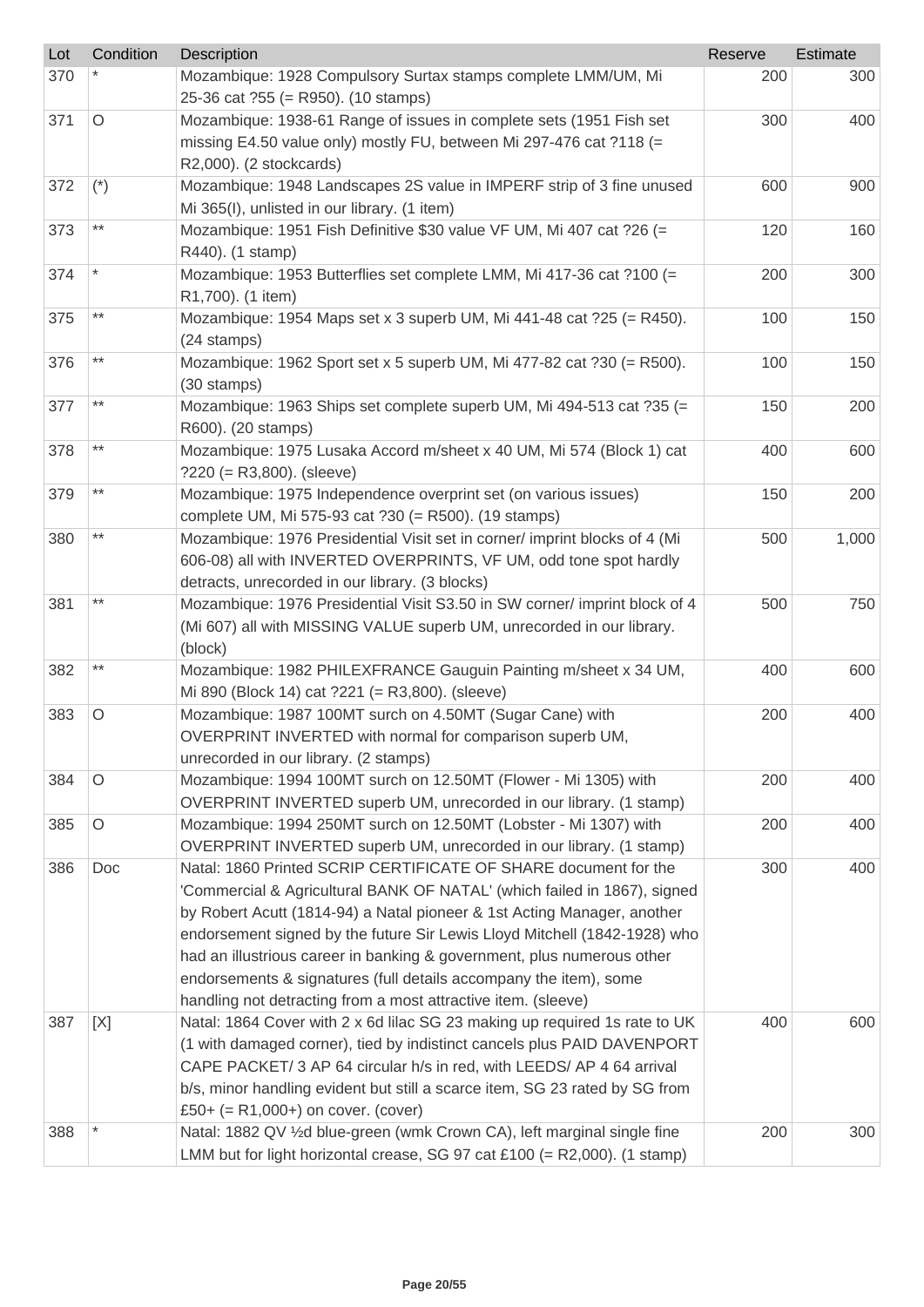| Lot | Condition | Description | Reserve | Estimate |
|---|---|---|---|---|
| 370 | * | Mozambique: 1928 Compulsory Surtax stamps complete LMM/UM, Mi 25-36 cat ?55 (= R950). (10 stamps) | 200 | 300 |
| 371 | O | Mozambique: 1938-61 Range of issues in complete sets (1951 Fish set missing E4.50 value only) mostly FU, between Mi 297-476 cat ?118 (= R2,000). (2 stockcards) | 300 | 400 |
| 372 | (*) | Mozambique: 1948 Landscapes 2S value in IMPERF strip of 3 fine unused Mi 365(I), unlisted in our library. (1 item) | 600 | 900 |
| 373 | ** | Mozambique: 1951 Fish Definitive $30 value VF UM, Mi 407 cat ?26 (= R440). (1 stamp) | 120 | 160 |
| 374 | * | Mozambique: 1953 Butterflies set complete LMM, Mi 417-36 cat ?100 (= R1,700). (1 item) | 200 | 300 |
| 375 | ** | Mozambique: 1954 Maps set x 3 superb UM, Mi 441-48 cat ?25 (= R450). (24 stamps) | 100 | 150 |
| 376 | ** | Mozambique: 1962 Sport set x 5 superb UM, Mi 477-82 cat ?30 (= R500). (30 stamps) | 100 | 150 |
| 377 | ** | Mozambique: 1963 Ships set complete superb UM, Mi 494-513 cat ?35 (= R600). (20 stamps) | 150 | 200 |
| 378 | ** | Mozambique: 1975 Lusaka Accord m/sheet x 40 UM, Mi 574 (Block 1) cat ?220 (= R3,800). (sleeve) | 400 | 600 |
| 379 | ** | Mozambique: 1975 Independence overprint set (on various issues) complete UM, Mi 575-93 cat ?30 (= R500). (19 stamps) | 150 | 200 |
| 380 | ** | Mozambique: 1976 Presidential Visit set in corner/ imprint blocks of 4 (Mi 606-08) all with INVERTED OVERPRINTS, VF UM, odd tone spot hardly detracts, unrecorded in our library. (3 blocks) | 500 | 1,000 |
| 381 | ** | Mozambique: 1976 Presidential Visit S3.50 in SW corner/ imprint block of 4 (Mi 607) all with MISSING VALUE superb UM, unrecorded in our library. (block) | 500 | 750 |
| 382 | ** | Mozambique: 1982 PHILEXFRANCE Gauguin Painting m/sheet x 34 UM, Mi 890 (Block 14) cat ?221 (= R3,800). (sleeve) | 400 | 600 |
| 383 | O | Mozambique: 1987 100MT surch on 4.50MT (Sugar Cane) with OVERPRINT INVERTED with normal for comparison superb UM, unrecorded in our library. (2 stamps) | 200 | 400 |
| 384 | O | Mozambique: 1994 100MT surch on 12.50MT (Flower - Mi 1305) with OVERPRINT INVERTED superb UM, unrecorded in our library. (1 stamp) | 200 | 400 |
| 385 | O | Mozambique: 1994 250MT surch on 12.50MT (Lobster - Mi 1307) with OVERPRINT INVERTED superb UM, unrecorded in our library. (1 stamp) | 200 | 400 |
| 386 | Doc | Natal: 1860 Printed SCRIP CERTIFICATE OF SHARE document for the 'Commercial & Agricultural BANK OF NATAL' (which failed in 1867), signed by Robert Acutt (1814-94) a Natal pioneer & 1st Acting Manager, another endorsement signed by the future Sir Lewis Lloyd Mitchell (1842-1928) who had an illustrious career in banking & government, plus numerous other endorsements & signatures (full details accompany the item), some handling not detracting from a most attractive item. (sleeve) | 300 | 400 |
| 387 | [X] | Natal: 1864 Cover with 2 x 6d lilac SG 23 making up required 1s rate to UK (1 with damaged corner), tied by indistinct cancels plus PAID DAVENPORT CAPE PACKET/ 3 AP 64 circular h/s in red, with LEEDS/ AP 4 64 arrival b/s, minor handling evident but still a scarce item, SG 23 rated by SG from £50+ (= R1,000+) on cover. (cover) | 400 | 600 |
| 388 | * | Natal: 1882 QV ½d blue-green (wmk Crown CA), left marginal single fine LMM but for light horizontal crease, SG 97 cat £100 (= R2,000). (1 stamp) | 200 | 300 |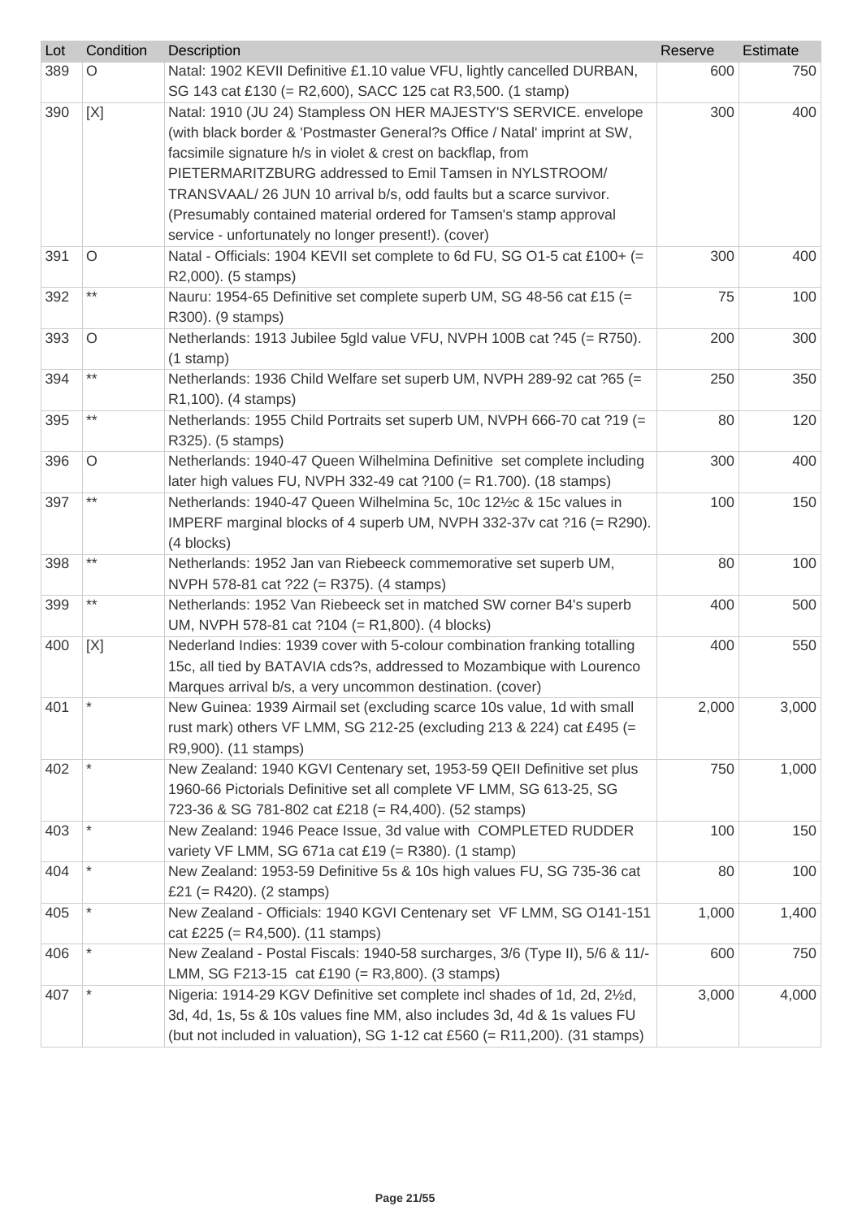| Lot | Condition | Description | Reserve | Estimate |
| --- | --- | --- | --- | --- |
| 389 | O | Natal: 1902 KEVII Definitive £1.10 value VFU, lightly cancelled DURBAN, SG 143 cat £130 (= R2,600), SACC 125 cat R3,500. (1 stamp) | 600 | 750 |
| 390 | [X] | Natal: 1910 (JU 24) Stampless ON HER MAJESTY'S SERVICE. envelope (with black border & 'Postmaster General?s Office / Natal' imprint at SW, facsimile signature h/s in violet & crest on backflap, from PIETERMARITZBURG addressed to Emil Tamsen in NYLSTROOM/ TRANSVAAL/ 26 JUN 10 arrival b/s, odd faults but a scarce survivor. (Presumably contained material ordered for Tamsen's stamp approval service - unfortunately no longer present!). (cover) | 300 | 400 |
| 391 | O | Natal - Officials: 1904 KEVII set complete to 6d FU, SG O1-5 cat £100+ (= R2,000). (5 stamps) | 300 | 400 |
| 392 | ** | Nauru: 1954-65 Definitive set complete superb UM, SG 48-56 cat £15 (= R300). (9 stamps) | 75 | 100 |
| 393 | O | Netherlands: 1913 Jubilee 5gld value VFU, NVPH 100B cat ?45 (= R750). (1 stamp) | 200 | 300 |
| 394 | ** | Netherlands: 1936 Child Welfare set superb UM, NVPH 289-92 cat ?65 (= R1,100). (4 stamps) | 250 | 350 |
| 395 | ** | Netherlands: 1955 Child Portraits set superb UM, NVPH 666-70 cat ?19 (= R325). (5 stamps) | 80 | 120 |
| 396 | O | Netherlands: 1940-47 Queen Wilhelmina Definitive set complete including later high values FU, NVPH 332-49 cat ?100 (= R1.700). (18 stamps) | 300 | 400 |
| 397 | ** | Netherlands: 1940-47 Queen Wilhelmina 5c, 10c 12½c & 15c values in IMPERF marginal blocks of 4 superb UM, NVPH 332-37v cat ?16 (= R290). (4 blocks) | 100 | 150 |
| 398 | ** | Netherlands: 1952 Jan van Riebeeck commemorative set superb UM, NVPH 578-81 cat ?22 (= R375). (4 stamps) | 80 | 100 |
| 399 | ** | Netherlands: 1952 Van Riebeeck set in matched SW corner B4's superb UM, NVPH 578-81 cat ?104 (= R1,800). (4 blocks) | 400 | 500 |
| 400 | [X] | Nederland Indies: 1939 cover with 5-colour combination franking totalling 15c, all tied by BATAVIA cds?s, addressed to Mozambique with Lourenco Marques arrival b/s, a very uncommon destination. (cover) | 400 | 550 |
| 401 | * | New Guinea: 1939 Airmail set (excluding scarce 10s value, 1d with small rust mark) others VF LMM, SG 212-25 (excluding 213 & 224) cat £495 (= R9,900). (11 stamps) | 2,000 | 3,000 |
| 402 | * | New Zealand: 1940 KGVI Centenary set, 1953-59 QEII Definitive set plus 1960-66 Pictorials Definitive set all complete VF LMM, SG 613-25, SG 723-36 & SG 781-802 cat £218 (= R4,400). (52 stamps) | 750 | 1,000 |
| 403 | * | New Zealand: 1946 Peace Issue, 3d value with COMPLETED RUDDER variety VF LMM, SG 671a cat £19 (= R380). (1 stamp) | 100 | 150 |
| 404 | * | New Zealand: 1953-59 Definitive 5s & 10s high values FU, SG 735-36 cat £21 (= R420). (2 stamps) | 80 | 100 |
| 405 | * | New Zealand - Officials: 1940 KGVI Centenary set VF LMM, SG O141-151 cat £225 (= R4,500). (11 stamps) | 1,000 | 1,400 |
| 406 | * | New Zealand - Postal Fiscals: 1940-58 surcharges, 3/6 (Type II), 5/6 & 11/- LMM, SG F213-15 cat £190 (= R3,800). (3 stamps) | 600 | 750 |
| 407 | * | Nigeria: 1914-29 KGV Definitive set complete incl shades of 1d, 2d, 2½d, 3d, 4d, 1s, 5s & 10s values fine MM, also includes 3d, 4d & 1s values FU (but not included in valuation), SG 1-12 cat £560 (= R11,200). (31 stamps) | 3,000 | 4,000 |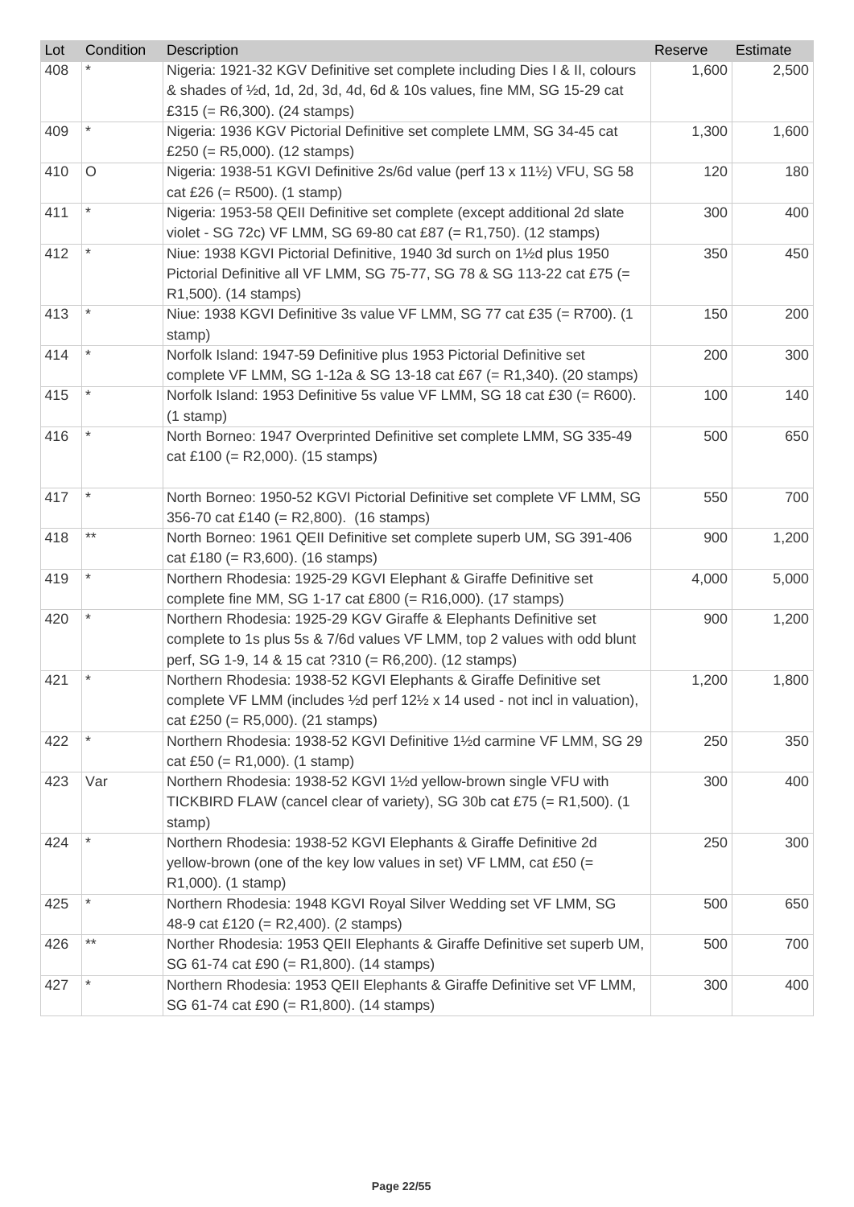| Lot | Condition | Description | Reserve | Estimate |
|---|---|---|---|---|
| 408 | * | Nigeria: 1921-32 KGV Definitive set complete including Dies I & II, colours & shades of ½d, 1d, 2d, 3d, 4d, 6d & 10s values, fine MM, SG 15-29 cat £315 (= R6,300). (24 stamps) | 1,600 | 2,500 |
| 409 | * | Nigeria: 1936 KGV Pictorial Definitive set complete LMM, SG 34-45 cat £250 (= R5,000). (12 stamps) | 1,300 | 1,600 |
| 410 | O | Nigeria: 1938-51 KGVI Definitive 2s/6d value (perf 13 x 11½) VFU, SG 58 cat £26 (= R500). (1 stamp) | 120 | 180 |
| 411 | * | Nigeria: 1953-58 QEII Definitive set complete (except additional 2d slate violet - SG 72c) VF LMM, SG 69-80 cat £87 (= R1,750). (12 stamps) | 300 | 400 |
| 412 | * | Niue: 1938 KGVI Pictorial Definitive, 1940 3d surch on 1½d plus 1950 Pictorial Definitive all VF LMM, SG 75-77, SG 78 & SG 113-22 cat £75 (= R1,500). (14 stamps) | 350 | 450 |
| 413 | * | Niue: 1938 KGVI Definitive 3s value VF LMM, SG 77 cat £35 (= R700). (1 stamp) | 150 | 200 |
| 414 | * | Norfolk Island: 1947-59 Definitive plus 1953 Pictorial Definitive set complete VF LMM, SG 1-12a & SG 13-18 cat £67 (= R1,340). (20 stamps) | 200 | 300 |
| 415 | * | Norfolk Island: 1953 Definitive 5s value VF LMM, SG 18 cat £30 (= R600). (1 stamp) | 100 | 140 |
| 416 | * | North Borneo: 1947 Overprinted Definitive set complete LMM, SG 335-49 cat £100 (= R2,000). (15 stamps) | 500 | 650 |
| 417 | * | North Borneo: 1950-52 KGVI Pictorial Definitive set complete VF LMM, SG 356-70 cat £140 (= R2,800). (16 stamps) | 550 | 700 |
| 418 | ** | North Borneo: 1961 QEII Definitive set complete superb UM, SG 391-406 cat £180 (= R3,600). (16 stamps) | 900 | 1,200 |
| 419 | * | Northern Rhodesia: 1925-29 KGVI Elephant & Giraffe Definitive set complete fine MM, SG 1-17 cat £800 (= R16,000). (17 stamps) | 4,000 | 5,000 |
| 420 | * | Northern Rhodesia: 1925-29 KGV Giraffe & Elephants Definitive set complete to 1s plus 5s & 7/6d values VF LMM, top 2 values with odd blunt perf, SG 1-9, 14 & 15 cat ?310 (= R6,200). (12 stamps) | 900 | 1,200 |
| 421 | * | Northern Rhodesia: 1938-52 KGVI Elephants & Giraffe Definitive set complete VF LMM (includes ½d perf 12½ x 14 used - not incl in valuation), cat £250 (= R5,000). (21 stamps) | 1,200 | 1,800 |
| 422 | * | Northern Rhodesia: 1938-52 KGVI Definitive 1½d carmine VF LMM, SG 29 cat £50 (= R1,000). (1 stamp) | 250 | 350 |
| 423 | Var | Northern Rhodesia: 1938-52 KGVI 1½d yellow-brown single VFU with TICKBIRD FLAW (cancel clear of variety), SG 30b cat £75 (= R1,500). (1 stamp) | 300 | 400 |
| 424 | * | Northern Rhodesia: 1938-52 KGVI Elephants & Giraffe Definitive 2d yellow-brown (one of the key low values in set) VF LMM, cat £50 (= R1,000). (1 stamp) | 250 | 300 |
| 425 | * | Northern Rhodesia: 1948 KGVI Royal Silver Wedding set VF LMM, SG 48-9 cat £120 (= R2,400). (2 stamps) | 500 | 650 |
| 426 | ** | Norther Rhodesia: 1953 QEII Elephants & Giraffe Definitive set superb UM, SG 61-74 cat £90 (= R1,800). (14 stamps) | 500 | 700 |
| 427 | * | Northern Rhodesia: 1953 QEII Elephants & Giraffe Definitive set VF LMM, SG 61-74 cat £90 (= R1,800). (14 stamps) | 300 | 400 |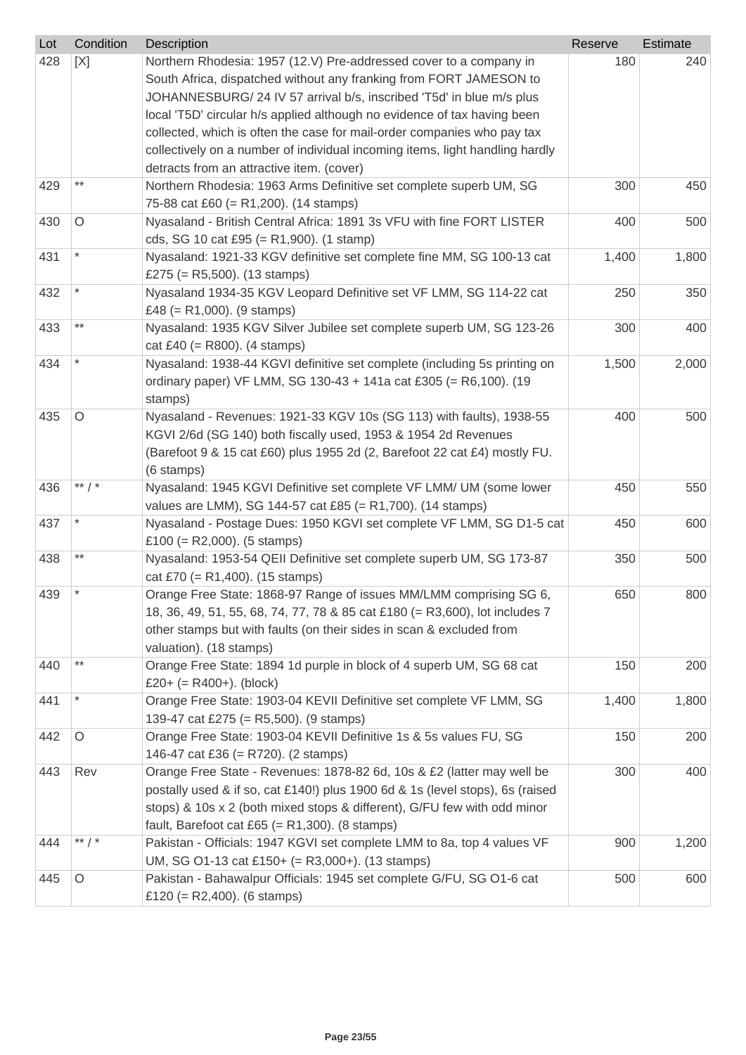| Lot | Condition | Description | Reserve | Estimate |
|---|---|---|---|---|
| 428 | [X] | Northern Rhodesia: 1957 (12.V) Pre-addressed cover to a company in South Africa, dispatched without any franking from FORT JAMESON to JOHANNESBURG/ 24 IV 57 arrival b/s, inscribed 'T5d' in blue m/s plus local 'T5D' circular h/s applied although no evidence of tax having been collected, which is often the case for mail-order companies who pay tax collectively on a number of individual incoming items, light handling hardly detracts from an attractive item. (cover) | 180 | 240 |
| 429 | ** | Northern Rhodesia: 1963 Arms Definitive set complete superb UM, SG 75-88 cat £60 (= R1,200). (14 stamps) | 300 | 450 |
| 430 | O | Nyasaland - British Central Africa: 1891 3s VFU with fine FORT LISTER cds, SG 10 cat £95 (= R1,900). (1 stamp) | 400 | 500 |
| 431 | * | Nyasaland: 1921-33 KGV definitive set complete fine MM, SG 100-13 cat £275 (= R5,500). (13 stamps) | 1,400 | 1,800 |
| 432 | * | Nyasaland 1934-35 KGV Leopard Definitive set VF LMM, SG 114-22 cat £48 (= R1,000). (9 stamps) | 250 | 350 |
| 433 | ** | Nyasaland: 1935 KGV Silver Jubilee set complete superb UM, SG 123-26 cat £40 (= R800). (4 stamps) | 300 | 400 |
| 434 | * | Nyasaland: 1938-44 KGVI definitive set complete (including 5s printing on ordinary paper) VF LMM, SG 130-43 + 141a cat £305 (= R6,100). (19 stamps) | 1,500 | 2,000 |
| 435 | O | Nyasaland - Revenues: 1921-33 KGV 10s (SG 113) with faults), 1938-55 KGVI 2/6d (SG 140) both fiscally used, 1953 & 1954 2d Revenues (Barefoot 9 & 15 cat £60) plus 1955 2d (2, Barefoot 22 cat £4) mostly FU. (6 stamps) | 400 | 500 |
| 436 | ** / * | Nyasaland: 1945 KGVI Definitive set complete VF LMM/ UM (some lower values are LMM), SG 144-57 cat £85 (= R1,700). (14 stamps) | 450 | 550 |
| 437 | * | Nyasaland - Postage Dues: 1950 KGVI set complete VF LMM, SG D1-5 cat £100 (= R2,000). (5 stamps) | 450 | 600 |
| 438 | ** | Nyasaland: 1953-54 QEII Definitive set complete superb UM, SG 173-87 cat £70 (= R1,400). (15 stamps) | 350 | 500 |
| 439 | * | Orange Free State: 1868-97 Range of issues MM/LMM comprising SG 6, 18, 36, 49, 51, 55, 68, 74, 77, 78 & 85 cat £180 (= R3,600), lot includes 7 other stamps but with faults (on their sides in scan & excluded from valuation). (18 stamps) | 650 | 800 |
| 440 | ** | Orange Free State: 1894 1d purple in block of 4 superb UM, SG 68 cat £20+ (= R400+). (block) | 150 | 200 |
| 441 | * | Orange Free State: 1903-04 KEVII Definitive set complete VF LMM, SG 139-47 cat £275 (= R5,500). (9 stamps) | 1,400 | 1,800 |
| 442 | O | Orange Free State: 1903-04 KEVII Definitive 1s & 5s values FU, SG 146-47 cat £36 (= R720). (2 stamps) | 150 | 200 |
| 443 | Rev | Orange Free State - Revenues: 1878-82 6d, 10s & £2 (latter may well be postally used & if so, cat £140!) plus 1900 6d & 1s (level stops), 6s (raised stops) & 10s x 2 (both mixed stops & different), G/FU few with odd minor fault, Barefoot cat £65 (= R1,300). (8 stamps) | 300 | 400 |
| 444 | ** / * | Pakistan - Officials: 1947 KGVI set complete LMM to 8a, top 4 values VF UM, SG O1-13 cat £150+ (= R3,000+). (13 stamps) | 900 | 1,200 |
| 445 | O | Pakistan - Bahawalpur Officials: 1945 set complete G/FU, SG O1-6 cat £120 (= R2,400). (6 stamps) | 500 | 600 |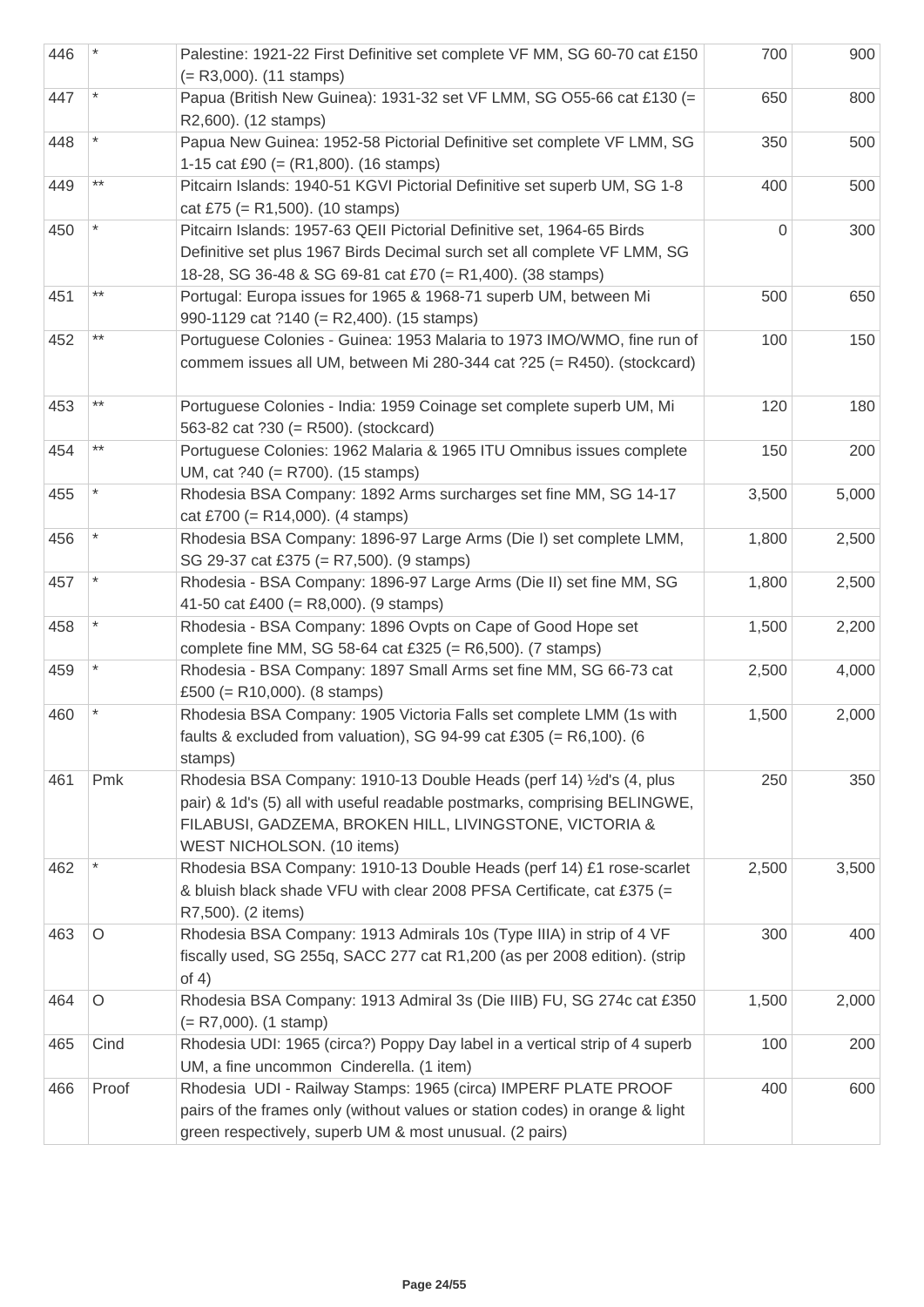| | | | | |
|---|---|---|---|---|
| 446 | * | Palestine: 1921-22 First Definitive set complete VF MM, SG 60-70 cat £150 (= R3,000). (11 stamps) | 700 | 900 |
| 447 | * | Papua (British New Guinea): 1931-32 set VF LMM, SG O55-66 cat £130 (= R2,600). (12 stamps) | 650 | 800 |
| 448 | * | Papua New Guinea: 1952-58 Pictorial Definitive set complete VF LMM, SG 1-15 cat £90 (= (R1,800). (16 stamps) | 350 | 500 |
| 449 | ** | Pitcairn Islands: 1940-51 KGVI Pictorial Definitive set superb UM, SG 1-8 cat £75 (= R1,500). (10 stamps) | 400 | 500 |
| 450 | * | Pitcairn Islands: 1957-63 QEII Pictorial Definitive set, 1964-65 Birds Definitive set plus 1967 Birds Decimal surch set all complete VF LMM, SG 18-28, SG 36-48 & SG 69-81 cat £70 (= R1,400). (38 stamps) | 0 | 300 |
| 451 | ** | Portugal: Europa issues for 1965 & 1968-71 superb UM, between Mi 990-1129 cat ?140 (= R2,400). (15 stamps) | 500 | 650 |
| 452 | ** | Portuguese Colonies - Guinea: 1953 Malaria to 1973 IMO/WMO, fine run of commem issues all UM, between Mi 280-344 cat ?25 (= R450). (stockcard) | 100 | 150 |
| 453 | ** | Portuguese Colonies - India: 1959 Coinage set complete superb UM, Mi 563-82 cat ?30 (= R500). (stockcard) | 120 | 180 |
| 454 | ** | Portuguese Colonies: 1962 Malaria & 1965 ITU Omnibus issues complete UM, cat ?40 (= R700). (15 stamps) | 150 | 200 |
| 455 | * | Rhodesia BSA Company: 1892 Arms surcharges set fine MM, SG 14-17 cat £700 (= R14,000). (4 stamps) | 3,500 | 5,000 |
| 456 | * | Rhodesia BSA Company: 1896-97 Large Arms (Die I) set complete LMM, SG 29-37 cat £375 (= R7,500). (9 stamps) | 1,800 | 2,500 |
| 457 | * | Rhodesia - BSA Company: 1896-97 Large Arms (Die II) set fine MM, SG 41-50 cat £400 (= R8,000). (9 stamps) | 1,800 | 2,500 |
| 458 | * | Rhodesia - BSA Company: 1896 Ovpts on Cape of Good Hope set complete fine MM, SG 58-64 cat £325 (= R6,500). (7 stamps) | 1,500 | 2,200 |
| 459 | * | Rhodesia - BSA Company: 1897 Small Arms set fine MM, SG 66-73 cat £500 (= R10,000). (8 stamps) | 2,500 | 4,000 |
| 460 | * | Rhodesia BSA Company: 1905 Victoria Falls set complete LMM (1s with faults & excluded from valuation), SG 94-99 cat £305 (= R6,100). (6 stamps) | 1,500 | 2,000 |
| 461 | Pmk | Rhodesia BSA Company: 1910-13 Double Heads (perf 14) ½d's (4, plus pair) & 1d's (5) all with useful readable postmarks, comprising BELINGWE, FILABUSI, GADZEMA, BROKEN HILL, LIVINGSTONE, VICTORIA & WEST NICHOLSON. (10 items) | 250 | 350 |
| 462 | * | Rhodesia BSA Company: 1910-13 Double Heads (perf 14) £1 rose-scarlet & bluish black shade VFU with clear 2008 PFSA Certificate, cat £375 (= R7,500). (2 items) | 2,500 | 3,500 |
| 463 | O | Rhodesia BSA Company: 1913 Admirals 10s (Type IIIA) in strip of 4 VF fiscally used, SG 255q, SACC 277 cat R1,200 (as per 2008 edition). (strip of 4) | 300 | 400 |
| 464 | O | Rhodesia BSA Company: 1913 Admiral 3s (Die IIIB) FU, SG 274c cat £350 (= R7,000). (1 stamp) | 1,500 | 2,000 |
| 465 | Cind | Rhodesia UDI: 1965 (circa?) Poppy Day label in a vertical strip of 4 superb UM, a fine uncommon Cinderella. (1 item) | 100 | 200 |
| 466 | Proof | Rhodesia UDI - Railway Stamps: 1965 (circa) IMPERF PLATE PROOF pairs of the frames only (without values or station codes) in orange & light green respectively, superb UM & most unusual. (2 pairs) | 400 | 600 |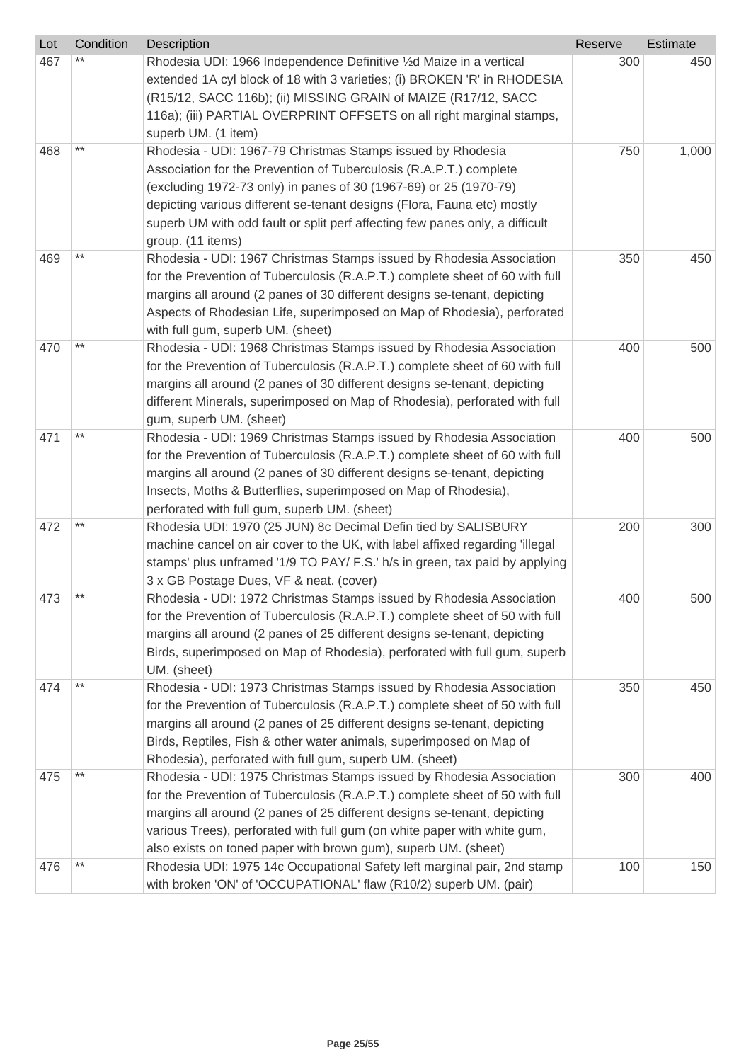| Lot | Condition | Description | Reserve | Estimate |
|---|---|---|---|---|
| 467 | ** | Rhodesia UDI: 1966 Independence Definitive ½d Maize in a vertical extended 1A cyl block of 18 with 3 varieties; (i) BROKEN 'R' in RHODESIA (R15/12, SACC 116b); (ii) MISSING GRAIN of MAIZE (R17/12, SACC 116a); (iii) PARTIAL OVERPRINT OFFSETS on all right marginal stamps, superb UM. (1 item) | 300 | 450 |
| 468 | ** | Rhodesia - UDI: 1967-79 Christmas Stamps issued by Rhodesia Association for the Prevention of Tuberculosis (R.A.P.T.) complete (excluding 1972-73 only) in panes of 30 (1967-69) or 25 (1970-79) depicting various different se-tenant designs (Flora, Fauna etc) mostly superb UM with odd fault or split perf affecting few panes only, a difficult group. (11 items) | 750 | 1,000 |
| 469 | ** | Rhodesia - UDI: 1967 Christmas Stamps issued by Rhodesia Association for the Prevention of Tuberculosis (R.A.P.T.) complete sheet of 60 with full margins all around (2 panes of 30 different designs se-tenant, depicting Aspects of Rhodesian Life, superimposed on Map of Rhodesia), perforated with full gum, superb UM. (sheet) | 350 | 450 |
| 470 | ** | Rhodesia - UDI: 1968 Christmas Stamps issued by Rhodesia Association for the Prevention of Tuberculosis (R.A.P.T.) complete sheet of 60 with full margins all around (2 panes of 30 different designs se-tenant, depicting different Minerals, superimposed on Map of Rhodesia), perforated with full gum, superb UM. (sheet) | 400 | 500 |
| 471 | ** | Rhodesia - UDI: 1969 Christmas Stamps issued by Rhodesia Association for the Prevention of Tuberculosis (R.A.P.T.) complete sheet of 60 with full margins all around (2 panes of 30 different designs se-tenant, depicting Insects, Moths & Butterflies, superimposed on Map of Rhodesia), perforated with full gum, superb UM. (sheet) | 400 | 500 |
| 472 | ** | Rhodesia UDI: 1970 (25 JUN) 8c Decimal Defin tied by SALISBURY machine cancel on air cover to the UK, with label affixed regarding 'illegal stamps' plus unframed '1/9 TO PAY/ F.S.' h/s in green, tax paid by applying 3 x GB Postage Dues, VF & neat. (cover) | 200 | 300 |
| 473 | ** | Rhodesia - UDI: 1972 Christmas Stamps issued by Rhodesia Association for the Prevention of Tuberculosis (R.A.P.T.) complete sheet of 50 with full margins all around (2 panes of 25 different designs se-tenant, depicting Birds, superimposed on Map of Rhodesia), perforated with full gum, superb UM. (sheet) | 400 | 500 |
| 474 | ** | Rhodesia - UDI: 1973 Christmas Stamps issued by Rhodesia Association for the Prevention of Tuberculosis (R.A.P.T.) complete sheet of 50 with full margins all around (2 panes of 25 different designs se-tenant, depicting Birds, Reptiles, Fish & other water animals, superimposed on Map of Rhodesia), perforated with full gum, superb UM. (sheet) | 350 | 450 |
| 475 | ** | Rhodesia - UDI: 1975 Christmas Stamps issued by Rhodesia Association for the Prevention of Tuberculosis (R.A.P.T.) complete sheet of 50 with full margins all around (2 panes of 25 different designs se-tenant, depicting various Trees), perforated with full gum (on white paper with white gum, also exists on toned paper with brown gum), superb UM. (sheet) | 300 | 400 |
| 476 | ** | Rhodesia UDI: 1975 14c Occupational Safety left marginal pair, 2nd stamp with broken 'ON' of 'OCCUPATIONAL' flaw (R10/2) superb UM. (pair) | 100 | 150 |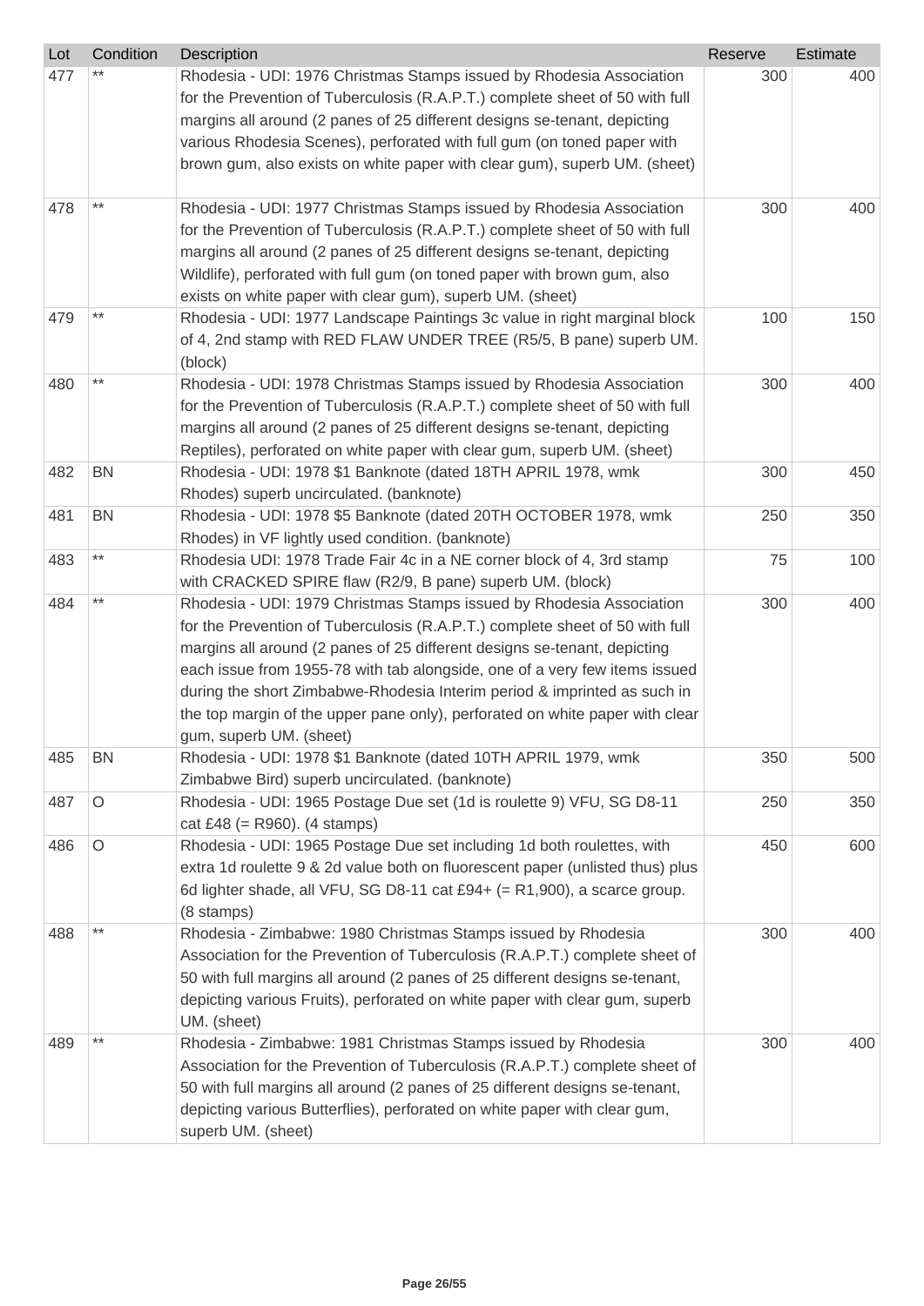| Lot | Condition | Description | Reserve | Estimate |
|---|---|---|---|---|
| 477 | ** | Rhodesia - UDI: 1976 Christmas Stamps issued by Rhodesia Association for the Prevention of Tuberculosis (R.A.P.T.) complete sheet of 50 with full margins all around (2 panes of 25 different designs se-tenant, depicting various Rhodesia Scenes), perforated with full gum (on toned paper with brown gum, also exists on white paper with clear gum), superb UM. (sheet) | 300 | 400 |
| 478 | ** | Rhodesia - UDI: 1977 Christmas Stamps issued by Rhodesia Association for the Prevention of Tuberculosis (R.A.P.T.) complete sheet of 50 with full margins all around (2 panes of 25 different designs se-tenant, depicting Wildlife), perforated with full gum (on toned paper with brown gum, also exists on white paper with clear gum), superb UM. (sheet) | 300 | 400 |
| 479 | ** | Rhodesia - UDI: 1977 Landscape Paintings 3c value in right marginal block of 4, 2nd stamp with RED FLAW UNDER TREE (R5/5, B pane) superb UM. (block) | 100 | 150 |
| 480 | ** | Rhodesia - UDI: 1978 Christmas Stamps issued by Rhodesia Association for the Prevention of Tuberculosis (R.A.P.T.) complete sheet of 50 with full margins all around (2 panes of 25 different designs se-tenant, depicting Reptiles), perforated on white paper with clear gum, superb UM. (sheet) | 300 | 400 |
| 482 | BN | Rhodesia - UDI: 1978 $1 Banknote (dated 18TH APRIL 1978, wmk Rhodes) superb uncirculated. (banknote) | 300 | 450 |
| 481 | BN | Rhodesia - UDI: 1978 $5 Banknote (dated 20TH OCTOBER 1978, wmk Rhodes) in VF lightly used condition. (banknote) | 250 | 350 |
| 483 | ** | Rhodesia UDI: 1978 Trade Fair 4c in a NE corner block of 4, 3rd stamp with CRACKED SPIRE flaw (R2/9, B pane) superb UM. (block) | 75 | 100 |
| 484 | ** | Rhodesia - UDI: 1979 Christmas Stamps issued by Rhodesia Association for the Prevention of Tuberculosis (R.A.P.T.) complete sheet of 50 with full margins all around (2 panes of 25 different designs se-tenant, depicting each issue from 1955-78 with tab alongside, one of a very few items issued during the short Zimbabwe-Rhodesia Interim period & imprinted as such in the top margin of the upper pane only), perforated on white paper with clear gum, superb UM. (sheet) | 300 | 400 |
| 485 | BN | Rhodesia - UDI: 1978 $1 Banknote (dated 10TH APRIL 1979, wmk Zimbabwe Bird) superb uncirculated. (banknote) | 350 | 500 |
| 487 | O | Rhodesia - UDI: 1965 Postage Due set (1d is roulette 9) VFU, SG D8-11 cat £48 (= R960). (4 stamps) | 250 | 350 |
| 486 | O | Rhodesia - UDI: 1965 Postage Due set including 1d both roulettes, with extra 1d roulette 9 & 2d value both on fluorescent paper (unlisted thus) plus 6d lighter shade, all VFU, SG D8-11 cat £94+ (= R1,900), a scarce group. (8 stamps) | 450 | 600 |
| 488 | ** | Rhodesia - Zimbabwe: 1980 Christmas Stamps issued by Rhodesia Association for the Prevention of Tuberculosis (R.A.P.T.) complete sheet of 50 with full margins all around (2 panes of 25 different designs se-tenant, depicting various Fruits), perforated on white paper with clear gum, superb UM. (sheet) | 300 | 400 |
| 489 | ** | Rhodesia - Zimbabwe: 1981 Christmas Stamps issued by Rhodesia Association for the Prevention of Tuberculosis (R.A.P.T.) complete sheet of 50 with full margins all around (2 panes of 25 different designs se-tenant, depicting various Butterflies), perforated on white paper with clear gum, superb UM. (sheet) | 300 | 400 |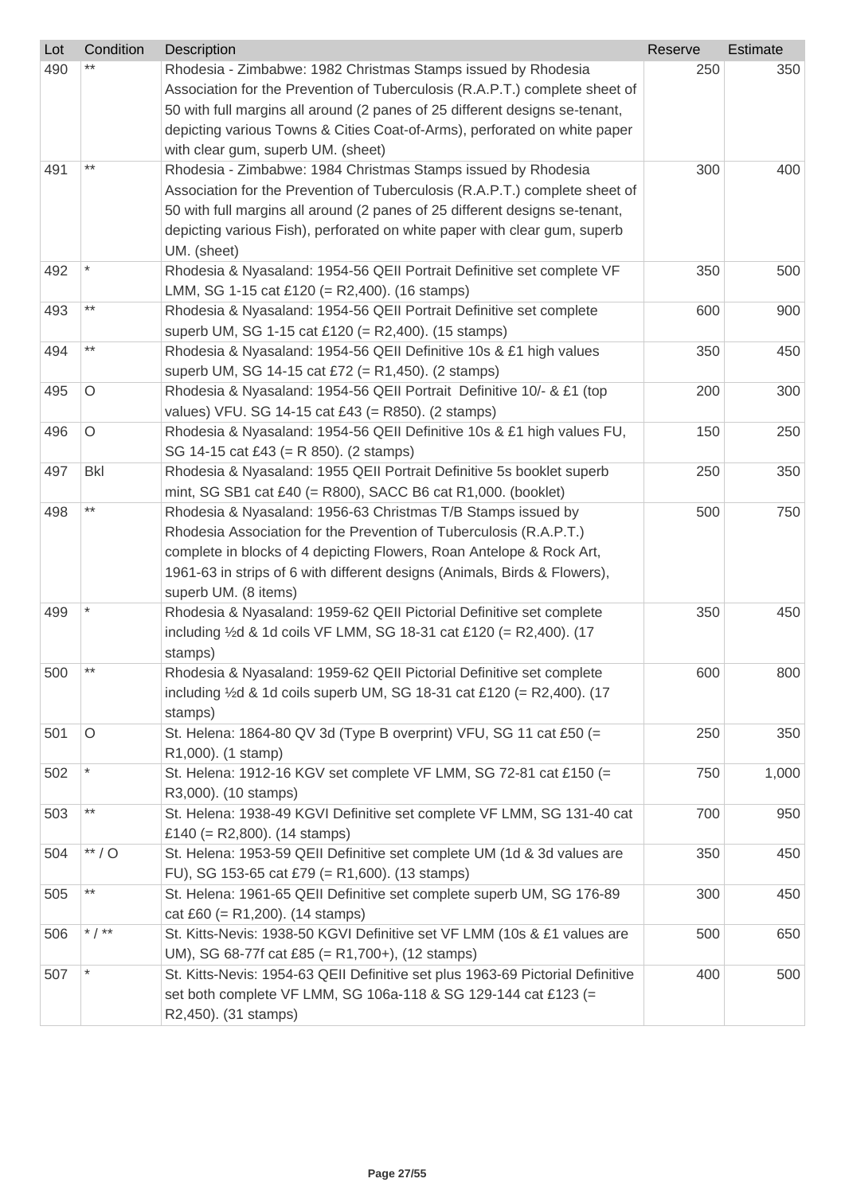| Lot | Condition | Description | Reserve | Estimate |
|---|---|---|---|---|
| 490 | ** | Rhodesia - Zimbabwe: 1982 Christmas Stamps issued by Rhodesia Association for the Prevention of Tuberculosis (R.A.P.T.) complete sheet of 50 with full margins all around (2 panes of 25 different designs se-tenant, depicting various Towns & Cities Coat-of-Arms), perforated on white paper with clear gum, superb UM. (sheet) | 250 | 350 |
| 491 | ** | Rhodesia - Zimbabwe: 1984 Christmas Stamps issued by Rhodesia Association for the Prevention of Tuberculosis (R.A.P.T.) complete sheet of 50 with full margins all around (2 panes of 25 different designs se-tenant, depicting various Fish), perforated on white paper with clear gum, superb UM. (sheet) | 300 | 400 |
| 492 | * | Rhodesia & Nyasaland: 1954-56 QEII Portrait Definitive set complete VF LMM, SG 1-15 cat £120 (= R2,400). (16 stamps) | 350 | 500 |
| 493 | ** | Rhodesia & Nyasaland: 1954-56 QEII Portrait Definitive set complete superb UM, SG 1-15 cat £120 (= R2,400). (15 stamps) | 600 | 900 |
| 494 | ** | Rhodesia & Nyasaland: 1954-56 QEII Definitive 10s & £1 high values superb UM, SG 14-15 cat £72 (= R1,450). (2 stamps) | 350 | 450 |
| 495 | O | Rhodesia & Nyasaland: 1954-56 QEII Portrait Definitive 10/- & £1 (top values) VFU. SG 14-15 cat £43 (= R850). (2 stamps) | 200 | 300 |
| 496 | O | Rhodesia & Nyasaland: 1954-56 QEII Definitive 10s & £1 high values FU, SG 14-15 cat £43 (= R 850). (2 stamps) | 150 | 250 |
| 497 | Bkl | Rhodesia & Nyasaland: 1955 QEII Portrait Definitive 5s booklet superb mint, SG SB1 cat £40 (= R800), SACC B6 cat R1,000. (booklet) | 250 | 350 |
| 498 | ** | Rhodesia & Nyasaland: 1956-63 Christmas T/B Stamps issued by Rhodesia Association for the Prevention of Tuberculosis (R.A.P.T.) complete in blocks of 4 depicting Flowers, Roan Antelope & Rock Art, 1961-63 in strips of 6 with different designs (Animals, Birds & Flowers), superb UM. (8 items) | 500 | 750 |
| 499 | * | Rhodesia & Nyasaland: 1959-62 QEII Pictorial Definitive set complete including ½d & 1d coils VF LMM, SG 18-31 cat £120 (= R2,400). (17 stamps) | 350 | 450 |
| 500 | ** | Rhodesia & Nyasaland: 1959-62 QEII Pictorial Definitive set complete including ½d & 1d coils superb UM, SG 18-31 cat £120 (= R2,400). (17 stamps) | 600 | 800 |
| 501 | O | St. Helena: 1864-80 QV 3d (Type B overprint) VFU, SG 11 cat £50 (= R1,000). (1 stamp) | 250 | 350 |
| 502 | * | St. Helena: 1912-16 KGV set complete VF LMM, SG 72-81 cat £150 (= R3,000). (10 stamps) | 750 | 1,000 |
| 503 | ** | St. Helena: 1938-49 KGVI Definitive set complete VF LMM, SG 131-40 cat £140 (= R2,800). (14 stamps) | 700 | 950 |
| 504 | ** / O | St. Helena: 1953-59 QEII Definitive set complete UM (1d & 3d values are FU), SG 153-65 cat £79 (= R1,600). (13 stamps) | 350 | 450 |
| 505 | ** | St. Helena: 1961-65 QEII Definitive set complete superb UM, SG 176-89 cat £60 (= R1,200). (14 stamps) | 300 | 450 |
| 506 | * / ** | St. Kitts-Nevis: 1938-50 KGVI Definitive set VF LMM (10s & £1 values are UM), SG 68-77f cat £85 (= R1,700+), (12 stamps) | 500 | 650 |
| 507 | * | St. Kitts-Nevis: 1954-63 QEII Definitive set plus 1963-69 Pictorial Definitive set both complete VF LMM, SG 106a-118 & SG 129-144 cat £123 (= R2,450). (31 stamps) | 400 | 500 |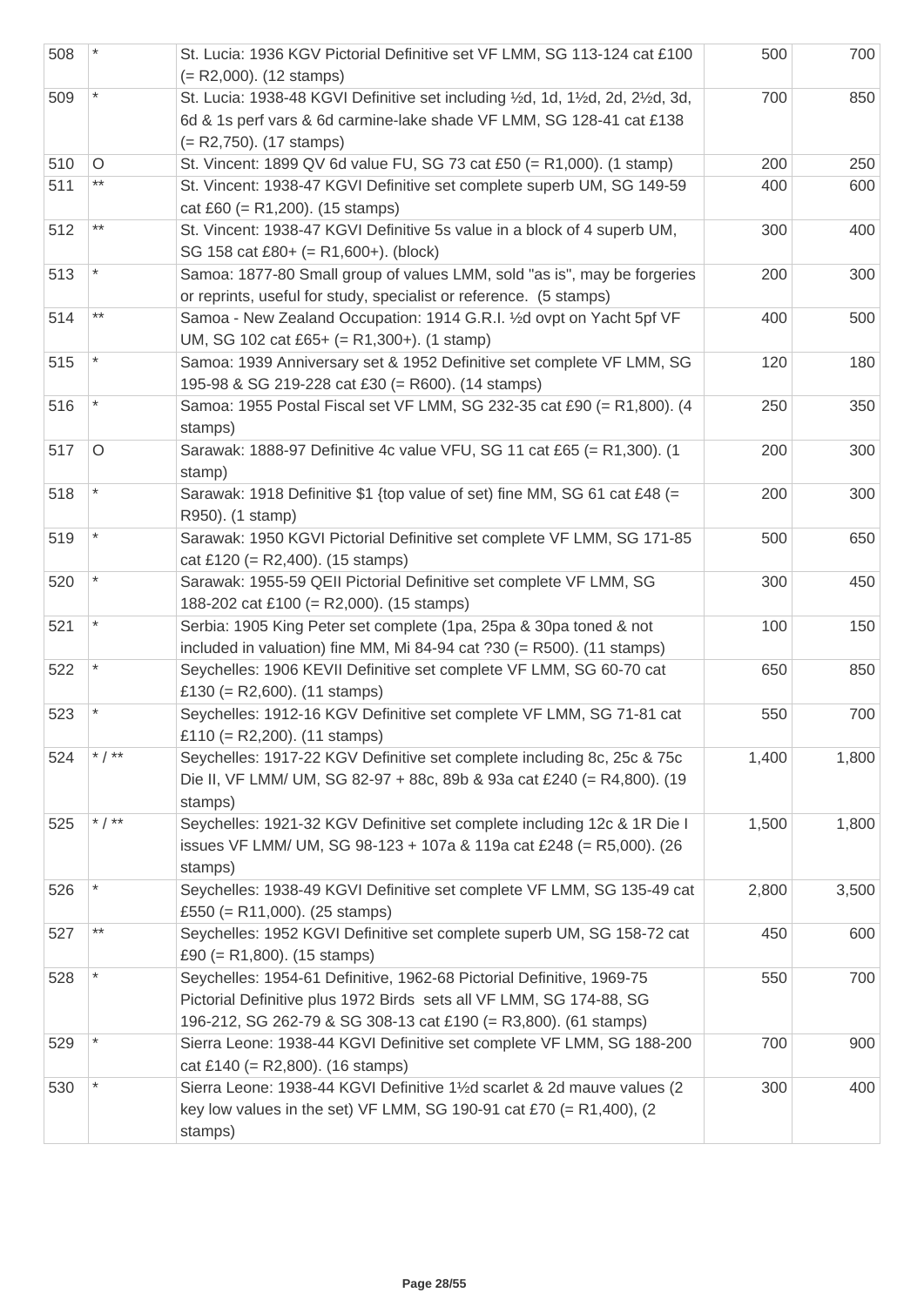| | | | | |
|---|---|---|---|---|
| 508 | * | St. Lucia: 1936 KGV Pictorial Definitive set VF LMM, SG 113-124 cat £100 (= R2,000). (12 stamps) | 500 | 700 |
| 509 | * | St. Lucia: 1938-48 KGVI Definitive set including ½d, 1d, 1½d, 2d, 2½d, 3d, 6d & 1s perf vars & 6d carmine-lake shade VF LMM, SG 128-41 cat £138 (= R2,750). (17 stamps) | 700 | 850 |
| 510 | O | St. Vincent: 1899 QV 6d value FU, SG 73 cat £50 (= R1,000). (1 stamp) | 200 | 250 |
| 511 | ** | St. Vincent: 1938-47 KGVI Definitive set complete superb UM, SG 149-59 cat £60 (= R1,200). (15 stamps) | 400 | 600 |
| 512 | ** | St. Vincent: 1938-47 KGVI Definitive 5s value in a block of 4 superb UM, SG 158 cat £80+ (= R1,600+). (block) | 300 | 400 |
| 513 | * | Samoa: 1877-80 Small group of values LMM, sold "as is", may be forgeries or reprints, useful for study, specialist or reference. (5 stamps) | 200 | 300 |
| 514 | ** | Samoa - New Zealand Occupation: 1914 G.R.I. ½d ovpt on Yacht 5pf VF UM, SG 102 cat £65+ (= R1,300+). (1 stamp) | 400 | 500 |
| 515 | * | Samoa: 1939 Anniversary set & 1952 Definitive set complete VF LMM, SG 195-98 & SG 219-228 cat £30 (= R600). (14 stamps) | 120 | 180 |
| 516 | * | Samoa: 1955 Postal Fiscal set VF LMM, SG 232-35 cat £90 (= R1,800). (4 stamps) | 250 | 350 |
| 517 | O | Sarawak: 1888-97 Definitive 4c value VFU, SG 11 cat £65 (= R1,300). (1 stamp) | 200 | 300 |
| 518 | * | Sarawak: 1918 Definitive $1 {top value of set) fine MM, SG 61 cat £48 (= R950). (1 stamp) | 200 | 300 |
| 519 | * | Sarawak: 1950 KGVI Pictorial Definitive set complete VF LMM, SG 171-85 cat £120 (= R2,400). (15 stamps) | 500 | 650 |
| 520 | * | Sarawak: 1955-59 QEII Pictorial Definitive set complete VF LMM, SG 188-202 cat £100 (= R2,000). (15 stamps) | 300 | 450 |
| 521 | * | Serbia: 1905 King Peter set complete (1pa, 25pa & 30pa toned & not included in valuation) fine MM, Mi 84-94 cat ?30 (= R500). (11 stamps) | 100 | 150 |
| 522 | * | Seychelles: 1906 KEVII Definitive set complete VF LMM, SG 60-70 cat £130 (= R2,600). (11 stamps) | 650 | 850 |
| 523 | * | Seychelles: 1912-16 KGV Definitive set complete VF LMM, SG 71-81 cat £110 (= R2,200). (11 stamps) | 550 | 700 |
| 524 | * / ** | Seychelles: 1917-22 KGV Definitive set complete including 8c, 25c & 75c Die II, VF LMM/ UM, SG 82-97 + 88c, 89b & 93a cat £240 (= R4,800). (19 stamps) | 1,400 | 1,800 |
| 525 | * / ** | Seychelles: 1921-32 KGV Definitive set complete including 12c & 1R Die I issues VF LMM/ UM, SG 98-123 + 107a & 119a cat £248 (= R5,000). (26 stamps) | 1,500 | 1,800 |
| 526 | * | Seychelles: 1938-49 KGVI Definitive set complete VF LMM, SG 135-49 cat £550 (= R11,000). (25 stamps) | 2,800 | 3,500 |
| 527 | ** | Seychelles: 1952 KGVI Definitive set complete superb UM, SG 158-72 cat £90 (= R1,800). (15 stamps) | 450 | 600 |
| 528 | * | Seychelles: 1954-61 Definitive, 1962-68 Pictorial Definitive, 1969-75 Pictorial Definitive plus 1972 Birds sets all VF LMM, SG 174-88, SG 196-212, SG 262-79 & SG 308-13 cat £190 (= R3,800). (61 stamps) | 550 | 700 |
| 529 | * | Sierra Leone: 1938-44 KGVI Definitive set complete VF LMM, SG 188-200 cat £140 (= R2,800). (16 stamps) | 700 | 900 |
| 530 | * | Sierra Leone: 1938-44 KGVI Definitive 1½d scarlet & 2d mauve values (2 key low values in the set) VF LMM, SG 190-91 cat £70 (= R1,400), (2 stamps) | 300 | 400 |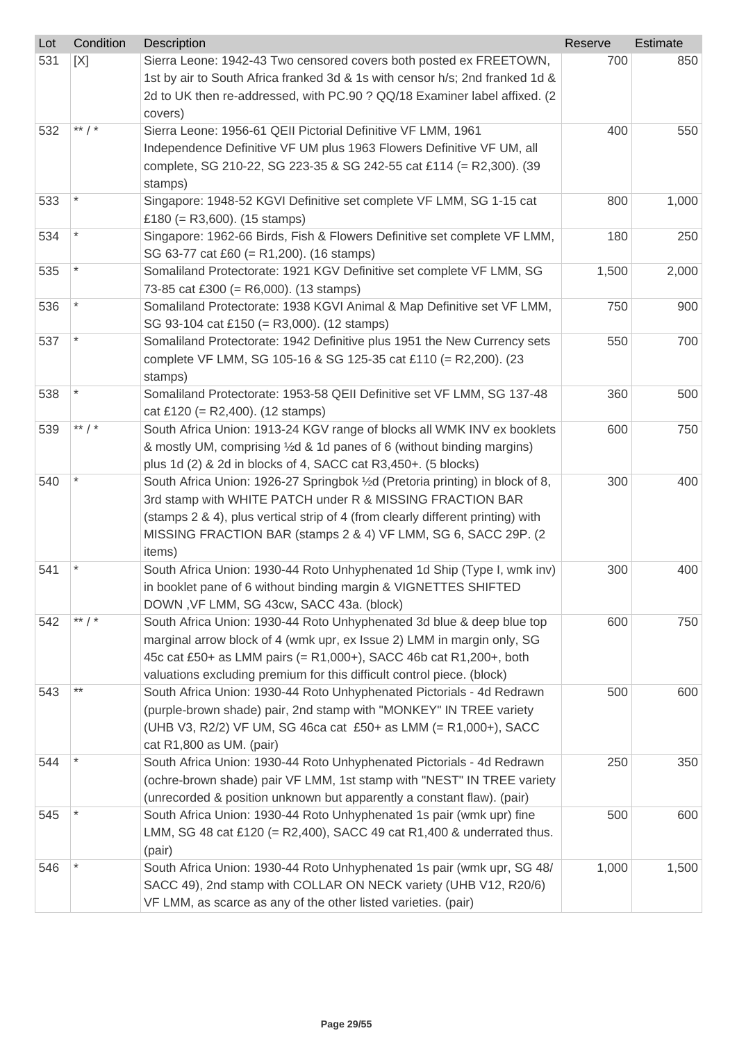| Lot | Condition | Description | Reserve | Estimate |
|---|---|---|---|---|
| 531 | [X] | Sierra Leone: 1942-43 Two censored covers both posted ex FREETOWN, 1st by air to South Africa franked 3d & 1s with censor h/s; 2nd franked 1d & 2d to UK then re-addressed, with PC.90 ? QQ/18 Examiner label affixed. (2 covers) | 700 | 850 |
| 532 | ** / * | Sierra Leone: 1956-61 QEII Pictorial Definitive VF LMM, 1961 Independence Definitive VF UM plus 1963 Flowers Definitive VF UM, all complete, SG 210-22, SG 223-35 & SG 242-55 cat £114 (= R2,300). (39 stamps) | 400 | 550 |
| 533 | * | Singapore: 1948-52 KGVI Definitive set complete VF LMM, SG 1-15 cat £180 (= R3,600). (15 stamps) | 800 | 1,000 |
| 534 | * | Singapore: 1962-66 Birds, Fish & Flowers Definitive set complete VF LMM, SG 63-77 cat £60 (= R1,200). (16 stamps) | 180 | 250 |
| 535 | * | Somaliland Protectorate: 1921 KGV Definitive set complete VF LMM, SG 73-85 cat £300 (= R6,000). (13 stamps) | 1,500 | 2,000 |
| 536 | * | Somaliland Protectorate: 1938 KGVI Animal & Map Definitive set VF LMM, SG 93-104 cat £150 (= R3,000). (12 stamps) | 750 | 900 |
| 537 | * | Somaliland Protectorate: 1942 Definitive plus 1951 the New Currency sets complete VF LMM, SG 105-16 & SG 125-35 cat £110 (= R2,200). (23 stamps) | 550 | 700 |
| 538 | * | Somaliland Protectorate: 1953-58 QEII Definitive set VF LMM, SG 137-48 cat £120 (= R2,400). (12 stamps) | 360 | 500 |
| 539 | ** / * | South Africa Union: 1913-24 KGV range of blocks all WMK INV ex booklets & mostly UM, comprising ½d & 1d panes of 6 (without binding margins) plus 1d (2) & 2d in blocks of 4, SACC cat R3,450+. (5 blocks) | 600 | 750 |
| 540 | * | South Africa Union: 1926-27 Springbok ½d (Pretoria printing) in block of 8, 3rd stamp with WHITE PATCH under R & MISSING FRACTION BAR (stamps 2 & 4), plus vertical strip of 4 (from clearly different printing) with MISSING FRACTION BAR (stamps 2 & 4) VF LMM, SG 6, SACC 29P. (2 items) | 300 | 400 |
| 541 | * | South Africa Union: 1930-44 Roto Unhyphenated 1d Ship (Type I, wmk inv) in booklet pane of 6 without binding margin & VIGNETTES SHIFTED DOWN ,VF LMM, SG 43cw, SACC 43a. (block) | 300 | 400 |
| 542 | ** / * | South Africa Union: 1930-44 Roto Unhyphenated 3d blue & deep blue top marginal arrow block of 4 (wmk upr, ex Issue 2) LMM in margin only, SG 45c cat £50+ as LMM pairs (= R1,000+), SACC 46b cat R1,200+, both valuations excluding premium for this difficult control piece. (block) | 600 | 750 |
| 543 | ** | South Africa Union: 1930-44 Roto Unhyphenated Pictorials - 4d Redrawn (purple-brown shade) pair, 2nd stamp with "MONKEY" IN TREE variety (UHB V3, R2/2) VF UM, SG 46ca cat £50+ as LMM (= R1,000+), SACC cat R1,800 as UM. (pair) | 500 | 600 |
| 544 | * | South Africa Union: 1930-44 Roto Unhyphenated Pictorials - 4d Redrawn (ochre-brown shade) pair VF LMM, 1st stamp with "NEST" IN TREE variety (unrecorded & position unknown but apparently a constant flaw). (pair) | 250 | 350 |
| 545 | * | South Africa Union: 1930-44 Roto Unhyphenated 1s pair (wmk upr) fine LMM, SG 48 cat £120 (= R2,400), SACC 49 cat R1,400 & underrated thus. (pair) | 500 | 600 |
| 546 | * | South Africa Union: 1930-44 Roto Unhyphenated 1s pair (wmk upr, SG 48/ SACC 49), 2nd stamp with COLLAR ON NECK variety (UHB V12, R20/6) VF LMM, as scarce as any of the other listed varieties. (pair) | 1,000 | 1,500 |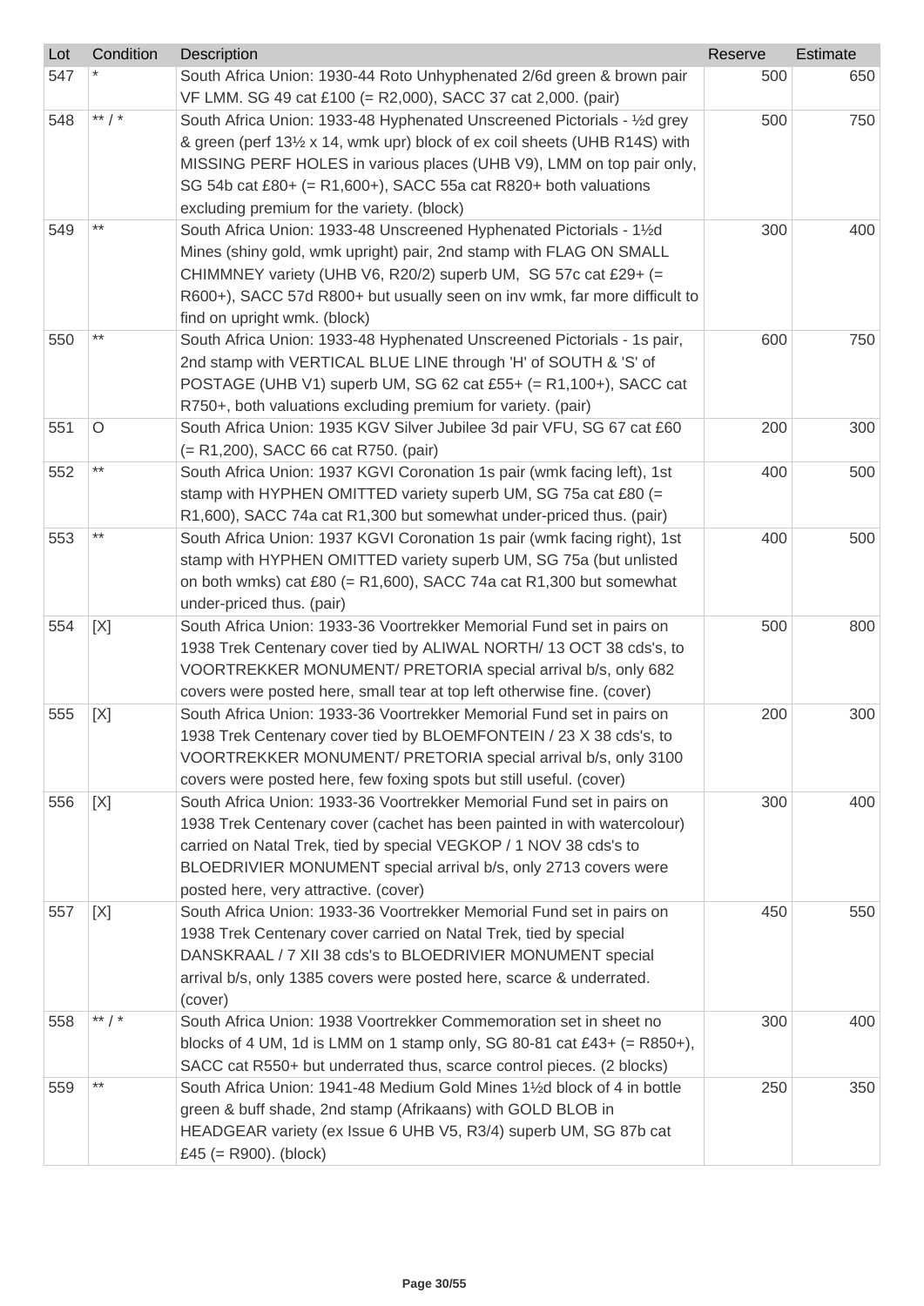| Lot | Condition | Description | Reserve | Estimate |
|---|---|---|---|---|
| 547 | * | South Africa Union: 1930-44 Roto Unhyphenated 2/6d green & brown pair VF LMM. SG 49 cat £100 (= R2,000), SACC 37 cat 2,000. (pair) | 500 | 650 |
| 548 | ** / * | South Africa Union: 1933-48 Hyphenated Unscreened Pictorials - ½d grey & green (perf 13½ x 14, wmk upr) block of ex coil sheets (UHB R14S) with MISSING PERF HOLES in various places (UHB V9), LMM on top pair only, SG 54b cat £80+ (= R1,600+), SACC 55a cat R820+ both valuations excluding premium for the variety. (block) | 500 | 750 |
| 549 | ** | South Africa Union: 1933-48 Unscreened Hyphenated Pictorials - 1½d Mines (shiny gold, wmk upright) pair, 2nd stamp with FLAG ON SMALL CHIMMNEY variety (UHB V6, R20/2) superb UM, SG 57c cat £29+ (= R600+), SACC 57d R800+ but usually seen on inv wmk, far more difficult to find on upright wmk. (block) | 300 | 400 |
| 550 | ** | South Africa Union: 1933-48 Hyphenated Unscreened Pictorials - 1s pair, 2nd stamp with VERTICAL BLUE LINE through 'H' of SOUTH & 'S' of POSTAGE (UHB V1) superb UM, SG 62 cat £55+ (= R1,100+), SACC cat R750+, both valuations excluding premium for variety. (pair) | 600 | 750 |
| 551 | O | South Africa Union: 1935 KGV Silver Jubilee 3d pair VFU, SG 67 cat £60 (= R1,200), SACC 66 cat R750. (pair) | 200 | 300 |
| 552 | ** | South Africa Union: 1937 KGVI Coronation 1s pair (wmk facing left), 1st stamp with HYPHEN OMITTED variety superb UM, SG 75a cat £80 (= R1,600), SACC 74a cat R1,300 but somewhat under-priced thus. (pair) | 400 | 500 |
| 553 | ** | South Africa Union: 1937 KGVI Coronation 1s pair (wmk facing right), 1st stamp with HYPHEN OMITTED variety superb UM, SG 75a (but unlisted on both wmks) cat £80 (= R1,600), SACC 74a cat R1,300 but somewhat under-priced thus. (pair) | 400 | 500 |
| 554 | [X] | South Africa Union: 1933-36 Voortrekker Memorial Fund set in pairs on 1938 Trek Centenary cover tied by ALIWAL NORTH/ 13 OCT 38 cds's, to VOORTREKKER MONUMENT/ PRETORIA special arrival b/s, only 682 covers were posted here, small tear at top left otherwise fine. (cover) | 500 | 800 |
| 555 | [X] | South Africa Union: 1933-36 Voortrekker Memorial Fund set in pairs on 1938 Trek Centenary cover tied by BLOEMFONTEIN / 23 X 38 cds's, to VOORTREKKER MONUMENT/ PRETORIA special arrival b/s, only 3100 covers were posted here, few foxing spots but still useful. (cover) | 200 | 300 |
| 556 | [X] | South Africa Union: 1933-36 Voortrekker Memorial Fund set in pairs on 1938 Trek Centenary cover (cachet has been painted in with watercolour) carried on Natal Trek, tied by special VEGKOP / 1 NOV 38 cds's to BLOEDRIVIER MONUMENT special arrival b/s, only 2713 covers were posted here, very attractive. (cover) | 300 | 400 |
| 557 | [X] | South Africa Union: 1933-36 Voortrekker Memorial Fund set in pairs on 1938 Trek Centenary cover carried on Natal Trek, tied by special DANSKRAAL / 7 XII 38 cds's to BLOEDRIVIER MONUMENT special arrival b/s, only 1385 covers were posted here, scarce & underrated. (cover) | 450 | 550 |
| 558 | ** / * | South Africa Union: 1938 Voortrekker Commemoration set in sheet no blocks of 4 UM, 1d is LMM on 1 stamp only, SG 80-81 cat £43+ (= R850+), SACC cat R550+ but underrated thus, scarce control pieces. (2 blocks) | 300 | 400 |
| 559 | ** | South Africa Union: 1941-48 Medium Gold Mines 1½d block of 4 in bottle green & buff shade, 2nd stamp (Afrikaans) with GOLD BLOB in HEADGEAR variety (ex Issue 6 UHB V5, R3/4) superb UM, SG 87b cat £45 (= R900). (block) | 250 | 350 |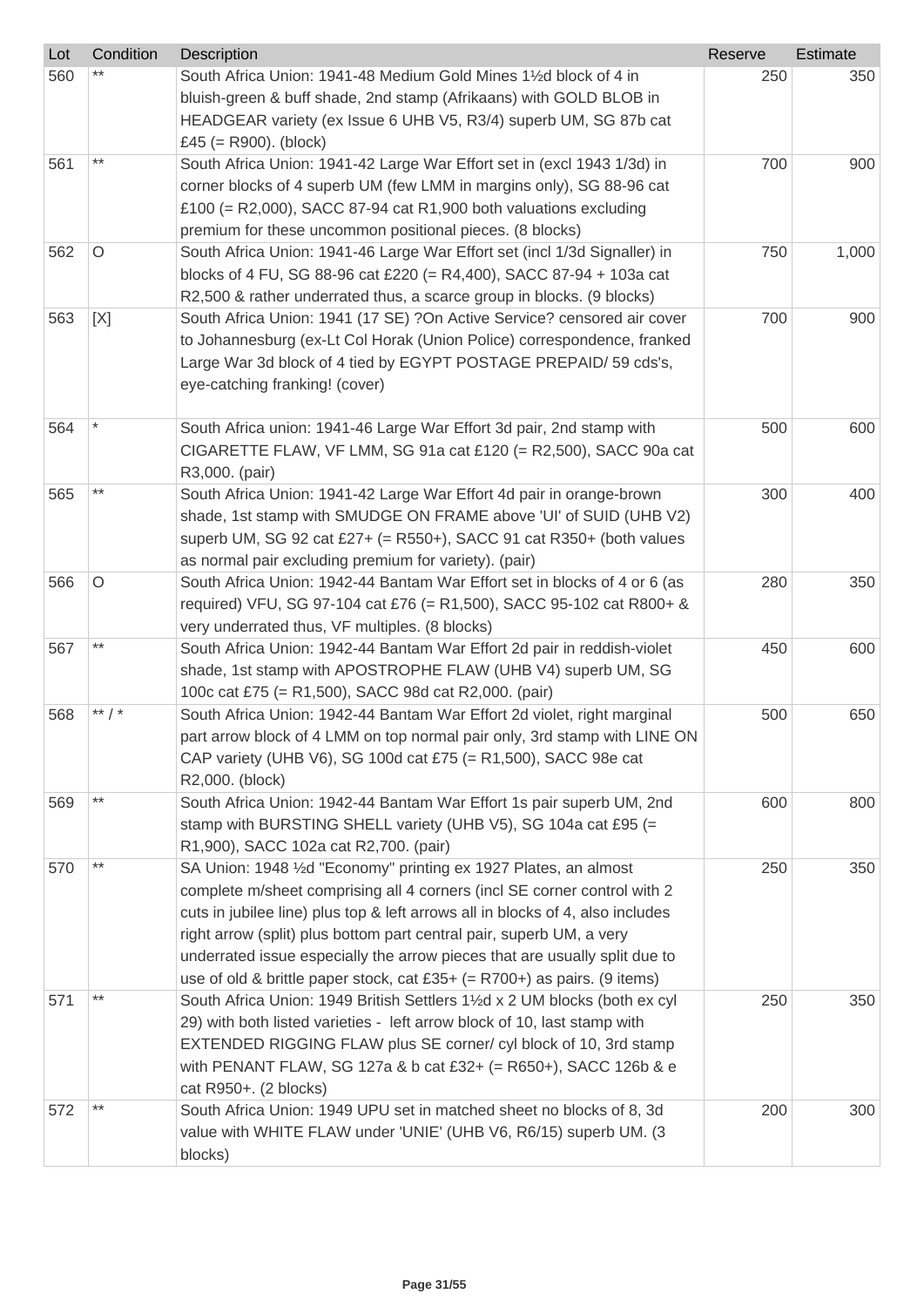| Lot | Condition | Description | Reserve | Estimate |
|---|---|---|---|---|
| 560 | ** | South Africa Union: 1941-48 Medium Gold Mines 1½d block of 4 in bluish-green & buff shade, 2nd stamp (Afrikaans) with GOLD BLOB in HEADGEAR variety (ex Issue 6 UHB V5, R3/4) superb UM, SG 87b cat £45 (= R900). (block) | 250 | 350 |
| 561 | ** | South Africa Union: 1941-42 Large War Effort set in (excl 1943 1/3d) in corner blocks of 4 superb UM (few LMM in margins only), SG 88-96 cat £100 (= R2,000), SACC 87-94 cat R1,900 both valuations excluding premium for these uncommon positional pieces. (8 blocks) | 700 | 900 |
| 562 | O | South Africa Union: 1941-46 Large War Effort set (incl 1/3d Signaller) in blocks of 4 FU, SG 88-96 cat £220 (= R4,400), SACC 87-94 + 103a cat R2,500 & rather underrated thus, a scarce group in blocks. (9 blocks) | 750 | 1,000 |
| 563 | [X] | South Africa Union: 1941 (17 SE) ?On Active Service? censored air cover to Johannesburg (ex-Lt Col Horak (Union Police) correspondence, franked Large War 3d block of 4 tied by EGYPT POSTAGE PREPAID/ 59 cds's, eye-catching franking! (cover) | 700 | 900 |
| 564 | * | South Africa union: 1941-46 Large War Effort 3d pair, 2nd stamp with CIGARETTE FLAW, VF LMM, SG 91a cat £120 (= R2,500), SACC 90a cat R3,000. (pair) | 500 | 600 |
| 565 | ** | South Africa Union: 1941-42 Large War Effort 4d pair in orange-brown shade, 1st stamp with SMUDGE ON FRAME above 'UI' of SUID (UHB V2) superb UM, SG 92 cat £27+ (= R550+), SACC 91 cat R350+ (both values as normal pair excluding premium for variety). (pair) | 300 | 400 |
| 566 | O | South Africa Union: 1942-44 Bantam War Effort set in blocks of 4 or 6 (as required) VFU, SG 97-104 cat £76 (= R1,500), SACC 95-102 cat R800+ & very underrated thus, VF multiples. (8 blocks) | 280 | 350 |
| 567 | ** | South Africa Union: 1942-44 Bantam War Effort 2d pair in reddish-violet shade, 1st stamp with APOSTROPHE FLAW (UHB V4) superb UM, SG 100c cat £75 (= R1,500), SACC 98d cat R2,000. (pair) | 450 | 600 |
| 568 | ** / * | South Africa Union: 1942-44 Bantam War Effort 2d violet, right marginal part arrow block of 4 LMM on top normal pair only, 3rd stamp with LINE ON CAP variety (UHB V6), SG 100d cat £75 (= R1,500), SACC 98e cat R2,000. (block) | 500 | 650 |
| 569 | ** | South Africa Union: 1942-44 Bantam War Effort 1s pair superb UM, 2nd stamp with BURSTING SHELL variety (UHB V5), SG 104a cat £95 (= R1,900), SACC 102a cat R2,700. (pair) | 600 | 800 |
| 570 | ** | SA Union: 1948 ½d "Economy" printing ex 1927 Plates, an almost complete m/sheet comprising all 4 corners (incl SE corner control with 2 cuts in jubilee line) plus top & left arrows all in blocks of 4, also includes right arrow (split) plus bottom part central pair, superb UM, a very underrated issue especially the arrow pieces that are usually split due to use of old & brittle paper stock, cat £35+ (= R700+) as pairs. (9 items) | 250 | 350 |
| 571 | ** | South Africa Union: 1949 British Settlers 1½d x 2 UM blocks (both ex cyl 29) with both listed varieties - left arrow block of 10, last stamp with EXTENDED RIGGING FLAW plus SE corner/ cyl block of 10, 3rd stamp with PENANT FLAW, SG 127a & b cat £32+ (= R650+), SACC 126b & e cat R950+. (2 blocks) | 250 | 350 |
| 572 | ** | South Africa Union: 1949 UPU set in matched sheet no blocks of 8, 3d value with WHITE FLAW under 'UNIE' (UHB V6, R6/15) superb UM. (3 blocks) | 200 | 300 |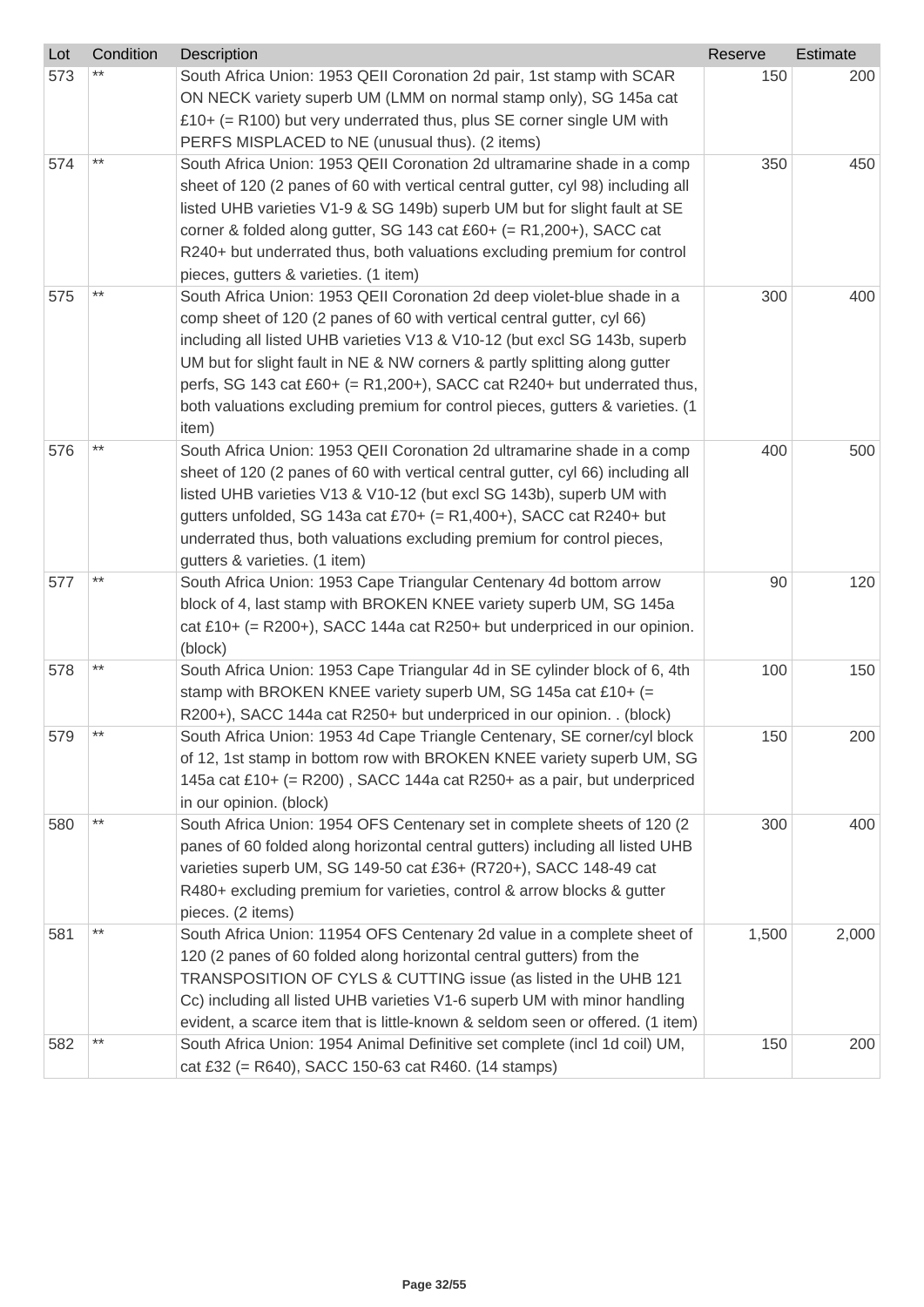| Lot | Condition | Description | Reserve | Estimate |
|---|---|---|---|---|
| 573 | ** | South Africa Union: 1953 QEII Coronation 2d pair, 1st stamp with SCAR ON NECK variety superb UM (LMM on normal stamp only), SG 145a cat £10+ (= R100) but very underrated thus, plus SE corner single UM with PERFS MISPLACED to NE (unusual thus). (2 items) | 150 | 200 |
| 574 | ** | South Africa Union: 1953 QEII Coronation 2d ultramarine shade in a comp sheet of 120 (2 panes of 60 with vertical central gutter, cyl 98) including all listed UHB varieties V1-9 & SG 149b) superb UM but for slight fault at SE corner & folded along gutter, SG 143 cat £60+ (= R1,200+), SACC cat R240+ but underrated thus, both valuations excluding premium for control pieces, gutters & varieties. (1 item) | 350 | 450 |
| 575 | ** | South Africa Union: 1953 QEII Coronation 2d deep violet-blue shade in a comp sheet of 120 (2 panes of 60 with vertical central gutter, cyl 66) including all listed UHB varieties V13 & V10-12 (but excl SG 143b, superb UM but for slight fault in NE & NW corners & partly splitting along gutter perfs, SG 143 cat £60+ (= R1,200+), SACC cat R240+ but underrated thus, both valuations excluding premium for control pieces, gutters & varieties. (1 item) | 300 | 400 |
| 576 | ** | South Africa Union: 1953 QEII Coronation 2d ultramarine shade in a comp sheet of 120 (2 panes of 60 with vertical central gutter, cyl 66) including all listed UHB varieties V13 & V10-12 (but excl SG 143b), superb UM with gutters unfolded, SG 143a cat £70+ (= R1,400+), SACC cat R240+ but underrated thus, both valuations excluding premium for control pieces, gutters & varieties. (1 item) | 400 | 500 |
| 577 | ** | South Africa Union: 1953 Cape Triangular Centenary 4d bottom arrow block of 4, last stamp with BROKEN KNEE variety superb UM, SG 145a cat £10+ (= R200+), SACC 144a cat R250+ but underpriced in our opinion. (block) | 90 | 120 |
| 578 | ** | South Africa Union: 1953 Cape Triangular 4d in SE cylinder block of 6, 4th stamp with BROKEN KNEE variety superb UM, SG 145a cat £10+ (= R200+), SACC 144a cat R250+ but underpriced in our opinion. . (block) | 100 | 150 |
| 579 | ** | South Africa Union: 1953 4d Cape Triangle Centenary, SE corner/cyl block of 12, 1st stamp in bottom row with BROKEN KNEE variety superb UM, SG 145a cat £10+ (= R200) , SACC 144a cat R250+ as a pair, but underpriced in our opinion. (block) | 150 | 200 |
| 580 | ** | South Africa Union: 1954 OFS Centenary set in complete sheets of 120 (2 panes of 60 folded along horizontal central gutters) including all listed UHB varieties superb UM, SG 149-50 cat £36+ (R720+), SACC 148-49 cat R480+ excluding premium for varieties, control & arrow blocks & gutter pieces. (2 items) | 300 | 400 |
| 581 | ** | South Africa Union: 11954 OFS Centenary 2d value in a complete sheet of 120 (2 panes of 60 folded along horizontal central gutters) from the TRANSPOSITION OF CYLS & CUTTING issue (as listed in the UHB 121 Cc) including all listed UHB varieties V1-6 superb UM with minor handling evident, a scarce item that is little-known & seldom seen or offered. (1 item) | 1,500 | 2,000 |
| 582 | ** | South Africa Union: 1954 Animal Definitive set complete (incl 1d coil) UM, cat £32 (= R640), SACC 150-63 cat R460. (14 stamps) | 150 | 200 |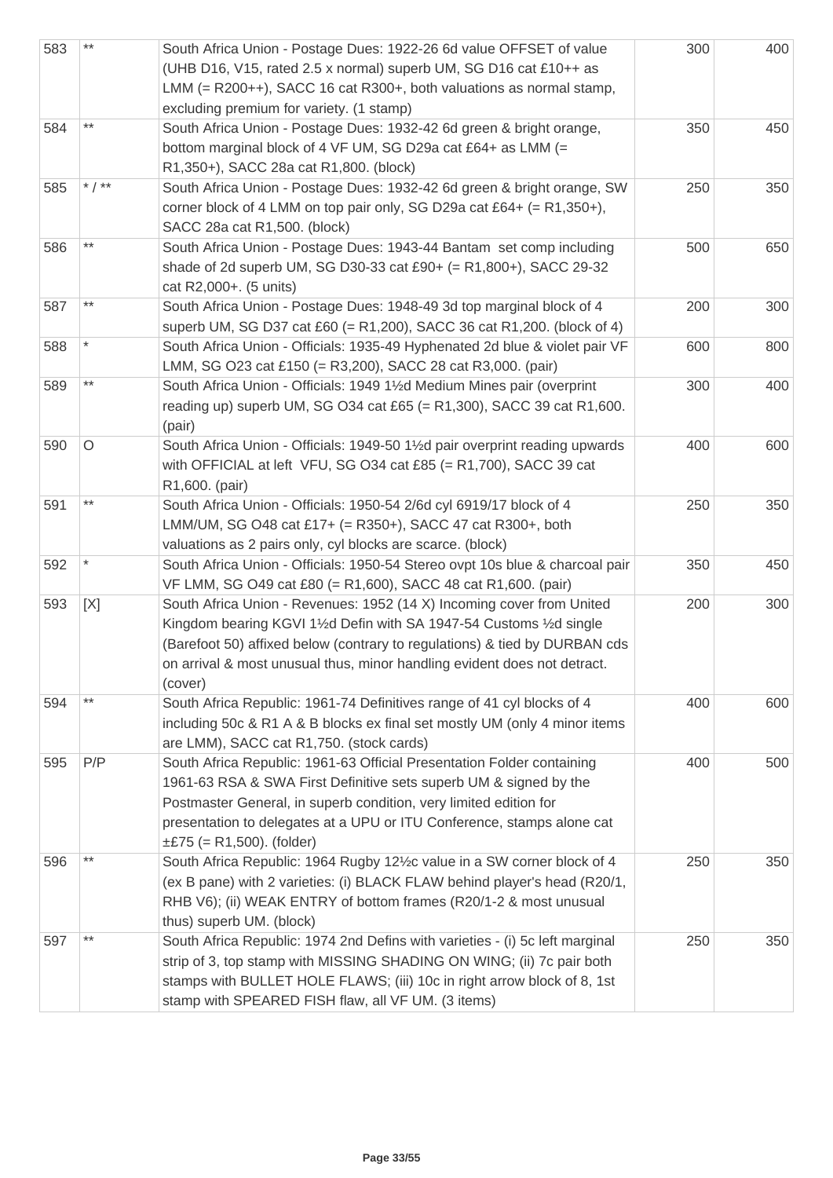| | | | | |
|---|---|---|---|---|
| 583 | ** | South Africa Union - Postage Dues: 1922-26 6d value OFFSET of value (UHB D16, V15, rated 2.5 x normal) superb UM, SG D16 cat £10++ as LMM (= R200++), SACC 16 cat R300+, both valuations as normal stamp, excluding premium for variety. (1 stamp) | 300 | 400 |
| 584 | ** | South Africa Union - Postage Dues: 1932-42 6d green & bright orange, bottom marginal block of 4 VF UM, SG D29a cat £64+ as LMM (= R1,350+), SACC 28a cat R1,800. (block) | 350 | 450 |
| 585 | * / ** | South Africa Union - Postage Dues: 1932-42 6d green & bright orange, SW corner block of 4 LMM on top pair only, SG D29a cat £64+ (= R1,350+), SACC 28a cat R1,500. (block) | 250 | 350 |
| 586 | ** | South Africa Union - Postage Dues: 1943-44 Bantam set comp including shade of 2d superb UM, SG D30-33 cat £90+ (= R1,800+), SACC 29-32 cat R2,000+. (5 units) | 500 | 650 |
| 587 | ** | South Africa Union - Postage Dues: 1948-49 3d top marginal block of 4 superb UM, SG D37 cat £60 (= R1,200), SACC 36 cat R1,200. (block of 4) | 200 | 300 |
| 588 | * | South Africa Union - Officials: 1935-49 Hyphenated 2d blue & violet pair VF LMM, SG O23 cat £150 (= R3,200), SACC 28 cat R3,000. (pair) | 600 | 800 |
| 589 | ** | South Africa Union - Officials: 1949 1½d Medium Mines pair (overprint reading up) superb UM, SG O34 cat £65 (= R1,300), SACC 39 cat R1,600. (pair) | 300 | 400 |
| 590 | O | South Africa Union - Officials: 1949-50 1½d pair overprint reading upwards with OFFICIAL at left VFU, SG O34 cat £85 (= R1,700), SACC 39 cat R1,600. (pair) | 400 | 600 |
| 591 | ** | South Africa Union - Officials: 1950-54 2/6d cyl 6919/17 block of 4 LMM/UM, SG O48 cat £17+ (= R350+), SACC 47 cat R300+, both valuations as 2 pairs only, cyl blocks are scarce. (block) | 250 | 350 |
| 592 | * | South Africa Union - Officials: 1950-54 Stereo ovpt 10s blue & charcoal pair VF LMM, SG O49 cat £80 (= R1,600), SACC 48 cat R1,600. (pair) | 350 | 450 |
| 593 | [X] | South Africa Union - Revenues: 1952 (14 X) Incoming cover from United Kingdom bearing KGVI 1½d Defin with SA 1947-54 Customs ½d single (Barefoot 50) affixed below (contrary to regulations) & tied by DURBAN cds on arrival & most unusual thus, minor handling evident does not detract. (cover) | 200 | 300 |
| 594 | ** | South Africa Republic: 1961-74 Definitives range of 41 cyl blocks of 4 including 50c & R1 A & B blocks ex final set mostly UM (only 4 minor items are LMM), SACC cat R1,750. (stock cards) | 400 | 600 |
| 595 | P/P | South Africa Republic: 1961-63 Official Presentation Folder containing 1961-63 RSA & SWA First Definitive sets superb UM & signed by the Postmaster General, in superb condition, very limited edition for presentation to delegates at a UPU or ITU Conference, stamps alone cat ±£75 (= R1,500). (folder) | 400 | 500 |
| 596 | ** | South Africa Republic: 1964 Rugby 12½c value in a SW corner block of 4 (ex B pane) with 2 varieties: (i) BLACK FLAW behind player's head (R20/1, RHB V6); (ii) WEAK ENTRY of bottom frames (R20/1-2 & most unusual thus) superb UM. (block) | 250 | 350 |
| 597 | ** | South Africa Republic: 1974 2nd Defins with varieties - (i) 5c left marginal strip of 3, top stamp with MISSING SHADING ON WING; (ii) 7c pair both stamps with BULLET HOLE FLAWS; (iii) 10c in right arrow block of 8, 1st stamp with SPEARED FISH flaw, all VF UM. (3 items) | 250 | 350 |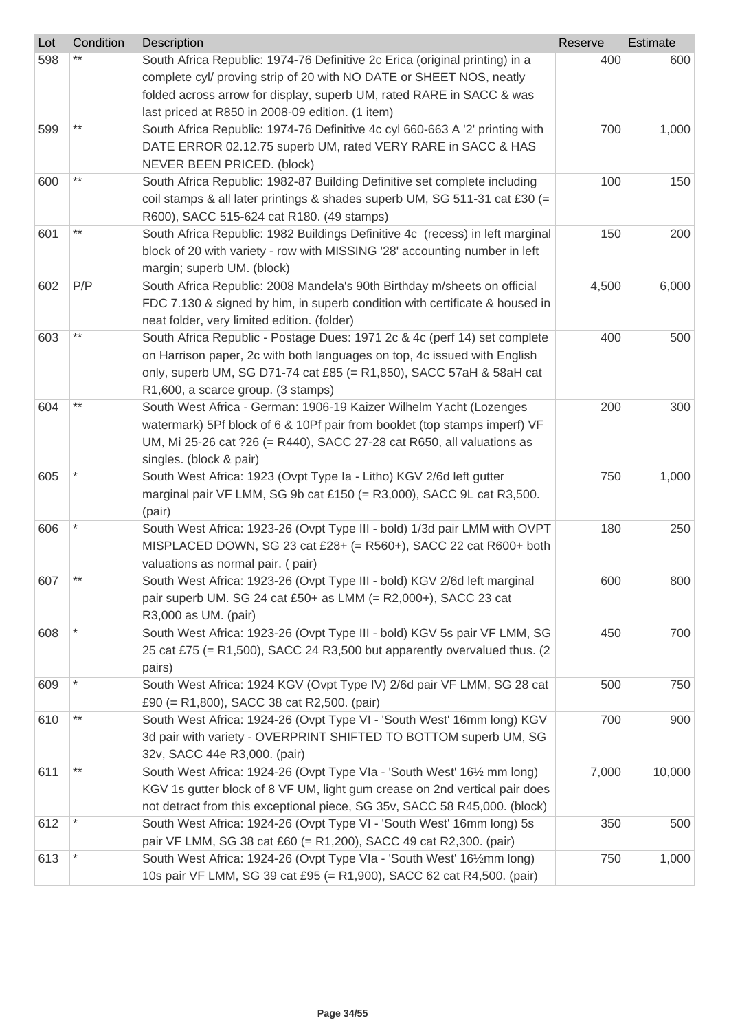| Lot | Condition | Description | Reserve | Estimate |
|---|---|---|---|---|
| 598 | ** | South Africa Republic: 1974-76 Definitive 2c Erica (original printing) in a complete cyl/ proving strip of 20 with NO DATE or SHEET NOS, neatly folded across arrow for display, superb UM, rated RARE in SACC & was last priced at R850 in 2008-09 edition. (1 item) | 400 | 600 |
| 599 | ** | South Africa Republic: 1974-76 Definitive 4c cyl 660-663 A '2' printing with DATE ERROR 02.12.75 superb UM, rated VERY RARE in SACC & HAS NEVER BEEN PRICED. (block) | 700 | 1,000 |
| 600 | ** | South Africa Republic: 1982-87 Building Definitive set complete including coil stamps & all later printings & shades superb UM, SG 511-31 cat £30 (= R600), SACC 515-624 cat R180. (49 stamps) | 100 | 150 |
| 601 | ** | South Africa Republic: 1982 Buildings Definitive 4c (recess) in left marginal block of 20 with variety - row with MISSING '28' accounting number in left margin; superb UM. (block) | 150 | 200 |
| 602 | P/P | South Africa Republic: 2008 Mandela's 90th Birthday m/sheets on official FDC 7.130 & signed by him, in superb condition with certificate & housed in neat folder, very limited edition. (folder) | 4,500 | 6,000 |
| 603 | ** | South Africa Republic - Postage Dues: 1971 2c & 4c (perf 14) set complete on Harrison paper, 2c with both languages on top, 4c issued with English only, superb UM, SG D71-74 cat £85 (= R1,850), SACC 57aH & 58aH cat R1,600, a scarce group. (3 stamps) | 400 | 500 |
| 604 | ** | South West Africa - German: 1906-19 Kaizer Wilhelm Yacht (Lozenges watermark) 5Pf block of 6 & 10Pf pair from booklet (top stamps imperf) VF UM, Mi 25-26 cat ?26 (= R440), SACC 27-28 cat R650, all valuations as singles. (block & pair) | 200 | 300 |
| 605 | * | South West Africa: 1923 (Ovpt Type Ia - Litho) KGV 2/6d left gutter marginal pair VF LMM, SG 9b cat £150 (= R3,000), SACC 9L cat R3,500. (pair) | 750 | 1,000 |
| 606 | * | South West Africa: 1923-26 (Ovpt Type III - bold) 1/3d pair LMM with OVPT MISPLACED DOWN, SG 23 cat £28+ (= R560+), SACC 22 cat R600+ both valuations as normal pair. ( pair) | 180 | 250 |
| 607 | ** | South West Africa: 1923-26 (Ovpt Type III - bold) KGV 2/6d left marginal pair superb UM. SG 24 cat £50+ as LMM (= R2,000+), SACC 23 cat R3,000 as UM. (pair) | 600 | 800 |
| 608 | * | South West Africa: 1923-26 (Ovpt Type III - bold) KGV 5s pair VF LMM, SG 25 cat £75 (= R1,500), SACC 24 R3,500 but apparently overvalued thus. (2 pairs) | 450 | 700 |
| 609 | * | South West Africa: 1924 KGV (Ovpt Type IV) 2/6d pair VF LMM, SG 28 cat £90 (= R1,800), SACC 38 cat R2,500. (pair) | 500 | 750 |
| 610 | ** | South West Africa: 1924-26 (Ovpt Type VI - 'South West' 16mm long) KGV 3d pair with variety - OVERPRINT SHIFTED TO BOTTOM superb UM, SG 32v, SACC 44e R3,000. (pair) | 700 | 900 |
| 611 | ** | South West Africa: 1924-26 (Ovpt Type VIa - 'South West' 16½ mm long) KGV 1s gutter block of 8 VF UM, light gum crease on 2nd vertical pair does not detract from this exceptional piece, SG 35v, SACC 58 R45,000. (block) | 7,000 | 10,000 |
| 612 | * | South West Africa: 1924-26 (Ovpt Type VI - 'South West' 16mm long) 5s pair VF LMM, SG 38 cat £60 (= R1,200), SACC 49 cat R2,300. (pair) | 350 | 500 |
| 613 | * | South West Africa: 1924-26 (Ovpt Type VIa - 'South West' 16½mm long) 10s pair VF LMM, SG 39 cat £95 (= R1,900), SACC 62 cat R4,500. (pair) | 750 | 1,000 |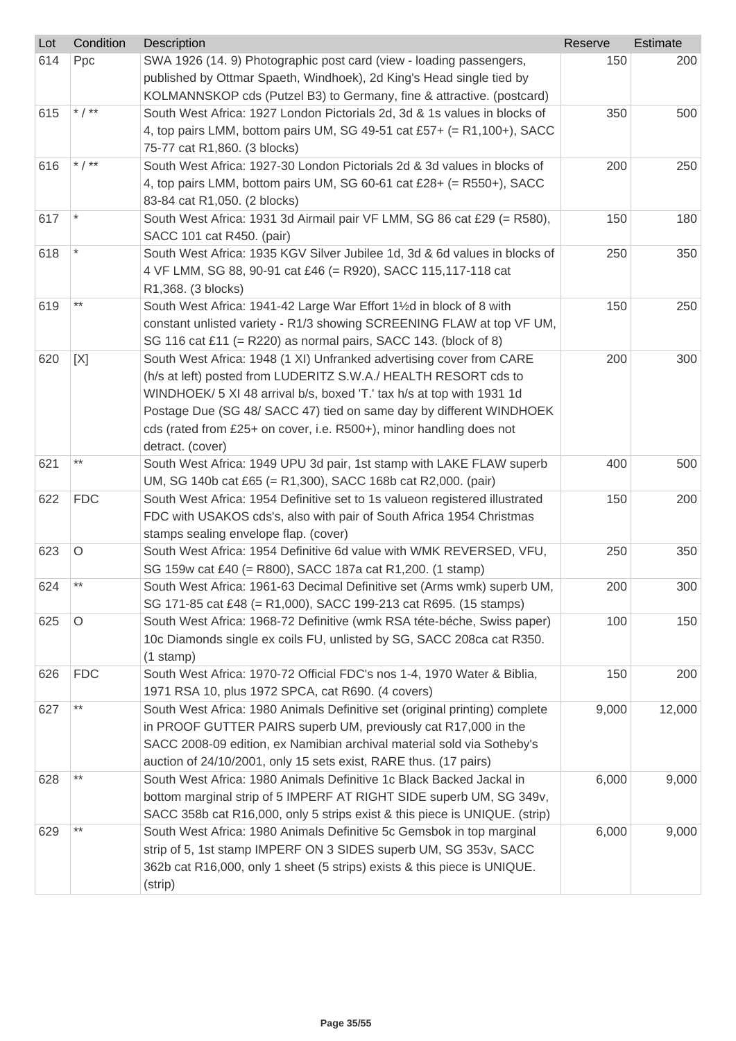| Lot | Condition | Description | Reserve | Estimate |
|---|---|---|---|---|
| 614 | Ppc | SWA 1926 (14. 9) Photographic post card (view - loading passengers, published by Ottmar Spaeth, Windhoek), 2d King's Head single tied by KOLMANNSKOP cds (Putzel B3) to Germany, fine & attractive. (postcard) | 150 | 200 |
| 615 | * / ** | South West Africa: 1927 London Pictorials 2d, 3d & 1s values in blocks of 4, top pairs LMM, bottom pairs UM, SG 49-51 cat £57+ (= R1,100+), SACC 75-77 cat R1,860. (3 blocks) | 350 | 500 |
| 616 | * / ** | South West Africa: 1927-30 London Pictorials 2d & 3d values in blocks of 4, top pairs LMM, bottom pairs UM, SG 60-61 cat £28+ (= R550+), SACC 83-84 cat R1,050. (2 blocks) | 200 | 250 |
| 617 | * | South West Africa: 1931 3d Airmail pair VF LMM, SG 86 cat £29 (= R580), SACC 101 cat R450. (pair) | 150 | 180 |
| 618 | * | South West Africa: 1935 KGV Silver Jubilee 1d, 3d & 6d values in blocks of 4 VF LMM, SG 88, 90-91 cat £46 (= R920), SACC 115,117-118 cat R1,368. (3 blocks) | 250 | 350 |
| 619 | ** | South West Africa: 1941-42 Large War Effort 1½d in block of 8 with constant unlisted variety - R1/3 showing SCREENING FLAW at top VF UM, SG 116 cat £11 (= R220) as normal pairs, SACC 143. (block of 8) | 150 | 250 |
| 620 | [X] | South West Africa: 1948 (1 XI) Unfranked advertising cover from CARE (h/s at left) posted from LUDERITZ S.W.A./ HEALTH RESORT cds to WINDHOEK/ 5 XI 48 arrival b/s, boxed 'T.' tax h/s at top with 1931 1d Postage Due (SG 48/ SACC 47) tied on same day by different WINDHOEK cds (rated from £25+ on cover, i.e. R500+), minor handling does not detract. (cover) | 200 | 300 |
| 621 | ** | South West Africa: 1949 UPU 3d pair, 1st stamp with LAKE FLAW superb UM, SG 140b cat £65 (= R1,300), SACC 168b cat R2,000. (pair) | 400 | 500 |
| 622 | FDC | South West Africa: 1954 Definitive set to 1s valueon registered illustrated FDC with USAKOS cds's, also with pair of South Africa 1954 Christmas stamps sealing envelope flap. (cover) | 150 | 200 |
| 623 | O | South West Africa: 1954 Definitive 6d value with WMK REVERSED, VFU, SG 159w cat £40 (= R800), SACC 187a cat R1,200. (1 stamp) | 250 | 350 |
| 624 | ** | South West Africa: 1961-63 Decimal Definitive set (Arms wmk) superb UM, SG 171-85 cat £48 (= R1,000), SACC 199-213 cat R695. (15 stamps) | 200 | 300 |
| 625 | O | South West Africa: 1968-72 Definitive (wmk RSA téte-béche, Swiss paper) 10c Diamonds single ex coils FU, unlisted by SG, SACC 208ca cat R350. (1 stamp) | 100 | 150 |
| 626 | FDC | South West Africa: 1970-72 Official FDC's nos 1-4, 1970 Water & Biblia, 1971 RSA 10, plus 1972 SPCA, cat R690. (4 covers) | 150 | 200 |
| 627 | ** | South West Africa: 1980 Animals Definitive set (original printing) complete in PROOF GUTTER PAIRS superb UM, previously cat R17,000 in the SACC 2008-09 edition, ex Namibian archival material sold via Sotheby's auction of 24/10/2001, only 15 sets exist, RARE thus. (17 pairs) | 9,000 | 12,000 |
| 628 | ** | South West Africa: 1980 Animals Definitive 1c Black Backed Jackal in bottom marginal strip of 5 IMPERF AT RIGHT SIDE superb UM, SG 349v, SACC 358b cat R16,000, only 5 strips exist & this piece is UNIQUE. (strip) | 6,000 | 9,000 |
| 629 | ** | South West Africa: 1980 Animals Definitive 5c Gemsbok in top marginal strip of 5, 1st stamp IMPERF ON 3 SIDES superb UM, SG 353v, SACC 362b cat R16,000, only 1 sheet (5 strips) exists & this piece is UNIQUE. (strip) | 6,000 | 9,000 |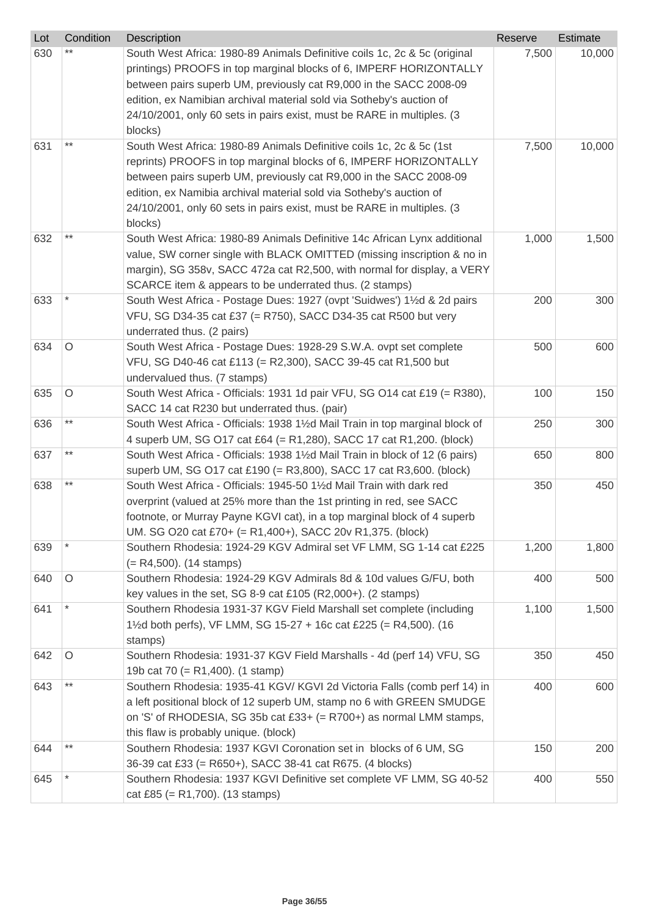| Lot | Condition | Description | Reserve | Estimate |
|---|---|---|---|---|
| 630 | ** | South West Africa: 1980-89 Animals Definitive coils 1c, 2c & 5c (original printings) PROOFS in top marginal blocks of 6, IMPERF HORIZONTALLY between pairs superb UM, previously cat R9,000 in the SACC 2008-09 edition, ex Namibian archival material sold via Sotheby's auction of 24/10/2001, only 60 sets in pairs exist, must be RARE in multiples. (3 blocks) | 7,500 | 10,000 |
| 631 | ** | South West Africa: 1980-89 Animals Definitive coils 1c, 2c & 5c (1st reprints) PROOFS in top marginal blocks of 6, IMPERF HORIZONTALLY between pairs superb UM, previously cat R9,000 in the SACC 2008-09 edition, ex Namibia archival material sold via Sotheby's auction of 24/10/2001, only 60 sets in pairs exist, must be RARE in multiples. (3 blocks) | 7,500 | 10,000 |
| 632 | ** | South West Africa: 1980-89 Animals Definitive 14c African Lynx additional value, SW corner single with BLACK OMITTED (missing inscription & no in margin), SG 358v, SACC 472a cat R2,500, with normal for display, a VERY SCARCE item & appears to be underrated thus. (2 stamps) | 1,000 | 1,500 |
| 633 | * | South West Africa - Postage Dues: 1927 (ovpt 'Suidwes') 1½d & 2d pairs VFU, SG D34-35 cat £37 (= R750), SACC D34-35 cat R500 but very underrated thus. (2 pairs) | 200 | 300 |
| 634 | O | South West Africa - Postage Dues: 1928-29 S.W.A. ovpt set complete VFU, SG D40-46 cat £113 (= R2,300), SACC 39-45 cat R1,500 but undervalued thus. (7 stamps) | 500 | 600 |
| 635 | O | South West Africa - Officials: 1931 1d pair VFU, SG O14 cat £19 (= R380), SACC 14 cat R230 but underrated thus. (pair) | 100 | 150 |
| 636 | ** | South West Africa - Officials: 1938 1½d Mail Train in top marginal block of 4 superb UM, SG O17 cat £64 (= R1,280), SACC 17 cat R1,200. (block) | 250 | 300 |
| 637 | ** | South West Africa - Officials: 1938 1½d Mail Train in block of 12 (6 pairs) superb UM, SG O17 cat £190 (= R3,800), SACC 17 cat R3,600. (block) | 650 | 800 |
| 638 | ** | South West Africa - Officials: 1945-50 1½d Mail Train with dark red overprint (valued at 25% more than the 1st printing in red, see SACC footnote, or Murray Payne KGVI cat), in a top marginal block of 4 superb UM. SG O20 cat £70+ (= R1,400+), SACC 20v R1,375. (block) | 350 | 450 |
| 639 | * | Southern Rhodesia: 1924-29 KGV Admiral set VF LMM, SG 1-14 cat £225 (= R4,500). (14 stamps) | 1,200 | 1,800 |
| 640 | O | Southern Rhodesia: 1924-29 KGV Admirals 8d & 10d values G/FU, both key values in the set, SG 8-9 cat £105 (R2,000+). (2 stamps) | 400 | 500 |
| 641 | * | Southern Rhodesia 1931-37 KGV Field Marshall set complete (including 1½d both perfs), VF LMM, SG 15-27 + 16c cat £225 (= R4,500). (16 stamps) | 1,100 | 1,500 |
| 642 | O | Southern Rhodesia: 1931-37 KGV Field Marshalls - 4d (perf 14) VFU, SG 19b cat 70 (= R1,400). (1 stamp) | 350 | 450 |
| 643 | ** | Southern Rhodesia: 1935-41 KGV/ KGVI 2d Victoria Falls (comb perf 14) in a left positional block of 12 superb UM, stamp no 6 with GREEN SMUDGE on 'S' of RHODESIA, SG 35b cat £33+ (= R700+) as normal LMM stamps, this flaw is probably unique. (block) | 400 | 600 |
| 644 | ** | Southern Rhodesia: 1937 KGVI Coronation set in blocks of 6 UM, SG 36-39 cat £33 (= R650+), SACC 38-41 cat R675. (4 blocks) | 150 | 200 |
| 645 | * | Southern Rhodesia: 1937 KGVI Definitive set complete VF LMM, SG 40-52 cat £85 (= R1,700). (13 stamps) | 400 | 550 |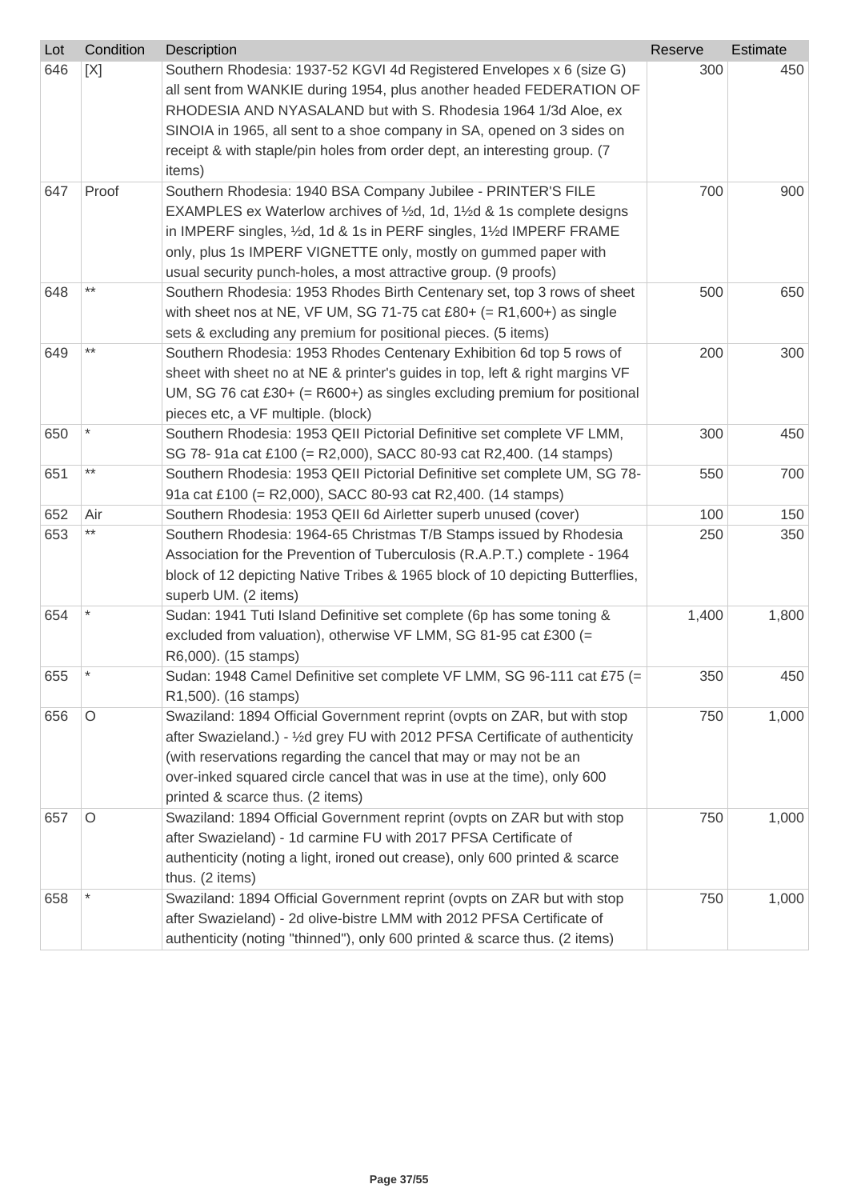| Lot | Condition | Description | Reserve | Estimate |
|---|---|---|---|---|
| 646 | [X] | Southern Rhodesia: 1937-52 KGVI 4d Registered Envelopes x 6 (size G) all sent from WANKIE during 1954, plus another headed FEDERATION OF RHODESIA AND NYASALAND but with S. Rhodesia 1964 1/3d Aloe, ex SINOIA in 1965, all sent to a shoe company in SA, opened on 3 sides on receipt & with staple/pin holes from order dept, an interesting group. (7 items) | 300 | 450 |
| 647 | Proof | Southern Rhodesia: 1940 BSA Company Jubilee - PRINTER'S FILE EXAMPLES ex Waterlow archives of ½d, 1d, 1½d & 1s complete designs in IMPERF singles, ½d, 1d & 1s in PERF singles, 1½d IMPERF FRAME only, plus 1s IMPERF VIGNETTE only, mostly on gummed paper with usual security punch-holes, a most attractive group. (9 proofs) | 700 | 900 |
| 648 | ** | Southern Rhodesia: 1953 Rhodes Birth Centenary set, top 3 rows of sheet with sheet nos at NE, VF UM, SG 71-75 cat £80+ (= R1,600+) as single sets & excluding any premium for positional pieces. (5 items) | 500 | 650 |
| 649 | ** | Southern Rhodesia: 1953 Rhodes Centenary Exhibition 6d top 5 rows of sheet with sheet no at NE & printer's guides in top, left & right margins VF UM, SG 76 cat £30+ (= R600+) as singles excluding premium for positional pieces etc, a VF multiple. (block) | 200 | 300 |
| 650 | * | Southern Rhodesia: 1953 QEII Pictorial Definitive set complete VF LMM, SG 78- 91a cat £100 (= R2,000), SACC 80-93 cat R2,400. (14 stamps) | 300 | 450 |
| 651 | ** | Southern Rhodesia: 1953 QEII Pictorial Definitive set complete UM, SG 78-91a cat £100 (= R2,000), SACC 80-93 cat R2,400. (14 stamps) | 550 | 700 |
| 652 | Air | Southern Rhodesia: 1953 QEII 6d Airletter superb unused (cover) | 100 | 150 |
| 653 | ** | Southern Rhodesia: 1964-65 Christmas T/B Stamps issued by Rhodesia Association for the Prevention of Tuberculosis (R.A.P.T.) complete - 1964 block of 12 depicting Native Tribes & 1965 block of 10 depicting Butterflies, superb UM. (2 items) | 250 | 350 |
| 654 | * | Sudan: 1941 Tuti Island Definitive set complete (6p has some toning & excluded from valuation), otherwise VF LMM, SG 81-95 cat £300 (= R6,000). (15 stamps) | 1,400 | 1,800 |
| 655 | * | Sudan: 1948 Camel Definitive set complete VF LMM, SG 96-111 cat £75 (= R1,500). (16 stamps) | 350 | 450 |
| 656 | O | Swaziland: 1894 Official Government reprint (ovpts on ZAR, but with stop after Swazieland.) - ½d grey FU with 2012 PFSA Certificate of authenticity (with reservations regarding the cancel that may or may not be an over-inked squared circle cancel that was in use at the time), only 600 printed & scarce thus. (2 items) | 750 | 1,000 |
| 657 | O | Swaziland: 1894 Official Government reprint (ovpts on ZAR but with stop after Swazieland) - 1d carmine FU with 2017 PFSA Certificate of authenticity (noting a light, ironed out crease), only 600 printed & scarce thus. (2 items) | 750 | 1,000 |
| 658 | * | Swaziland: 1894 Official Government reprint (ovpts on ZAR but with stop after Swazieland) - 2d olive-bistre LMM with 2012 PFSA Certificate of authenticity (noting "thinned"), only 600 printed & scarce thus. (2 items) | 750 | 1,000 |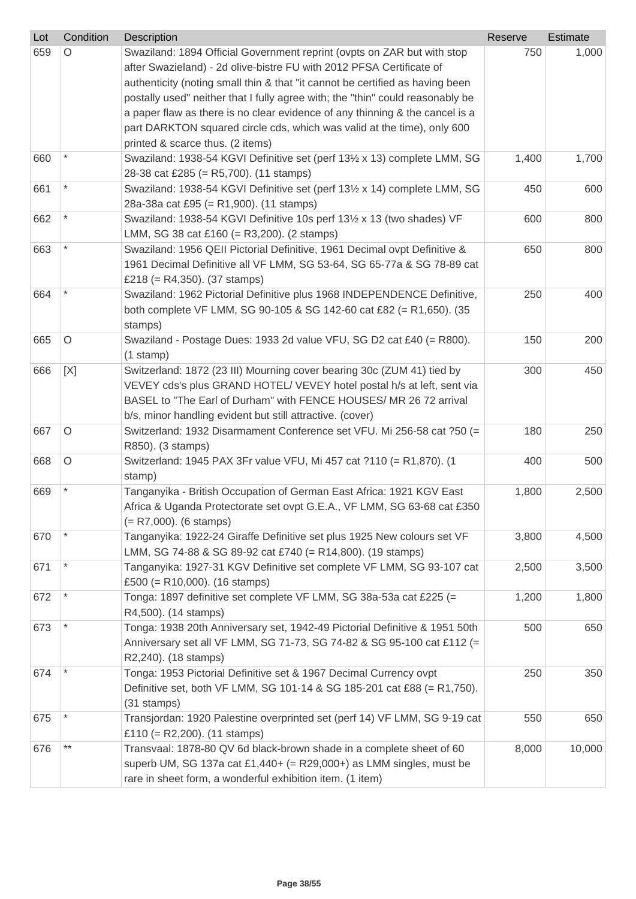| Lot | Condition | Description | Reserve | Estimate |
|---|---|---|---|---|
| 659 | O | Swaziland: 1894 Official Government reprint (ovpts on ZAR but with stop after Swazieland) - 2d olive-bistre FU with 2012 PFSA Certificate of authenticity (noting small thin & that "it cannot be certified as having been postally used" neither that I fully agree with; the "thin" could reasonably be a paper flaw as there is no clear evidence of any thinning & the cancel is a part DARKTON squared circle cds, which was valid at the time), only 600 printed & scarce thus. (2 items) | 750 | 1,000 |
| 660 | * | Swaziland: 1938-54 KGVI Definitive set (perf 13½ x 13) complete LMM, SG 28-38 cat £285 (= R5,700). (11 stamps) | 1,400 | 1,700 |
| 661 | * | Swaziland: 1938-54 KGVI Definitive set (perf 13½ x 14) complete LMM, SG 28a-38a cat £95 (= R1,900). (11 stamps) | 450 | 600 |
| 662 | * | Swaziland: 1938-54 KGVI Definitive 10s perf 13½ x 13 (two shades) VF LMM, SG 38 cat £160 (= R3,200). (2 stamps) | 600 | 800 |
| 663 | * | Swaziland: 1956 QEII Pictorial Definitive, 1961 Decimal ovpt Definitive & 1961 Decimal Definitive all VF LMM, SG 53-64, SG 65-77a & SG 78-89 cat £218 (= R4,350). (37 stamps) | 650 | 800 |
| 664 | * | Swaziland: 1962 Pictorial Definitive plus 1968 INDEPENDENCE Definitive, both complete VF LMM, SG 90-105 & SG 142-60 cat £82 (= R1,650). (35 stamps) | 250 | 400 |
| 665 | O | Swaziland - Postage Dues: 1933 2d value VFU, SG D2 cat £40 (= R800). (1 stamp) | 150 | 200 |
| 666 | [X] | Switzerland: 1872 (23 III) Mourning cover bearing 30c (ZUM 41) tied by VEVEY cds's plus GRAND HOTEL/ VEVEY hotel postal h/s at left, sent via BASEL to "The Earl of Durham" with FENCE HOUSES/ MR 26 72 arrival b/s, minor handling evident but still attractive. (cover) | 300 | 450 |
| 667 | O | Switzerland: 1932 Disarmament Conference set VFU. Mi 256-58 cat ?50 (= R850). (3 stamps) | 180 | 250 |
| 668 | O | Switzerland: 1945 PAX 3Fr value VFU, Mi 457 cat ?110 (= R1,870). (1 stamp) | 400 | 500 |
| 669 | * | Tanganyika - British Occupation of German East Africa: 1921 KGV East Africa & Uganda Protectorate set ovpt G.E.A., VF LMM, SG 63-68 cat £350 (= R7,000). (6 stamps) | 1,800 | 2,500 |
| 670 | * | Tanganyika: 1922-24 Giraffe Definitive set plus 1925 New colours set VF LMM, SG 74-88 & SG 89-92 cat £740 (= R14,800). (19 stamps) | 3,800 | 4,500 |
| 671 | * | Tanganyika: 1927-31 KGV Definitive set complete VF LMM, SG 93-107 cat £500 (= R10,000). (16 stamps) | 2,500 | 3,500 |
| 672 | * | Tonga: 1897 definitive set complete VF LMM, SG 38a-53a cat £225 (= R4,500). (14 stamps) | 1,200 | 1,800 |
| 673 | * | Tonga: 1938 20th Anniversary set, 1942-49 Pictorial Definitive & 1951 50th Anniversary set all VF LMM, SG 71-73, SG 74-82 & SG 95-100 cat £112 (= R2,240). (18 stamps) | 500 | 650 |
| 674 | * | Tonga: 1953 Pictorial Definitive set & 1967 Decimal Currency ovpt Definitive set, both VF LMM, SG 101-14 & SG 185-201 cat £88 (= R1,750). (31 stamps) | 250 | 350 |
| 675 | * | Transjordan: 1920 Palestine overprinted set (perf 14) VF LMM, SG 9-19 cat £110 (= R2,200). (11 stamps) | 550 | 650 |
| 676 | ** | Transvaal: 1878-80 QV 6d black-brown shade in a complete sheet of 60 superb UM, SG 137a cat £1,440+ (= R29,000+) as LMM singles, must be rare in sheet form, a wonderful exhibition item. (1 item) | 8,000 | 10,000 |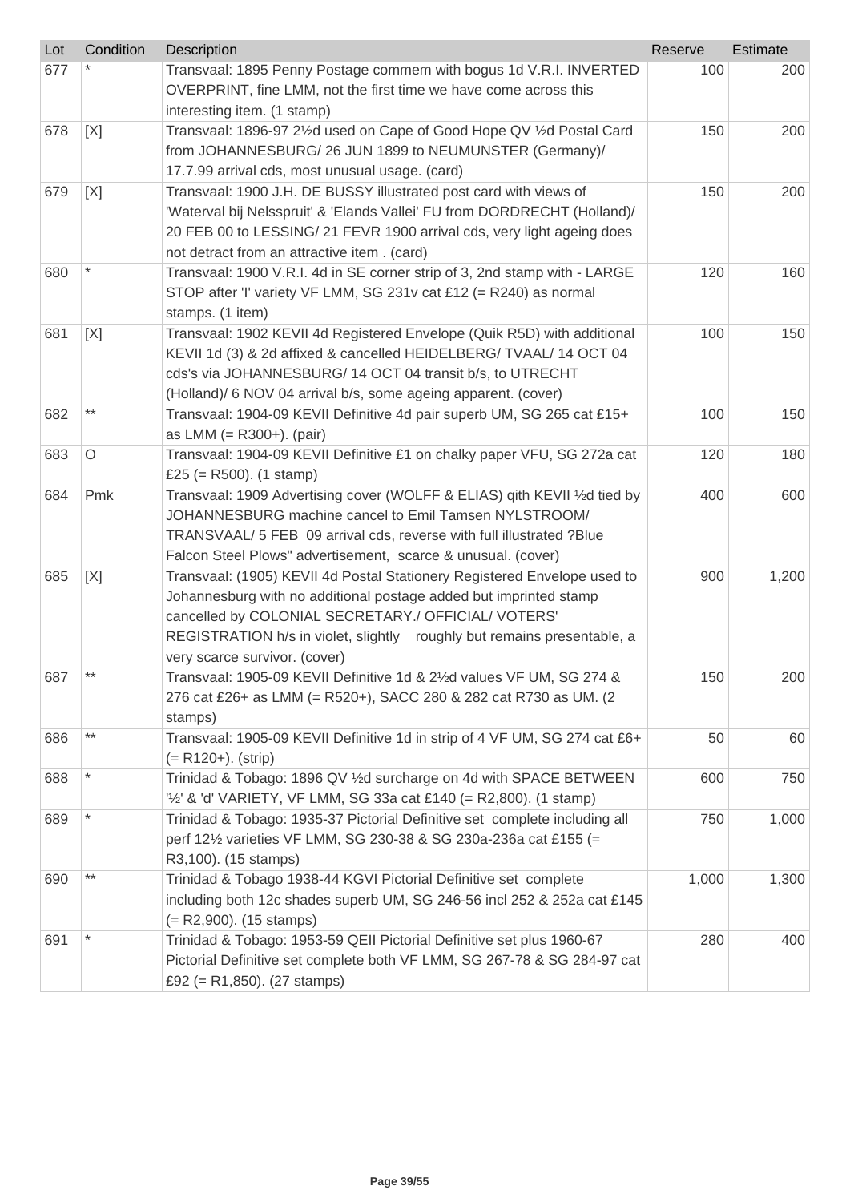| Lot | Condition | Description | Reserve | Estimate |
|---|---|---|---|---|
| 677 | * | Transvaal: 1895 Penny Postage commem with bogus 1d V.R.I. INVERTED OVERPRINT, fine LMM, not the first time we have come across this interesting item. (1 stamp) | 100 | 200 |
| 678 | [X] | Transvaal: 1896-97 2½d used on Cape of Good Hope QV ½d Postal Card from JOHANNESBURG/ 26 JUN 1899 to NEUMUNSTER (Germany)/ 17.7.99 arrival cds, most unusual usage. (card) | 150 | 200 |
| 679 | [X] | Transvaal: 1900 J.H. DE BUSSY illustrated post card with views of 'Waterval bij Nelsspruit' & 'Elands Vallei' FU from DORDRECHT (Holland)/ 20 FEB 00 to LESSING/ 21 FEVR 1900 arrival cds, very light ageing does not detract from an attractive item . (card) | 150 | 200 |
| 680 | * | Transvaal: 1900 V.R.I. 4d in SE corner strip of 3, 2nd stamp with - LARGE STOP after 'I' variety VF LMM, SG 231v cat £12 (= R240) as normal stamps. (1 item) | 120 | 160 |
| 681 | [X] | Transvaal: 1902 KEVII 4d Registered Envelope (Quik R5D) with additional KEVII 1d (3) & 2d affixed & cancelled HEIDELBERG/ TVAAL/ 14 OCT 04 cds's via JOHANNESBURG/ 14 OCT 04 transit b/s, to UTRECHT (Holland)/ 6 NOV 04 arrival b/s, some ageing apparent. (cover) | 100 | 150 |
| 682 | ** | Transvaal: 1904-09 KEVII Definitive 4d pair superb UM, SG 265 cat £15+ as LMM (= R300+). (pair) | 100 | 150 |
| 683 | O | Transvaal: 1904-09 KEVII Definitive £1 on chalky paper VFU, SG 272a cat £25 (= R500). (1 stamp) | 120 | 180 |
| 684 | Pmk | Transvaal: 1909 Advertising cover (WOLFF & ELIAS) qith KEVII ½d tied by JOHANNESBURG machine cancel to Emil Tamsen NYLSTROOM/ TRANSVAAL/ 5 FEB 09 arrival cds, reverse with full illustrated ?Blue Falcon Steel Plows" advertisement, scarce & unusual. (cover) | 400 | 600 |
| 685 | [X] | Transvaal: (1905) KEVII 4d Postal Stationery Registered Envelope used to Johannesburg with no additional postage added but imprinted stamp cancelled by COLONIAL SECRETARY./ OFFICIAL/ VOTERS' REGISTRATION h/s in violet, slightly roughly but remains presentable, a very scarce survivor. (cover) | 900 | 1,200 |
| 687 | ** | Transvaal: 1905-09 KEVII Definitive 1d & 2½d values VF UM, SG 274 & 276 cat £26+ as LMM (= R520+), SACC 280 & 282 cat R730 as UM. (2 stamps) | 150 | 200 |
| 686 | ** | Transvaal: 1905-09 KEVII Definitive 1d in strip of 4 VF UM, SG 274 cat £6+ (= R120+). (strip) | 50 | 60 |
| 688 | * | Trinidad & Tobago: 1896 QV ½d surcharge on 4d with SPACE BETWEEN '½' & 'd' VARIETY, VF LMM, SG 33a cat £140 (= R2,800). (1 stamp) | 600 | 750 |
| 689 | * | Trinidad & Tobago: 1935-37 Pictorial Definitive set complete including all perf 12½ varieties VF LMM, SG 230-38 & SG 230a-236a cat £155 (= R3,100). (15 stamps) | 750 | 1,000 |
| 690 | ** | Trinidad & Tobago 1938-44 KGVI Pictorial Definitive set complete including both 12c shades superb UM, SG 246-56 incl 252 & 252a cat £145 (= R2,900). (15 stamps) | 1,000 | 1,300 |
| 691 | * | Trinidad & Tobago: 1953-59 QEII Pictorial Definitive set plus 1960-67 Pictorial Definitive set complete both VF LMM, SG 267-78 & SG 284-97 cat £92 (= R1,850). (27 stamps) | 280 | 400 |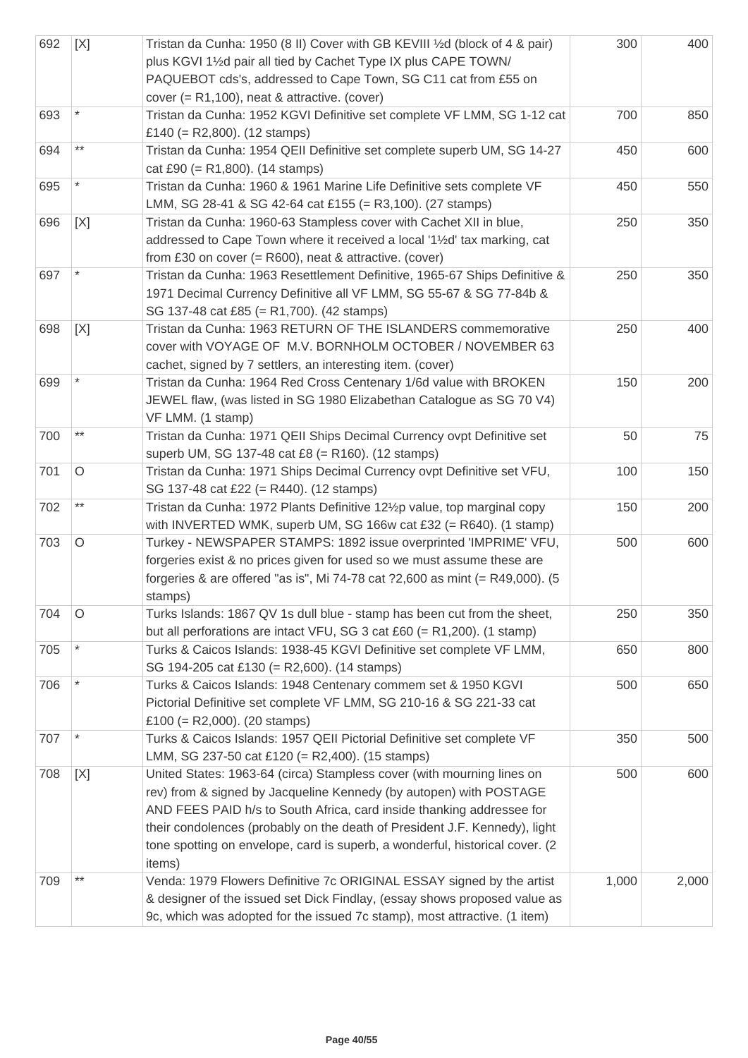| | | | | |
|---|---|---|---|---|
| 692 | [X] | Tristan da Cunha: 1950 (8 II) Cover with GB KEVIII ½d (block of 4 & pair) plus KGVI 1½d pair all tied by Cachet Type IX plus CAPE TOWN/ PAQUEBOT cds's, addressed to Cape Town, SG C11 cat from £55 on cover (= R1,100), neat & attractive. (cover) | 300 | 400 |
| 693 | * | Tristan da Cunha: 1952 KGVI Definitive set complete VF LMM, SG 1-12 cat £140 (= R2,800). (12 stamps) | 700 | 850 |
| 694 | ** | Tristan da Cunha: 1954 QEII Definitive set complete superb UM, SG 14-27 cat £90 (= R1,800). (14 stamps) | 450 | 600 |
| 695 | * | Tristan da Cunha: 1960 & 1961 Marine Life Definitive sets complete VF LMM, SG 28-41 & SG 42-64 cat £155 (= R3,100). (27 stamps) | 450 | 550 |
| 696 | [X] | Tristan da Cunha: 1960-63 Stampless cover with Cachet XII in blue, addressed to Cape Town where it received a local '1½d' tax marking, cat from £30 on cover (= R600), neat & attractive. (cover) | 250 | 350 |
| 697 | * | Tristan da Cunha: 1963 Resettlement Definitive, 1965-67 Ships Definitive & 1971 Decimal Currency Definitive all VF LMM, SG 55-67 & SG 77-84b & SG 137-48 cat £85 (= R1,700). (42 stamps) | 250 | 350 |
| 698 | [X] | Tristan da Cunha: 1963 RETURN OF THE ISLANDERS commemorative cover with VOYAGE OF M.V. BORNHOLM OCTOBER / NOVEMBER 63 cachet, signed by 7 settlers, an interesting item. (cover) | 250 | 400 |
| 699 | * | Tristan da Cunha: 1964 Red Cross Centenary 1/6d value with BROKEN JEWEL flaw, (was listed in SG 1980 Elizabethan Catalogue as SG 70 V4) VF LMM. (1 stamp) | 150 | 200 |
| 700 | ** | Tristan da Cunha: 1971 QEII Ships Decimal Currency ovpt Definitive set superb UM, SG 137-48 cat £8 (= R160). (12 stamps) | 50 | 75 |
| 701 | O | Tristan da Cunha: 1971 Ships Decimal Currency ovpt Definitive set VFU, SG 137-48 cat £22 (= R440). (12 stamps) | 100 | 150 |
| 702 | ** | Tristan da Cunha: 1972 Plants Definitive 12½p value, top marginal copy with INVERTED WMK, superb UM, SG 166w cat £32 (= R640). (1 stamp) | 150 | 200 |
| 703 | O | Turkey - NEWSPAPER STAMPS: 1892 issue overprinted 'IMPRIME' VFU, forgeries exist & no prices given for used so we must assume these are forgeries & are offered "as is", Mi 74-78 cat ?2,600 as mint (= R49,000). (5 stamps) | 500 | 600 |
| 704 | O | Turks Islands: 1867 QV 1s dull blue - stamp has been cut from the sheet, but all perforations are intact VFU, SG 3 cat £60 (= R1,200). (1 stamp) | 250 | 350 |
| 705 | * | Turks & Caicos Islands: 1938-45 KGVI Definitive set complete VF LMM, SG 194-205 cat £130 (= R2,600). (14 stamps) | 650 | 800 |
| 706 | * | Turks & Caicos Islands: 1948 Centenary commem set & 1950 KGVI Pictorial Definitive set complete VF LMM, SG 210-16 & SG 221-33 cat £100 (= R2,000). (20 stamps) | 500 | 650 |
| 707 | * | Turks & Caicos Islands: 1957 QEII Pictorial Definitive set complete VF LMM, SG 237-50 cat £120 (= R2,400). (15 stamps) | 350 | 500 |
| 708 | [X] | United States: 1963-64 (circa) Stampless cover (with mourning lines on rev) from & signed by Jacqueline Kennedy (by autopen) with POSTAGE AND FEES PAID h/s to South Africa, card inside thanking addressee for their condolences (probably on the death of President J.F. Kennedy), light tone spotting on envelope, card is superb, a wonderful, historical cover. (2 items) | 500 | 600 |
| 709 | ** | Venda: 1979 Flowers Definitive 7c ORIGINAL ESSAY signed by the artist & designer of the issued set Dick Findlay, (essay shows proposed value as 9c, which was adopted for the issued 7c stamp), most attractive. (1 item) | 1,000 | 2,000 |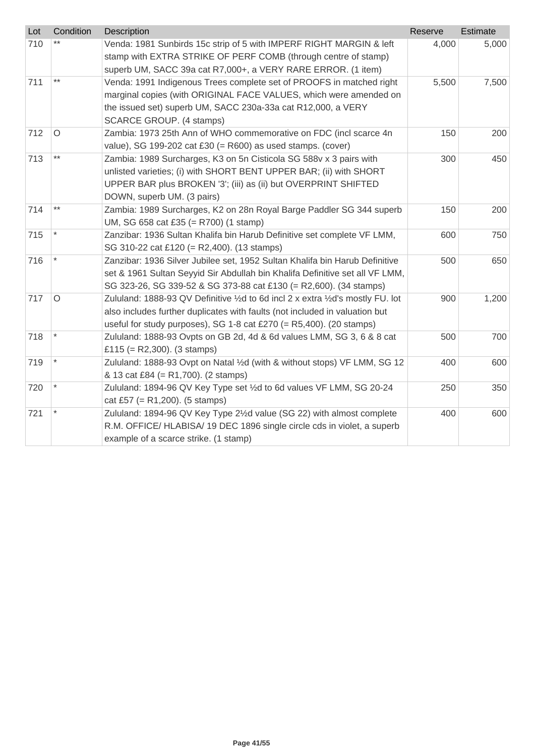| Lot | Condition | Description | Reserve | Estimate |
|---|---|---|---|---|
| 710 | ** | Venda: 1981 Sunbirds 15c strip of 5 with IMPERF RIGHT MARGIN & left stamp with EXTRA STRIKE OF PERF COMB (through centre of stamp) superb UM, SACC 39a cat R7,000+, a VERY RARE ERROR. (1 item) | 4,000 | 5,000 |
| 711 | ** | Venda: 1991 Indigenous Trees complete set of PROOFS in matched right marginal copies (with ORIGINAL FACE VALUES, which were amended on the issued set) superb UM, SACC 230a-33a cat R12,000, a VERY SCARCE GROUP. (4 stamps) | 5,500 | 7,500 |
| 712 | O | Zambia: 1973 25th Ann of WHO commemorative on FDC (incl scarce 4n value), SG 199-202 cat £30 (= R600) as used stamps. (cover) | 150 | 200 |
| 713 | ** | Zambia: 1989 Surcharges, K3 on 5n Cisticola SG 588v x 3 pairs with unlisted varieties; (i) with SHORT BENT UPPER BAR; (ii) with SHORT UPPER BAR plus BROKEN '3'; (iii) as (ii) but OVERPRINT SHIFTED DOWN, superb UM. (3 pairs) | 300 | 450 |
| 714 | ** | Zambia: 1989 Surcharges, K2 on 28n Royal Barge Paddler SG 344 superb UM, SG 658 cat £35 (= R700) (1 stamp) | 150 | 200 |
| 715 | * | Zanzibar: 1936 Sultan Khalifa bin Harub Definitive set complete VF LMM, SG 310-22 cat £120 (= R2,400). (13 stamps) | 600 | 750 |
| 716 | * | Zanzibar: 1936 Silver Jubilee set, 1952 Sultan Khalifa bin Harub Definitive set & 1961 Sultan Seyyid Sir Abdullah bin Khalifa Definitive set all VF LMM, SG 323-26, SG 339-52 & SG 373-88 cat £130 (= R2,600). (34 stamps) | 500 | 650 |
| 717 | O | Zululand: 1888-93 QV Definitive ½d to 6d incl 2 x extra ½d's mostly FU. lot also includes further duplicates with faults (not included in valuation but useful for study purposes), SG 1-8 cat £270 (= R5,400). (20 stamps) | 900 | 1,200 |
| 718 | * | Zululand: 1888-93 Ovpts on GB 2d, 4d & 6d values LMM, SG 3, 6 & 8 cat £115 (= R2,300). (3 stamps) | 500 | 700 |
| 719 | * | Zululand: 1888-93 Ovpt on Natal ½d (with & without stops) VF LMM, SG 12 & 13 cat £84 (= R1,700). (2 stamps) | 400 | 600 |
| 720 | * | Zululand: 1894-96 QV Key Type set ½d to 6d values VF LMM, SG 20-24 cat £57 (= R1,200). (5 stamps) | 250 | 350 |
| 721 | * | Zululand: 1894-96 QV Key Type 2½d value (SG 22) with almost complete R.M. OFFICE/ HLABISA/ 19 DEC 1896 single circle cds in violet, a superb example of a scarce strike. (1 stamp) | 400 | 600 |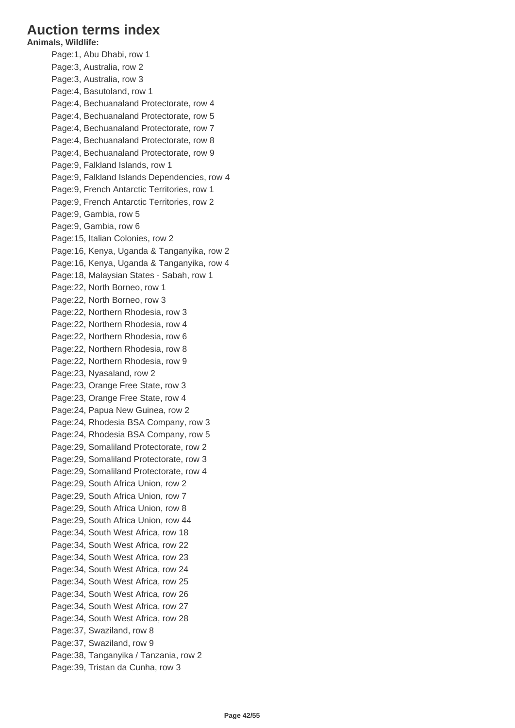# Auction terms index

**Animals, Wildlife:**

- Page:1, Abu Dhabi, row 1
- Page:3, Australia, row 2
- Page:3, Australia, row 3
- Page:4, Basutoland, row 1
- Page:4, Bechuanaland Protectorate, row 4
- Page:4, Bechuanaland Protectorate, row 5
- Page:4, Bechuanaland Protectorate, row 7
- Page:4, Bechuanaland Protectorate, row 8
- Page:4, Bechuanaland Protectorate, row 9
- Page:9, Falkland Islands, row 1
- Page:9, Falkland Islands Dependencies, row 4
- Page:9, French Antarctic Territories, row 1
- Page:9, French Antarctic Territories, row 2
- Page:9, Gambia, row 5
- Page:9, Gambia, row 6
- Page:15, Italian Colonies, row 2
- Page:16, Kenya, Uganda & Tanganyika, row 2
- Page:16, Kenya, Uganda & Tanganyika, row 4
- Page:18, Malaysian States - Sabah, row 1
- Page:22, North Borneo, row 1
- Page:22, North Borneo, row 3
- Page:22, Northern Rhodesia, row 3
- Page:22, Northern Rhodesia, row 4
- Page:22, Northern Rhodesia, row 6
- Page:22, Northern Rhodesia, row 8
- Page:22, Northern Rhodesia, row 9
- Page:23, Nyasaland, row 2
- Page:23, Orange Free State, row 3
- Page:23, Orange Free State, row 4
- Page:24, Papua New Guinea, row 2
- Page:24, Rhodesia BSA Company, row 3
- Page:24, Rhodesia BSA Company, row 5
- Page:29, Somaliland Protectorate, row 2
- Page:29, Somaliland Protectorate, row 3
- Page:29, Somaliland Protectorate, row 4
- Page:29, South Africa Union, row 2
- Page:29, South Africa Union, row 7
- Page:29, South Africa Union, row 8
- Page:29, South Africa Union, row 44
- Page:34, South West Africa, row 18
- Page:34, South West Africa, row 22
- Page:34, South West Africa, row 23
- Page:34, South West Africa, row 24
- Page:34, South West Africa, row 25
- Page:34, South West Africa, row 26
- Page:34, South West Africa, row 27
- Page:34, South West Africa, row 28
- Page:37, Swaziland, row 8
- Page:37, Swaziland, row 9
- Page:38, Tanganyika / Tanzania, row 2
- Page:39, Tristan da Cunha, row 3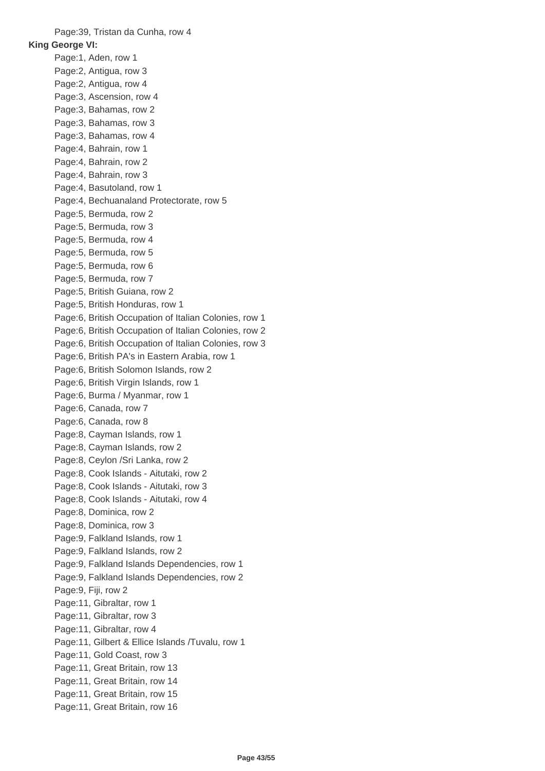Page:39, Tristan da Cunha, row 4

**King George VI:**

Page:1, Aden, row 1
Page:2, Antigua, row 3
Page:2, Antigua, row 4
Page:3, Ascension, row 4
Page:3, Bahamas, row 2
Page:3, Bahamas, row 3
Page:3, Bahamas, row 4
Page:4, Bahrain, row 1
Page:4, Bahrain, row 2
Page:4, Bahrain, row 3
Page:4, Basutoland, row 1
Page:4, Bechuanaland Protectorate, row 5
Page:5, Bermuda, row 2
Page:5, Bermuda, row 3
Page:5, Bermuda, row 4
Page:5, Bermuda, row 5
Page:5, Bermuda, row 6
Page:5, Bermuda, row 7
Page:5, British Guiana, row 2
Page:5, British Honduras, row 1
Page:6, British Occupation of Italian Colonies, row 1
Page:6, British Occupation of Italian Colonies, row 2
Page:6, British Occupation of Italian Colonies, row 3
Page:6, British PA's in Eastern Arabia, row 1
Page:6, British Solomon Islands, row 2
Page:6, British Virgin Islands, row 1
Page:6, Burma / Myanmar, row 1
Page:6, Canada, row 7
Page:6, Canada, row 8
Page:8, Cayman Islands, row 1
Page:8, Cayman Islands, row 2
Page:8, Ceylon /Sri Lanka, row 2
Page:8, Cook Islands - Aitutaki, row 2
Page:8, Cook Islands - Aitutaki, row 3
Page:8, Cook Islands - Aitutaki, row 4
Page:8, Dominica, row 2
Page:8, Dominica, row 3
Page:9, Falkland Islands, row 1
Page:9, Falkland Islands, row 2
Page:9, Falkland Islands Dependencies, row 1
Page:9, Falkland Islands Dependencies, row 2
Page:9, Fiji, row 2
Page:11, Gibraltar, row 1
Page:11, Gibraltar, row 3
Page:11, Gibraltar, row 4
Page:11, Gilbert & Ellice Islands /Tuvalu, row 1
Page:11, Gold Coast, row 3
Page:11, Great Britain, row 13
Page:11, Great Britain, row 14
Page:11, Great Britain, row 15
Page:11, Great Britain, row 16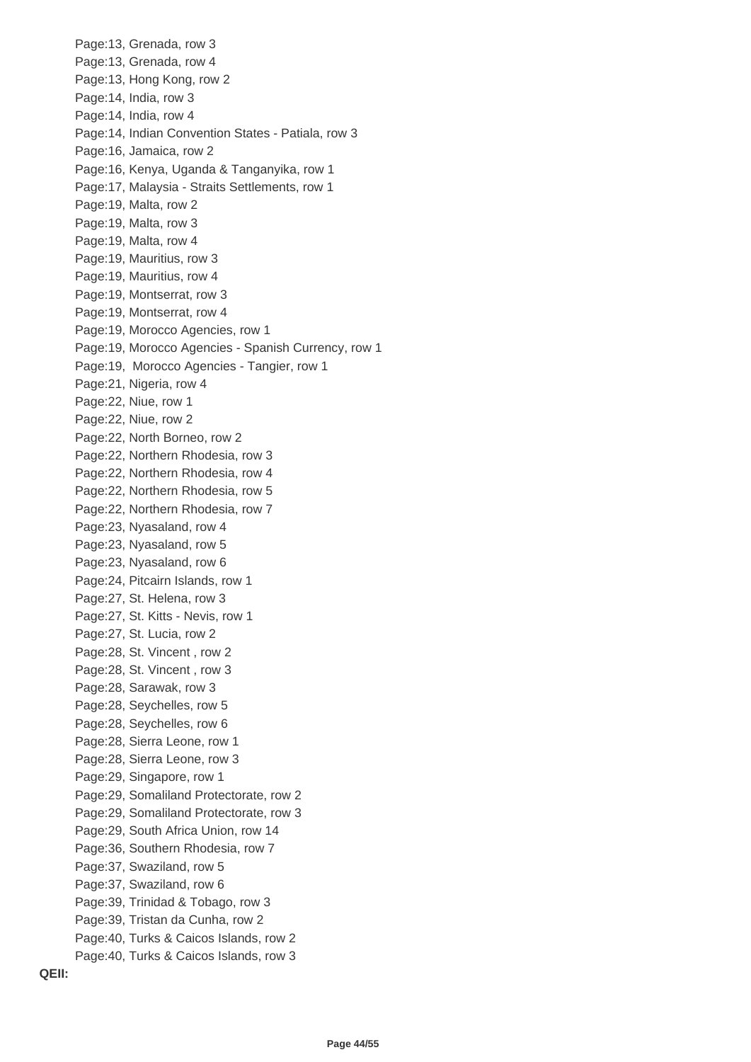Page:13, Grenada, row 3  
Page:13, Grenada, row 4  
Page:13, Hong Kong, row 2  
Page:14, India, row 3  
Page:14, India, row 4  
Page:14, Indian Convention States - Patiala, row 3  
Page:16, Jamaica, row 2  
Page:16, Kenya, Uganda & Tanganyika, row 1  
Page:17, Malaysia - Straits Settlements, row 1  
Page:19, Malta, row 2  
Page:19, Malta, row 3  
Page:19, Malta, row 4  
Page:19, Mauritius, row 3  
Page:19, Mauritius, row 4  
Page:19, Montserrat, row 3  
Page:19, Montserrat, row 4  
Page:19, Morocco Agencies, row 1  
Page:19, Morocco Agencies - Spanish Currency, row 1  
Page:19,  Morocco Agencies - Tangier, row 1  
Page:21, Nigeria, row 4  
Page:22, Niue, row 1  
Page:22, Niue, row 2  
Page:22, North Borneo, row 2  
Page:22, Northern Rhodesia, row 3  
Page:22, Northern Rhodesia, row 4  
Page:22, Northern Rhodesia, row 5  
Page:22, Northern Rhodesia, row 7  
Page:23, Nyasaland, row 4  
Page:23, Nyasaland, row 5  
Page:23, Nyasaland, row 6  
Page:24, Pitcairn Islands, row 1  
Page:27, St. Helena, row 3  
Page:27, St. Kitts - Nevis, row 1  
Page:27, St. Lucia, row 2  
Page:28, St. Vincent , row 2  
Page:28, St. Vincent , row 3  
Page:28, Sarawak, row 3  
Page:28, Seychelles, row 5  
Page:28, Seychelles, row 6  
Page:28, Sierra Leone, row 1  
Page:28, Sierra Leone, row 3  
Page:29, Singapore, row 1  
Page:29, Somaliland Protectorate, row 2  
Page:29, Somaliland Protectorate, row 3  
Page:29, South Africa Union, row 14  
Page:36, Southern Rhodesia, row 7  
Page:37, Swaziland, row 5  
Page:37, Swaziland, row 6  
Page:39, Trinidad & Tobago, row 3  
Page:39, Tristan da Cunha, row 2  
Page:40, Turks & Caicos Islands, row 2  
Page:40, Turks & Caicos Islands, row 3

**QEII:**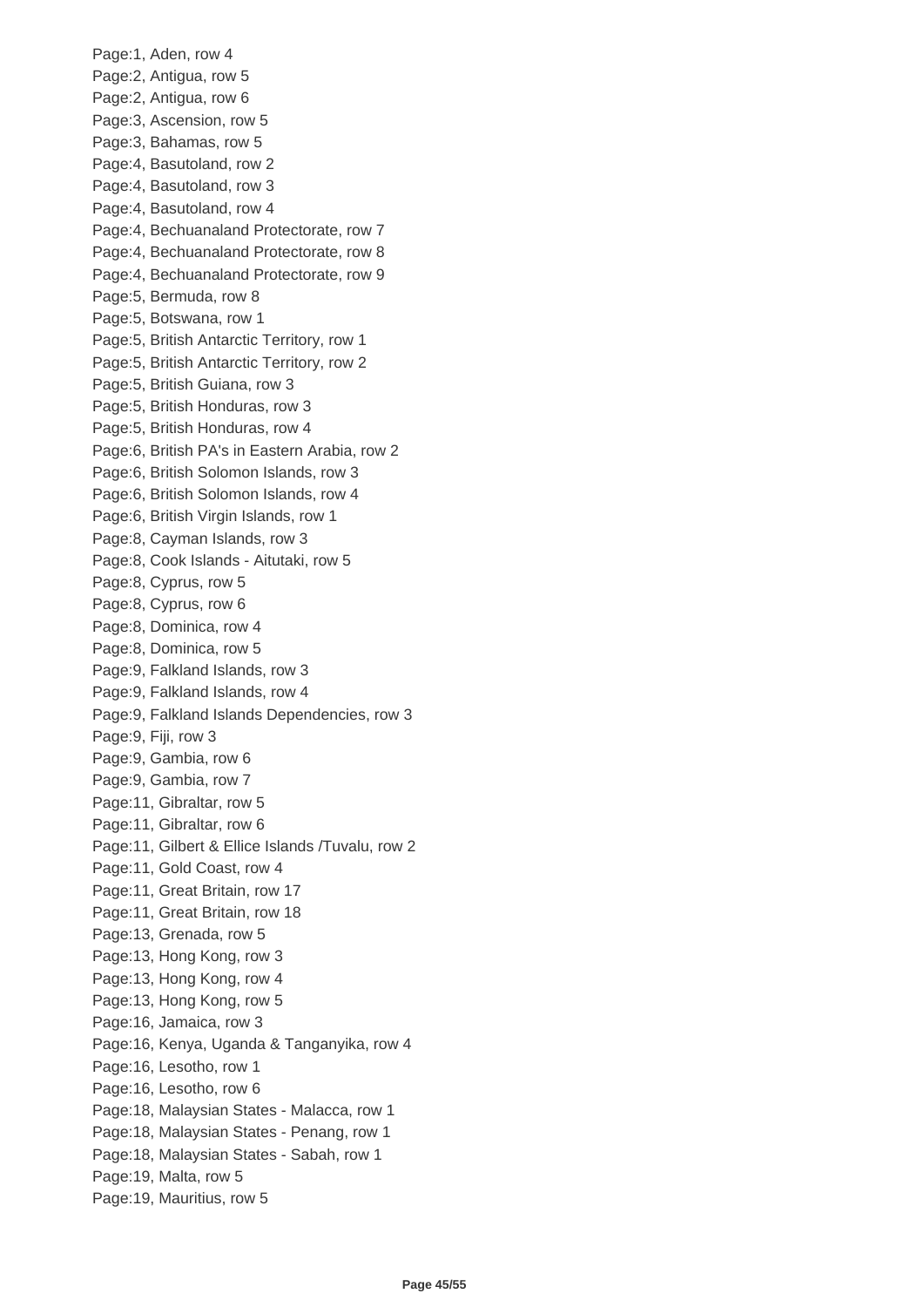Page:1, Aden, row 4
Page:2, Antigua, row 5
Page:2, Antigua, row 6
Page:3, Ascension, row 5
Page:3, Bahamas, row 5
Page:4, Basutoland, row 2
Page:4, Basutoland, row 3
Page:4, Basutoland, row 4
Page:4, Bechuanaland Protectorate, row 7
Page:4, Bechuanaland Protectorate, row 8
Page:4, Bechuanaland Protectorate, row 9
Page:5, Bermuda, row 8
Page:5, Botswana, row 1
Page:5, British Antarctic Territory, row 1
Page:5, British Antarctic Territory, row 2
Page:5, British Guiana, row 3
Page:5, British Honduras, row 3
Page:5, British Honduras, row 4
Page:6, British PA's in Eastern Arabia, row 2
Page:6, British Solomon Islands, row 3
Page:6, British Solomon Islands, row 4
Page:6, British Virgin Islands, row 1
Page:8, Cayman Islands, row 3
Page:8, Cook Islands - Aitutaki, row 5
Page:8, Cyprus, row 5
Page:8, Cyprus, row 6
Page:8, Dominica, row 4
Page:8, Dominica, row 5
Page:9, Falkland Islands, row 3
Page:9, Falkland Islands, row 4
Page:9, Falkland Islands Dependencies, row 3
Page:9, Fiji, row 3
Page:9, Gambia, row 6
Page:9, Gambia, row 7
Page:11, Gibraltar, row 5
Page:11, Gibraltar, row 6
Page:11, Gilbert & Ellice Islands /Tuvalu, row 2
Page:11, Gold Coast, row 4
Page:11, Great Britain, row 17
Page:11, Great Britain, row 18
Page:13, Grenada, row 5
Page:13, Hong Kong, row 3
Page:13, Hong Kong, row 4
Page:13, Hong Kong, row 5
Page:16, Jamaica, row 3
Page:16, Kenya, Uganda & Tanganyika, row 4
Page:16, Lesotho, row 1
Page:16, Lesotho, row 6
Page:18, Malaysian States - Malacca, row 1
Page:18, Malaysian States - Penang, row 1
Page:18, Malaysian States - Sabah, row 1
Page:19, Malta, row 5
Page:19, Mauritius, row 5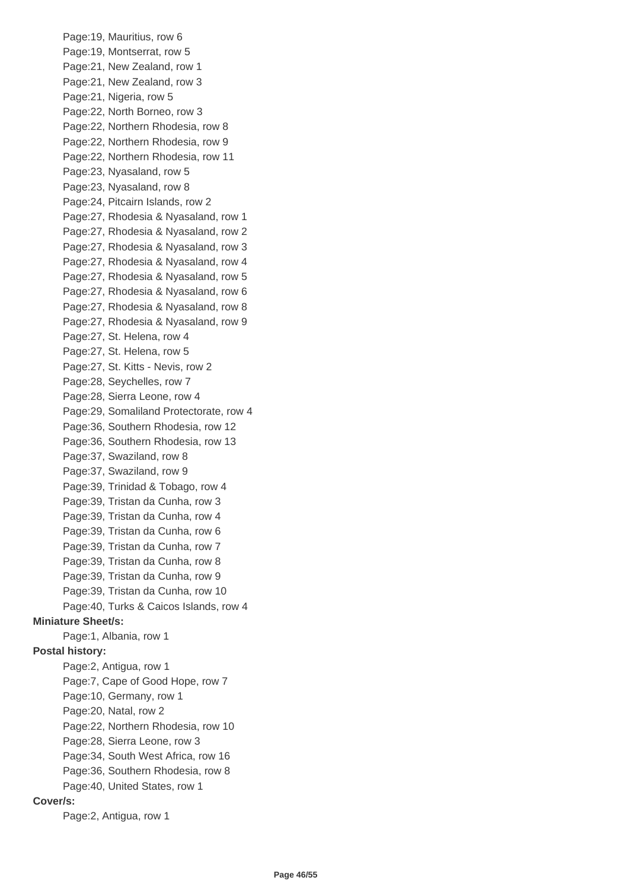Page:19, Mauritius, row 6
Page:19, Montserrat, row 5
Page:21, New Zealand, row 1
Page:21, New Zealand, row 3
Page:21, Nigeria, row 5
Page:22, North Borneo, row 3
Page:22, Northern Rhodesia, row 8
Page:22, Northern Rhodesia, row 9
Page:22, Northern Rhodesia, row 11
Page:23, Nyasaland, row 5
Page:23, Nyasaland, row 8
Page:24, Pitcairn Islands, row 2
Page:27, Rhodesia & Nyasaland, row 1
Page:27, Rhodesia & Nyasaland, row 2
Page:27, Rhodesia & Nyasaland, row 3
Page:27, Rhodesia & Nyasaland, row 4
Page:27, Rhodesia & Nyasaland, row 5
Page:27, Rhodesia & Nyasaland, row 6
Page:27, Rhodesia & Nyasaland, row 8
Page:27, Rhodesia & Nyasaland, row 9
Page:27, St. Helena, row 4
Page:27, St. Helena, row 5
Page:27, St. Kitts - Nevis, row 2
Page:28, Seychelles, row 7
Page:28, Sierra Leone, row 4
Page:29, Somaliland Protectorate, row 4
Page:36, Southern Rhodesia, row 12
Page:36, Southern Rhodesia, row 13
Page:37, Swaziland, row 8
Page:37, Swaziland, row 9
Page:39, Trinidad & Tobago, row 4
Page:39, Tristan da Cunha, row 3
Page:39, Tristan da Cunha, row 4
Page:39, Tristan da Cunha, row 6
Page:39, Tristan da Cunha, row 7
Page:39, Tristan da Cunha, row 8
Page:39, Tristan da Cunha, row 9
Page:39, Tristan da Cunha, row 10
Page:40, Turks & Caicos Islands, row 4

**Miniature Sheet/s:**

Page:1, Albania, row 1

**Postal history:**

Page:2, Antigua, row 1
Page:7, Cape of Good Hope, row 7
Page:10, Germany, row 1
Page:20, Natal, row 2
Page:22, Northern Rhodesia, row 10
Page:28, Sierra Leone, row 3
Page:34, South West Africa, row 16
Page:36, Southern Rhodesia, row 8
Page:40, United States, row 1

**Cover/s:**

Page:2, Antigua, row 1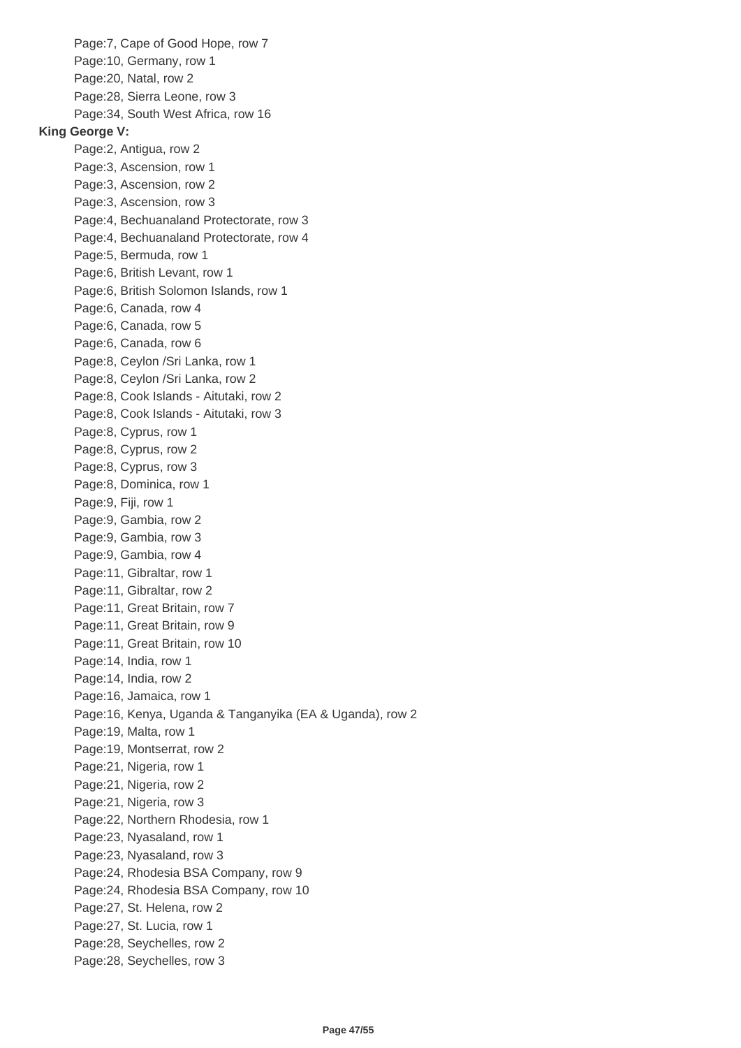- Page:7, Cape of Good Hope, row 7
- Page:10, Germany, row 1
- Page:20, Natal, row 2
- Page:28, Sierra Leone, row 3
- Page:34, South West Africa, row 16

**King George V:**

- Page:2, Antigua, row 2
- Page:3, Ascension, row 1
- Page:3, Ascension, row 2
- Page:3, Ascension, row 3
- Page:4, Bechuanaland Protectorate, row 3
- Page:4, Bechuanaland Protectorate, row 4
- Page:5, Bermuda, row 1
- Page:6, British Levant, row 1
- Page:6, British Solomon Islands, row 1
- Page:6, Canada, row 4
- Page:6, Canada, row 5
- Page:6, Canada, row 6
- Page:8, Ceylon /Sri Lanka, row 1
- Page:8, Ceylon /Sri Lanka, row 2
- Page:8, Cook Islands - Aitutaki, row 2
- Page:8, Cook Islands - Aitutaki, row 3
- Page:8, Cyprus, row 1
- Page:8, Cyprus, row 2
- Page:8, Cyprus, row 3
- Page:8, Dominica, row 1
- Page:9, Fiji, row 1
- Page:9, Gambia, row 2
- Page:9, Gambia, row 3
- Page:9, Gambia, row 4
- Page:11, Gibraltar, row 1
- Page:11, Gibraltar, row 2
- Page:11, Great Britain, row 7
- Page:11, Great Britain, row 9
- Page:11, Great Britain, row 10
- Page:14, India, row 1
- Page:14, India, row 2
- Page:16, Jamaica, row 1
- Page:16, Kenya, Uganda & Tanganyika (EA & Uganda), row 2
- Page:19, Malta, row 1
- Page:19, Montserrat, row 2
- Page:21, Nigeria, row 1
- Page:21, Nigeria, row 2
- Page:21, Nigeria, row 3
- Page:22, Northern Rhodesia, row 1
- Page:23, Nyasaland, row 1
- Page:23, Nyasaland, row 3
- Page:24, Rhodesia BSA Company, row 9
- Page:24, Rhodesia BSA Company, row 10
- Page:27, St. Helena, row 2
- Page:27, St. Lucia, row 1
- Page:28, Seychelles, row 2
- Page:28, Seychelles, row 3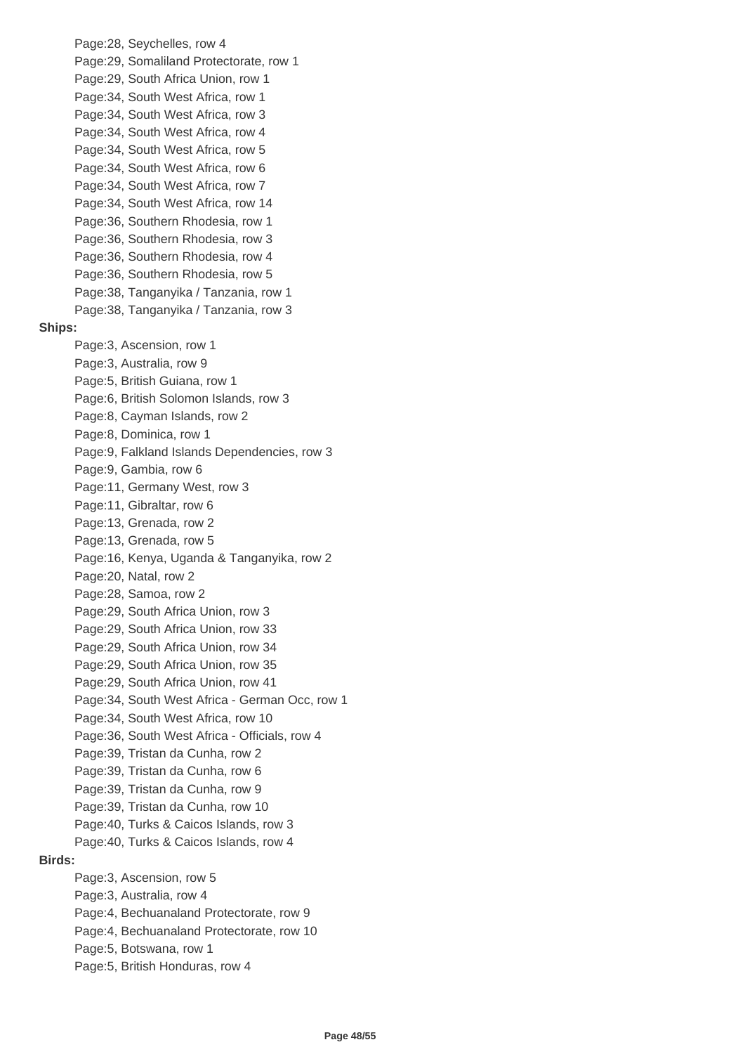- Page:28, Seychelles, row 4
- Page:29, Somaliland Protectorate, row 1
- Page:29, South Africa Union, row 1
- Page:34, South West Africa, row 1
- Page:34, South West Africa, row 3
- Page:34, South West Africa, row 4
- Page:34, South West Africa, row 5
- Page:34, South West Africa, row 6
- Page:34, South West Africa, row 7
- Page:34, South West Africa, row 14
- Page:36, Southern Rhodesia, row 1
- Page:36, Southern Rhodesia, row 3
- Page:36, Southern Rhodesia, row 4
- Page:36, Southern Rhodesia, row 5
- Page:38, Tanganyika / Tanzania, row 1
- Page:38, Tanganyika / Tanzania, row 3

**Ships:**

- Page:3, Ascension, row 1
- Page:3, Australia, row 9
- Page:5, British Guiana, row 1
- Page:6, British Solomon Islands, row 3
- Page:8, Cayman Islands, row 2
- Page:8, Dominica, row 1
- Page:9, Falkland Islands Dependencies, row 3
- Page:9, Gambia, row 6
- Page:11, Germany West, row 3
- Page:11, Gibraltar, row 6
- Page:13, Grenada, row 2
- Page:13, Grenada, row 5
- Page:16, Kenya, Uganda & Tanganyika, row 2
- Page:20, Natal, row 2
- Page:28, Samoa, row 2
- Page:29, South Africa Union, row 3
- Page:29, South Africa Union, row 33
- Page:29, South Africa Union, row 34
- Page:29, South Africa Union, row 35
- Page:29, South Africa Union, row 41
- Page:34, South West Africa - German Occ, row 1
- Page:34, South West Africa, row 10
- Page:36, South West Africa - Officials, row 4
- Page:39, Tristan da Cunha, row 2
- Page:39, Tristan da Cunha, row 6
- Page:39, Tristan da Cunha, row 9
- Page:39, Tristan da Cunha, row 10
- Page:40, Turks & Caicos Islands, row 3
- Page:40, Turks & Caicos Islands, row 4

**Birds:**

- Page:3, Ascension, row 5
- Page:3, Australia, row 4
- Page:4, Bechuanaland Protectorate, row 9
- Page:4, Bechuanaland Protectorate, row 10
- Page:5, Botswana, row 1
- Page:5, British Honduras, row 4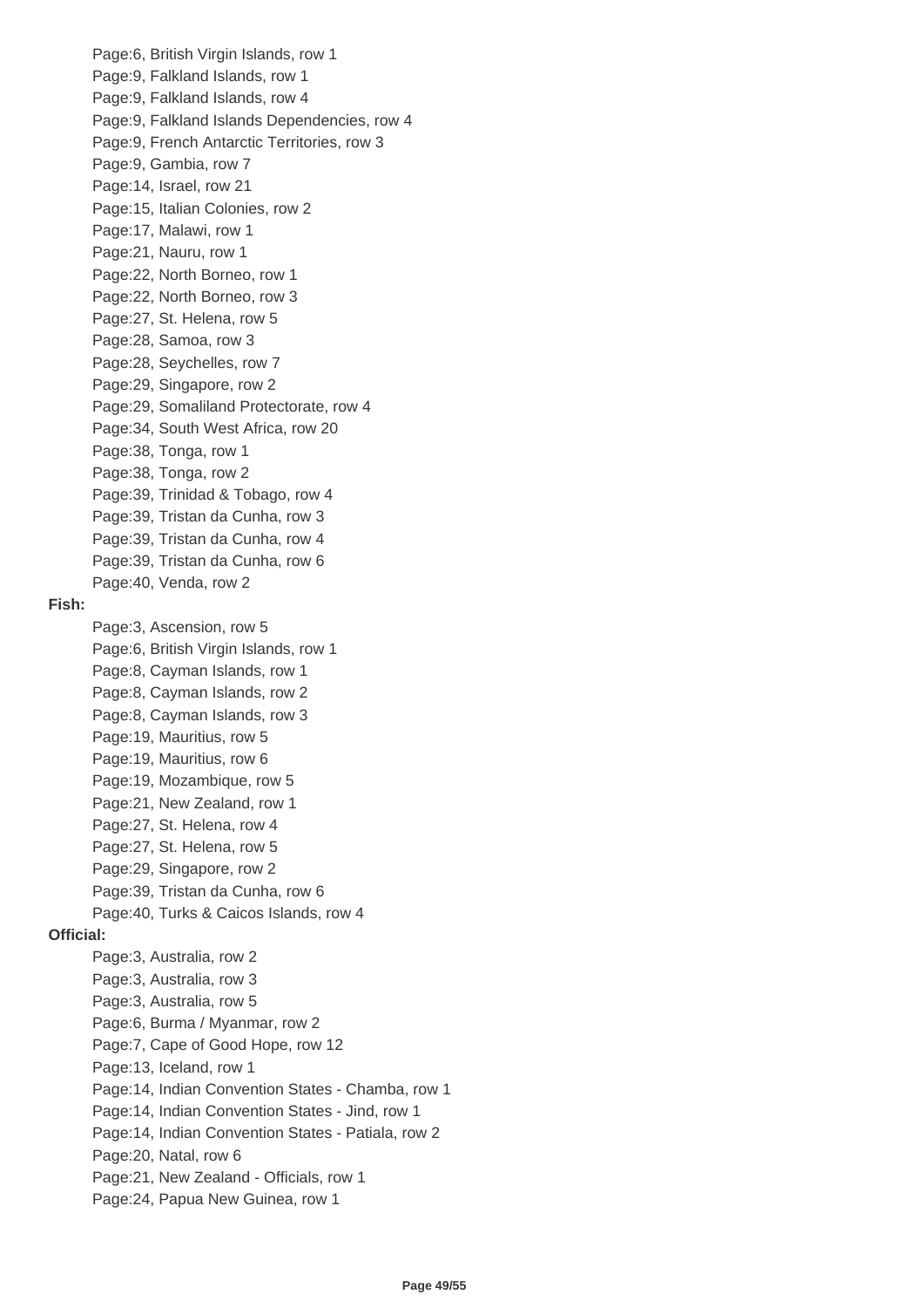- Page:6, British Virgin Islands, row 1
- Page:9, Falkland Islands, row 1
- Page:9, Falkland Islands, row 4
- Page:9, Falkland Islands Dependencies, row 4
- Page:9, French Antarctic Territories, row 3
- Page:9, Gambia, row 7
- Page:14, Israel, row 21
- Page:15, Italian Colonies, row 2
- Page:17, Malawi, row 1
- Page:21, Nauru, row 1
- Page:22, North Borneo, row 1
- Page:22, North Borneo, row 3
- Page:27, St. Helena, row 5
- Page:28, Samoa, row 3
- Page:28, Seychelles, row 7
- Page:29, Singapore, row 2
- Page:29, Somaliland Protectorate, row 4
- Page:34, South West Africa, row 20
- Page:38, Tonga, row 1
- Page:38, Tonga, row 2
- Page:39, Trinidad & Tobago, row 4
- Page:39, Tristan da Cunha, row 3
- Page:39, Tristan da Cunha, row 4
- Page:39, Tristan da Cunha, row 6
- Page:40, Venda, row 2

**Fish:**

- Page:3, Ascension, row 5
- Page:6, British Virgin Islands, row 1
- Page:8, Cayman Islands, row 1
- Page:8, Cayman Islands, row 2
- Page:8, Cayman Islands, row 3
- Page:19, Mauritius, row 5
- Page:19, Mauritius, row 6
- Page:19, Mozambique, row 5
- Page:21, New Zealand, row 1
- Page:27, St. Helena, row 4
- Page:27, St. Helena, row 5
- Page:29, Singapore, row 2
- Page:39, Tristan da Cunha, row 6
- Page:40, Turks & Caicos Islands, row 4

**Official:**

- Page:3, Australia, row 2
- Page:3, Australia, row 3
- Page:3, Australia, row 5
- Page:6, Burma / Myanmar, row 2
- Page:7, Cape of Good Hope, row 12
- Page:13, Iceland, row 1
- Page:14, Indian Convention States - Chamba, row 1
- Page:14, Indian Convention States - Jind, row 1
- Page:14, Indian Convention States - Patiala, row 2
- Page:20, Natal, row 6
- Page:21, New Zealand - Officials, row 1
- Page:24, Papua New Guinea, row 1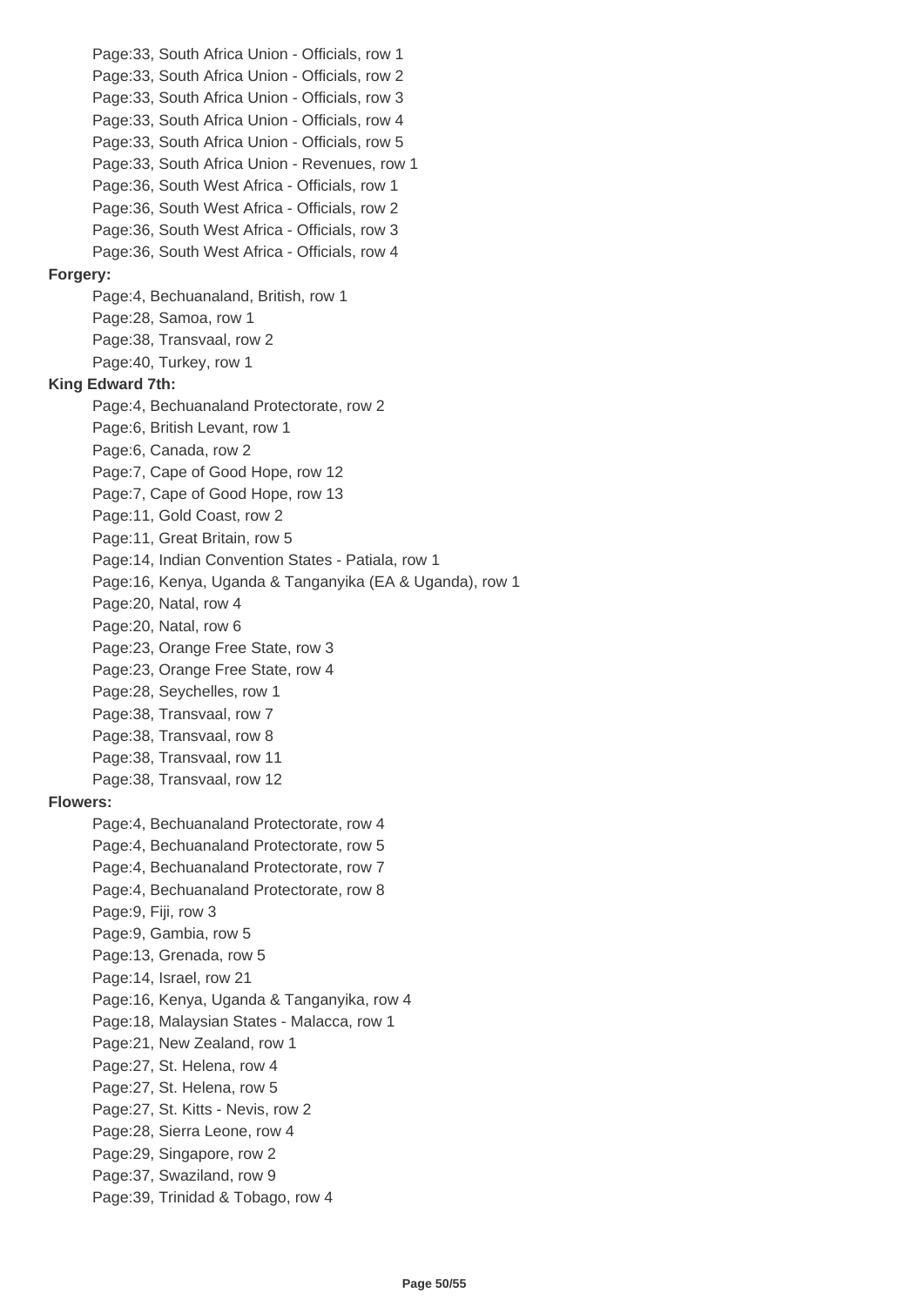- Page:33, South Africa Union - Officials, row 1
- Page:33, South Africa Union - Officials, row 2
- Page:33, South Africa Union - Officials, row 3
- Page:33, South Africa Union - Officials, row 4
- Page:33, South Africa Union - Officials, row 5
- Page:33, South Africa Union - Revenues, row 1
- Page:36, South West Africa - Officials, row 1
- Page:36, South West Africa - Officials, row 2
- Page:36, South West Africa - Officials, row 3
- Page:36, South West Africa - Officials, row 4

**Forgery:**

- Page:4, Bechuanaland, British, row 1
- Page:28, Samoa, row 1
- Page:38, Transvaal, row 2
- Page:40, Turkey, row 1

**King Edward 7th:**

- Page:4, Bechuanaland Protectorate, row 2
- Page:6, British Levant, row 1
- Page:6, Canada, row 2
- Page:7, Cape of Good Hope, row 12
- Page:7, Cape of Good Hope, row 13
- Page:11, Gold Coast, row 2
- Page:11, Great Britain, row 5
- Page:14, Indian Convention States - Patiala, row 1
- Page:16, Kenya, Uganda & Tanganyika (EA & Uganda), row 1
- Page:20, Natal, row 4
- Page:20, Natal, row 6
- Page:23, Orange Free State, row 3
- Page:23, Orange Free State, row 4
- Page:28, Seychelles, row 1
- Page:38, Transvaal, row 7
- Page:38, Transvaal, row 8
- Page:38, Transvaal, row 11
- Page:38, Transvaal, row 12

**Flowers:**

- Page:4, Bechuanaland Protectorate, row 4
- Page:4, Bechuanaland Protectorate, row 5
- Page:4, Bechuanaland Protectorate, row 7
- Page:4, Bechuanaland Protectorate, row 8
- Page:9, Fiji, row 3
- Page:9, Gambia, row 5
- Page:13, Grenada, row 5
- Page:14, Israel, row 21
- Page:16, Kenya, Uganda & Tanganyika, row 4
- Page:18, Malaysian States - Malacca, row 1
- Page:21, New Zealand, row 1
- Page:27, St. Helena, row 4
- Page:27, St. Helena, row 5
- Page:27, St. Kitts - Nevis, row 2
- Page:28, Sierra Leone, row 4
- Page:29, Singapore, row 2
- Page:37, Swaziland, row 9
- Page:39, Trinidad & Tobago, row 4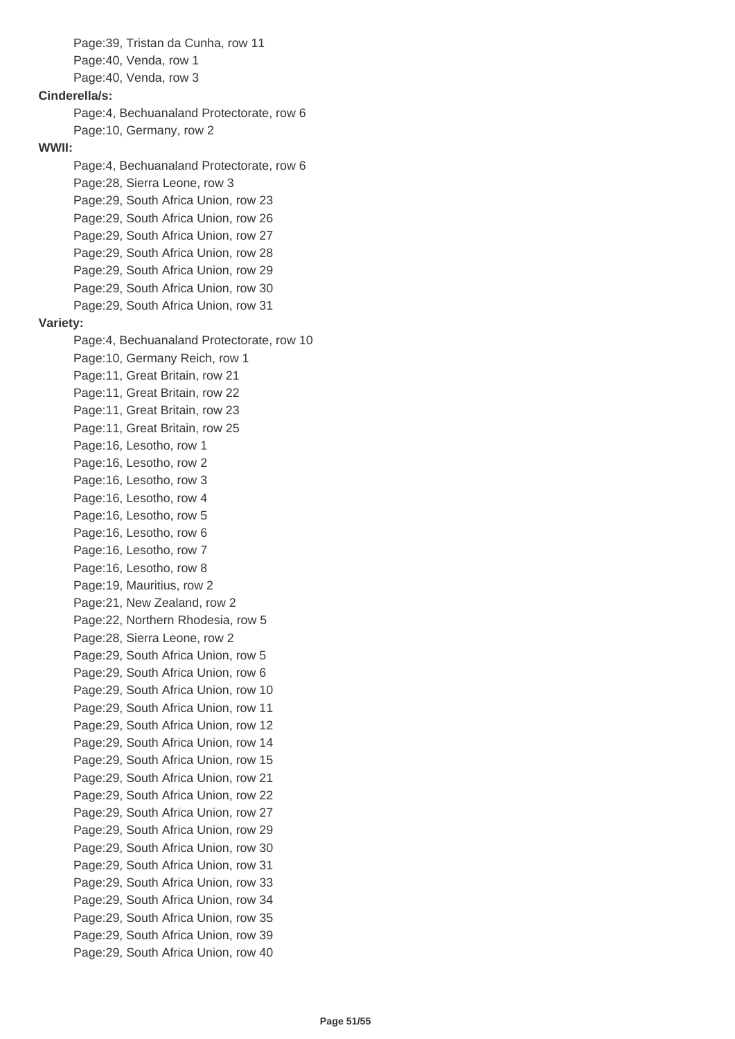Page:39, Tristan da Cunha, row 11
Page:40, Venda, row 1
Page:40, Venda, row 3

**Cinderella/s:**

Page:4, Bechuanaland Protectorate, row 6
Page:10, Germany, row 2

**WWII:**

Page:4, Bechuanaland Protectorate, row 6
Page:28, Sierra Leone, row 3
Page:29, South Africa Union, row 23
Page:29, South Africa Union, row 26
Page:29, South Africa Union, row 27
Page:29, South Africa Union, row 28
Page:29, South Africa Union, row 29
Page:29, South Africa Union, row 30
Page:29, South Africa Union, row 31

**Variety:**

Page:4, Bechuanaland Protectorate, row 10
Page:10, Germany Reich, row 1
Page:11, Great Britain, row 21
Page:11, Great Britain, row 22
Page:11, Great Britain, row 23
Page:11, Great Britain, row 25
Page:16, Lesotho, row 1
Page:16, Lesotho, row 2
Page:16, Lesotho, row 3
Page:16, Lesotho, row 4
Page:16, Lesotho, row 5
Page:16, Lesotho, row 6
Page:16, Lesotho, row 7
Page:16, Lesotho, row 8
Page:19, Mauritius, row 2
Page:21, New Zealand, row 2
Page:22, Northern Rhodesia, row 5
Page:28, Sierra Leone, row 2
Page:29, South Africa Union, row 5
Page:29, South Africa Union, row 6
Page:29, South Africa Union, row 10
Page:29, South Africa Union, row 11
Page:29, South Africa Union, row 12
Page:29, South Africa Union, row 14
Page:29, South Africa Union, row 15
Page:29, South Africa Union, row 21
Page:29, South Africa Union, row 22
Page:29, South Africa Union, row 27
Page:29, South Africa Union, row 29
Page:29, South Africa Union, row 30
Page:29, South Africa Union, row 31
Page:29, South Africa Union, row 33
Page:29, South Africa Union, row 34
Page:29, South Africa Union, row 35
Page:29, South Africa Union, row 39
Page:29, South Africa Union, row 40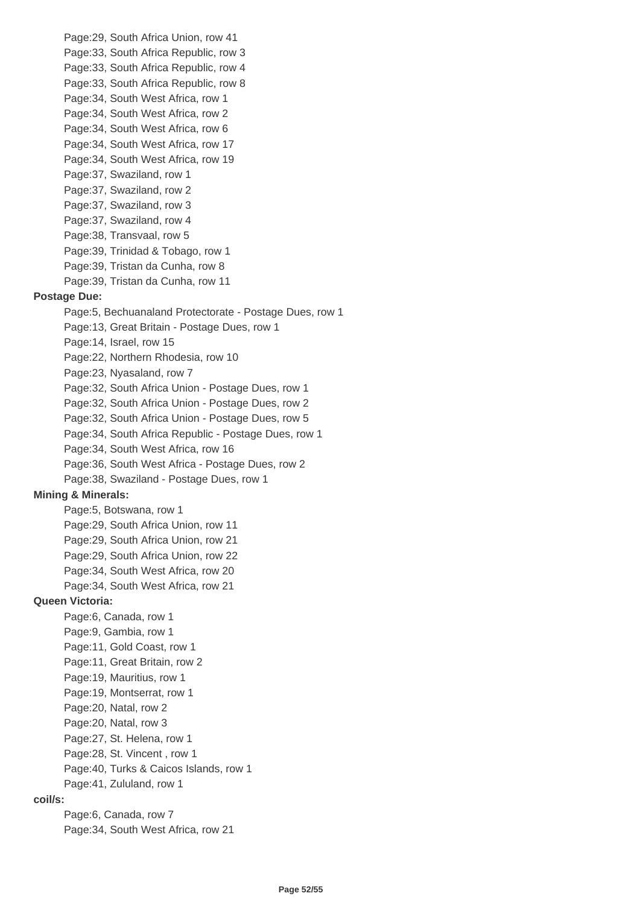- Page:29, South Africa Union, row 41
- Page:33, South Africa Republic, row 3
- Page:33, South Africa Republic, row 4
- Page:33, South Africa Republic, row 8
- Page:34, South West Africa, row 1
- Page:34, South West Africa, row 2
- Page:34, South West Africa, row 6
- Page:34, South West Africa, row 17
- Page:34, South West Africa, row 19
- Page:37, Swaziland, row 1
- Page:37, Swaziland, row 2
- Page:37, Swaziland, row 3
- Page:37, Swaziland, row 4
- Page:38, Transvaal, row 5
- Page:39, Trinidad & Tobago, row 1
- Page:39, Tristan da Cunha, row 8
- Page:39, Tristan da Cunha, row 11

**Postage Due:**

- Page:5, Bechuanaland Protectorate - Postage Dues, row 1
- Page:13, Great Britain - Postage Dues, row 1
- Page:14, Israel, row 15
- Page:22, Northern Rhodesia, row 10
- Page:23, Nyasaland, row 7
- Page:32, South Africa Union - Postage Dues, row 1
- Page:32, South Africa Union - Postage Dues, row 2
- Page:32, South Africa Union - Postage Dues, row 5
- Page:34, South Africa Republic - Postage Dues, row 1
- Page:34, South West Africa, row 16
- Page:36, South West Africa - Postage Dues, row 2
- Page:38, Swaziland - Postage Dues, row 1

**Mining & Minerals:**

- Page:5, Botswana, row 1
- Page:29, South Africa Union, row 11
- Page:29, South Africa Union, row 21
- Page:29, South Africa Union, row 22
- Page:34, South West Africa, row 20
- Page:34, South West Africa, row 21

**Queen Victoria:**

- Page:6, Canada, row 1
- Page:9, Gambia, row 1
- Page:11, Gold Coast, row 1
- Page:11, Great Britain, row 2
- Page:19, Mauritius, row 1
- Page:19, Montserrat, row 1
- Page:20, Natal, row 2
- Page:20, Natal, row 3
- Page:27, St. Helena, row 1
- Page:28, St. Vincent , row 1
- Page:40, Turks & Caicos Islands, row 1
- Page:41, Zululand, row 1

**coil/s:**

- Page:6, Canada, row 7
- Page:34, South West Africa, row 21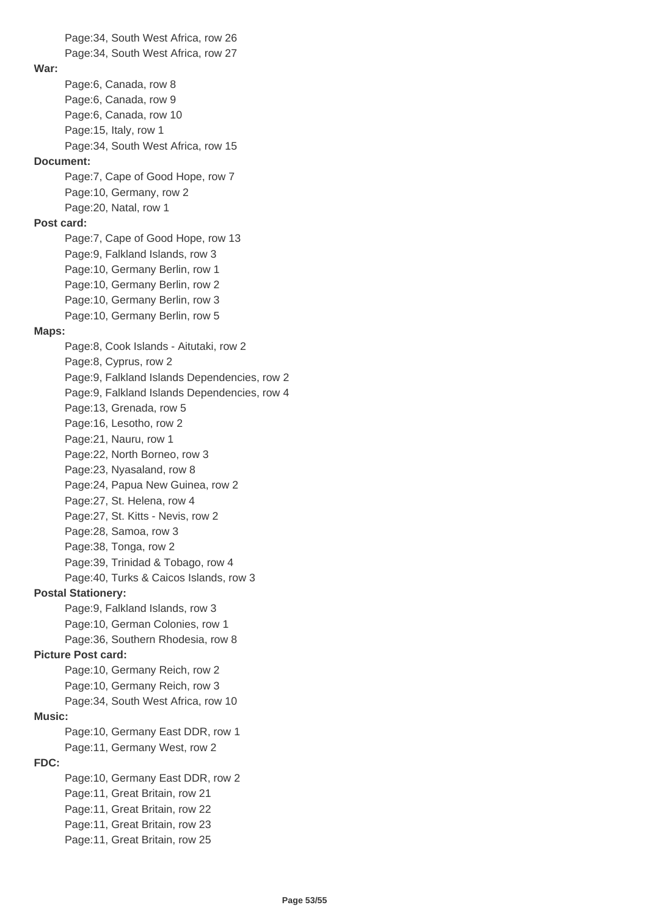Page:34, South West Africa, row 26
Page:34, South West Africa, row 27

**War:**

Page:6, Canada, row 8
Page:6, Canada, row 9
Page:6, Canada, row 10
Page:15, Italy, row 1
Page:34, South West Africa, row 15

**Document:**

Page:7, Cape of Good Hope, row 7
Page:10, Germany, row 2
Page:20, Natal, row 1

**Post card:**

Page:7, Cape of Good Hope, row 13
Page:9, Falkland Islands, row 3
Page:10, Germany Berlin, row 1
Page:10, Germany Berlin, row 2
Page:10, Germany Berlin, row 3
Page:10, Germany Berlin, row 5

**Maps:**

Page:8, Cook Islands - Aitutaki, row 2
Page:8, Cyprus, row 2
Page:9, Falkland Islands Dependencies, row 2
Page:9, Falkland Islands Dependencies, row 4
Page:13, Grenada, row 5
Page:16, Lesotho, row 2
Page:21, Nauru, row 1
Page:22, North Borneo, row 3
Page:23, Nyasaland, row 8
Page:24, Papua New Guinea, row 2
Page:27, St. Helena, row 4
Page:27, St. Kitts - Nevis, row 2
Page:28, Samoa, row 3
Page:38, Tonga, row 2
Page:39, Trinidad & Tobago, row 4
Page:40, Turks & Caicos Islands, row 3

**Postal Stationery:**

Page:9, Falkland Islands, row 3
Page:10, German Colonies, row 1
Page:36, Southern Rhodesia, row 8

**Picture Post card:**

Page:10, Germany Reich, row 2
Page:10, Germany Reich, row 3
Page:34, South West Africa, row 10

**Music:**

Page:10, Germany East DDR, row 1
Page:11, Germany West, row 2

**FDC:**

Page:10, Germany East DDR, row 2
Page:11, Great Britain, row 21
Page:11, Great Britain, row 22
Page:11, Great Britain, row 23
Page:11, Great Britain, row 25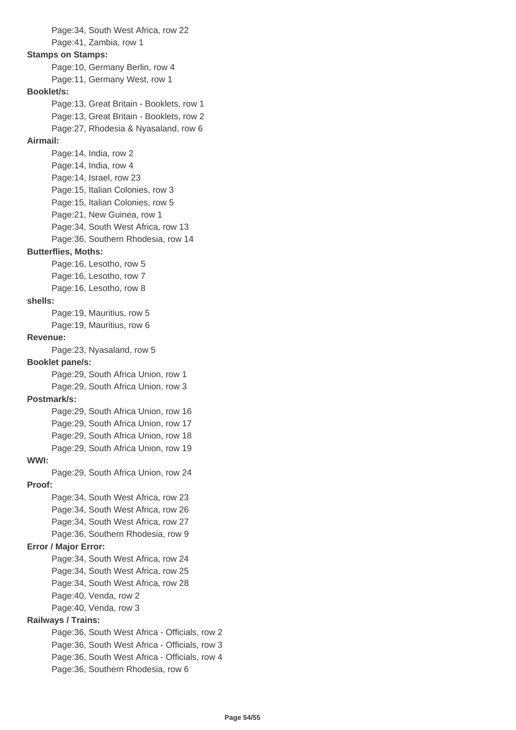Page:34, South West Africa, row 22
Page:41, Zambia, row 1

**Stamps on Stamps:**

Page:10, Germany Berlin, row 4
Page:11, Germany West, row 1

**Booklet/s:**

Page:13, Great Britain - Booklets, row 1
Page:13, Great Britain - Booklets, row 2
Page:27, Rhodesia & Nyasaland, row 6

**Airmail:**

Page:14, India, row 2
Page:14, India, row 4
Page:14, Israel, row 23
Page:15, Italian Colonies, row 3
Page:15, Italian Colonies, row 5
Page:21, New Guinea, row 1
Page:34, South West Africa, row 13
Page:36, Southern Rhodesia, row 14

**Butterflies, Moths:**

Page:16, Lesotho, row 5
Page:16, Lesotho, row 7
Page:16, Lesotho, row 8

**shells:**

Page:19, Mauritius, row 5
Page:19, Mauritius, row 6

**Revenue:**

Page:23, Nyasaland, row 5

**Booklet pane/s:**

Page:29, South Africa Union, row 1
Page:29, South Africa Union, row 3

**Postmark/s:**

Page:29, South Africa Union, row 16
Page:29, South Africa Union, row 17
Page:29, South Africa Union, row 18
Page:29, South Africa Union, row 19

**WWI:**

Page:29, South Africa Union, row 24

**Proof:**

Page:34, South West Africa, row 23
Page:34, South West Africa, row 26
Page:34, South West Africa, row 27
Page:36, Southern Rhodesia, row 9

**Error / Major Error:**

Page:34, South West Africa, row 24
Page:34, South West Africa, row 25
Page:34, South West Africa, row 28
Page:40, Venda, row 2
Page:40, Venda, row 3

**Railways / Trains:**

Page:36, South West Africa - Officials, row 2
Page:36, South West Africa - Officials, row 3
Page:36, South West Africa - Officials, row 4
Page:36, Southern Rhodesia, row 6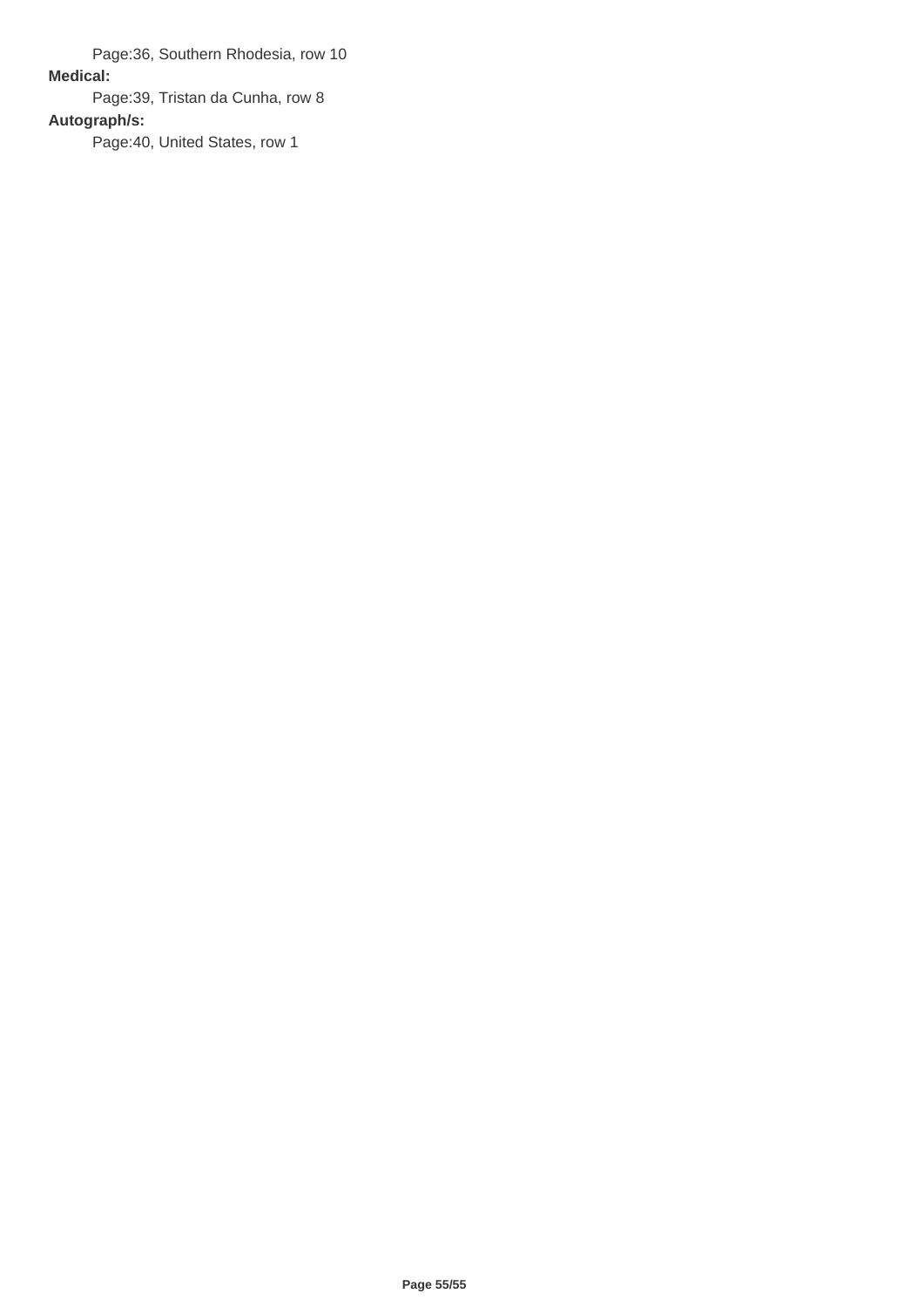Page:36, Southern Rhodesia, row 10

**Medical:**

Page:39, Tristan da Cunha, row 8

**Autograph/s:**

Page:40, United States, row 1